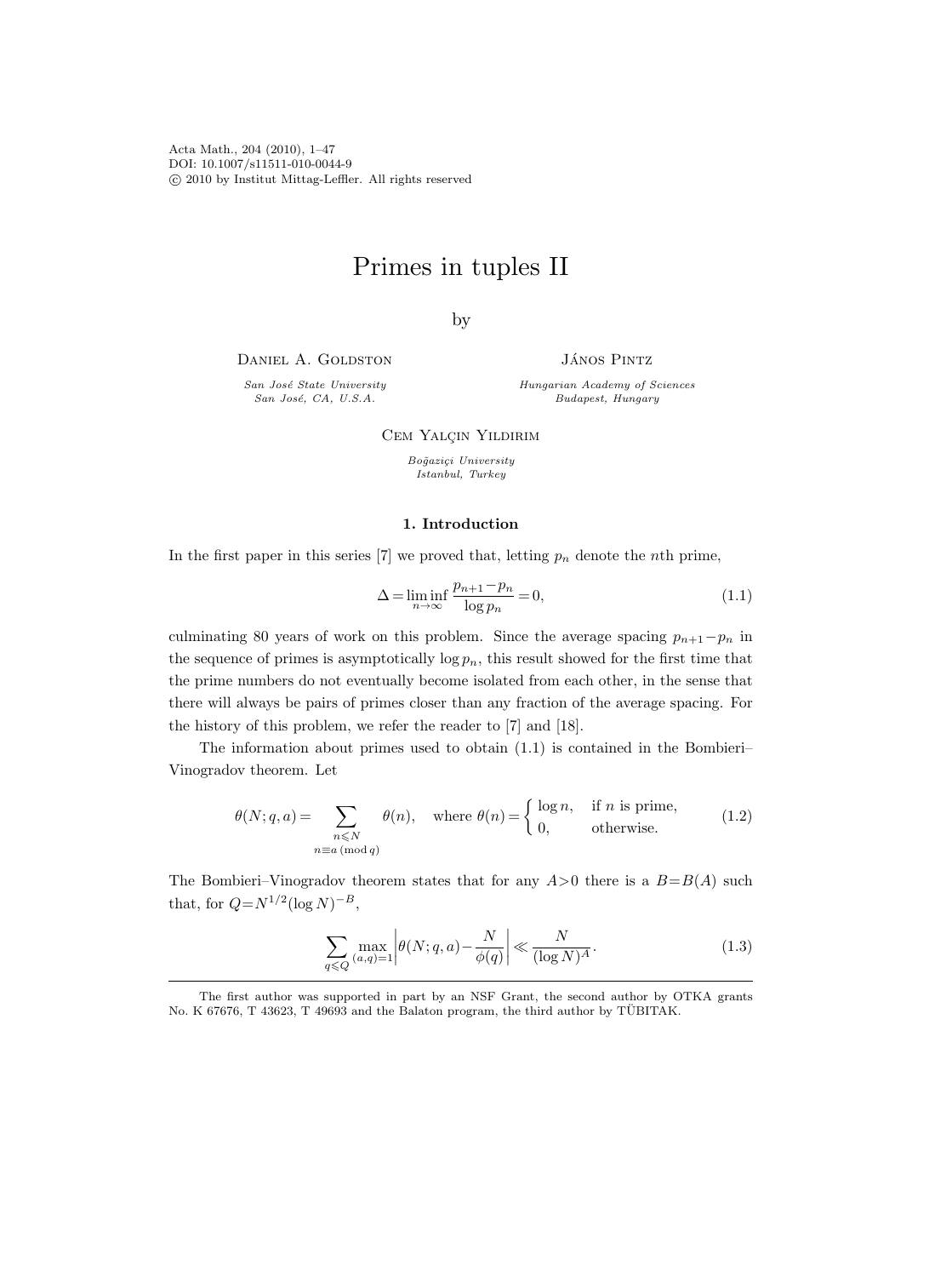# Primes in tuples II

by

Daniel A. Goldston

*San José State University*
*San José, CA, U.S.A.*

János Pintz

*Hungarian Academy of Sciences*
*Budapest, Hungary*

Cem Yalçin Yildirim

*Boğaziçi University*
*Istanbul, Turkey*

## 1. Introduction

In the first paper in this series [7] we proved that, letting $p_n$ denote the $n$th prime,

$$\Delta = \liminf_{n\to\infty} \frac{p_{n+1}-p_n}{\log p_n} = 0, \tag{1.1}$$

culminating 80 years of work on this problem. Since the average spacing $p_{n+1}-p_n$ in the sequence of primes is asymptotically $\log p_n$, this result showed for the first time that the prime numbers do not eventually become isolated from each other, in the sense that there will always be pairs of primes closer than any fraction of the average spacing. For the history of this problem, we refer the reader to [7] and [18].

The information about primes used to obtain (1.1) is contained in the Bombieri–Vinogradov theorem. Let

$$\theta(N;q,a) = \sum_{\substack{n\leqslant N\\ n\equiv a \,(\mathrm{mod}\, q)}} \theta(n), \quad \text{where } \theta(n) = \begin{cases} \log n, & \text{if } n \text{ is prime}, \\ 0, & \text{otherwise}. \end{cases} \tag{1.2}$$

The Bombieri–Vinogradov theorem states that for any $A>0$ there is a $B=B(A)$ such that, for $Q=N^{1/2}(\log N)^{-B}$,

$$\sum_{q\leqslant Q} \max_{(a,q)=1} \left| \theta(N;q,a) - \frac{N}{\phi(q)} \right| \ll \frac{N}{(\log N)^A}. \tag{1.3}$$

The first author was supported in part by an NSF Grant, the second author by OTKA grants No. K 67676, T 43623, T 49693 and the Balaton program, the third author by TÜBITAK.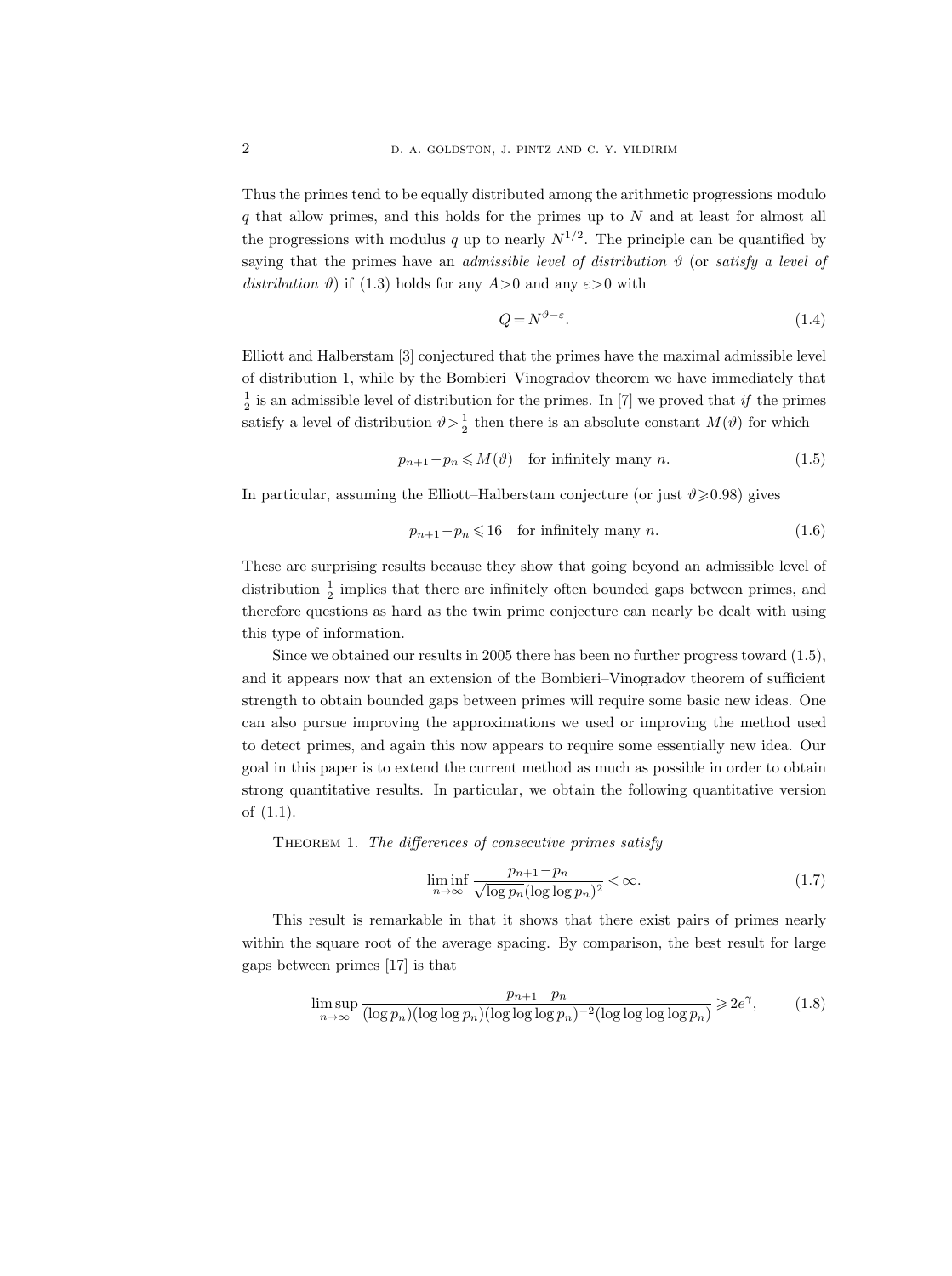Thus the primes tend to be equally distributed among the arithmetic progressions modulo $q$ that allow primes, and this holds for the primes up to $N$ and at least for almost all the progressions with modulus $q$ up to nearly $N^{1/2}$. The principle can be quantified by saying that the primes have an *admissible level of distribution* $\vartheta$ (or *satisfy a level of distribution* $\vartheta$) if (1.3) holds for any $A>0$ and any $\varepsilon>0$ with

$$Q = N^{\vartheta-\varepsilon}. \tag{1.4}$$

Elliott and Halberstam [3] conjectured that the primes have the maximal admissible level of distribution 1, while by the Bombieri–Vinogradov theorem we have immediately that $\frac{1}{2}$ is an admissible level of distribution for the primes. In [7] we proved that *if* the primes satisfy a level of distribution $\vartheta > \frac{1}{2}$ then there is an absolute constant $M(\vartheta)$ for which

$$p_{n+1} - p_n \leqslant M(\vartheta) \quad \text{for infinitely many } n. \tag{1.5}$$

In particular, assuming the Elliott–Halberstam conjecture (or just $\vartheta \geqslant 0.98$) gives

$$p_{n+1} - p_n \leqslant 16 \quad \text{for infinitely many } n. \tag{1.6}$$

These are surprising results because they show that going beyond an admissible level of distribution $\frac{1}{2}$ implies that there are infinitely often bounded gaps between primes, and therefore questions as hard as the twin prime conjecture can nearly be dealt with using this type of information.

Since we obtained our results in 2005 there has been no further progress toward (1.5), and it appears now that an extension of the Bombieri–Vinogradov theorem of sufficient strength to obtain bounded gaps between primes will require some basic new ideas. One can also pursue improving the approximations we used or improving the method used to detect primes, and again this now appears to require some essentially new idea. Our goal in this paper is to extend the current method as much as possible in order to obtain strong quantitative results. In particular, we obtain the following quantitative version of (1.1).

THEOREM 1. *The differences of consecutive primes satisfy*

$$\liminf_{n\to\infty} \frac{p_{n+1} - p_n}{\sqrt{\log p_n}(\log\log p_n)^2} < \infty. \tag{1.7}$$

This result is remarkable in that it shows that there exist pairs of primes nearly within the square root of the average spacing. By comparison, the best result for large gaps between primes [17] is that

$$\limsup_{n\to\infty} \frac{p_{n+1} - p_n}{(\log p_n)(\log\log p_n)(\log\log\log p_n)^{-2}(\log\log\log\log p_n)} \geqslant 2e^{\gamma}, \tag{1.8}$$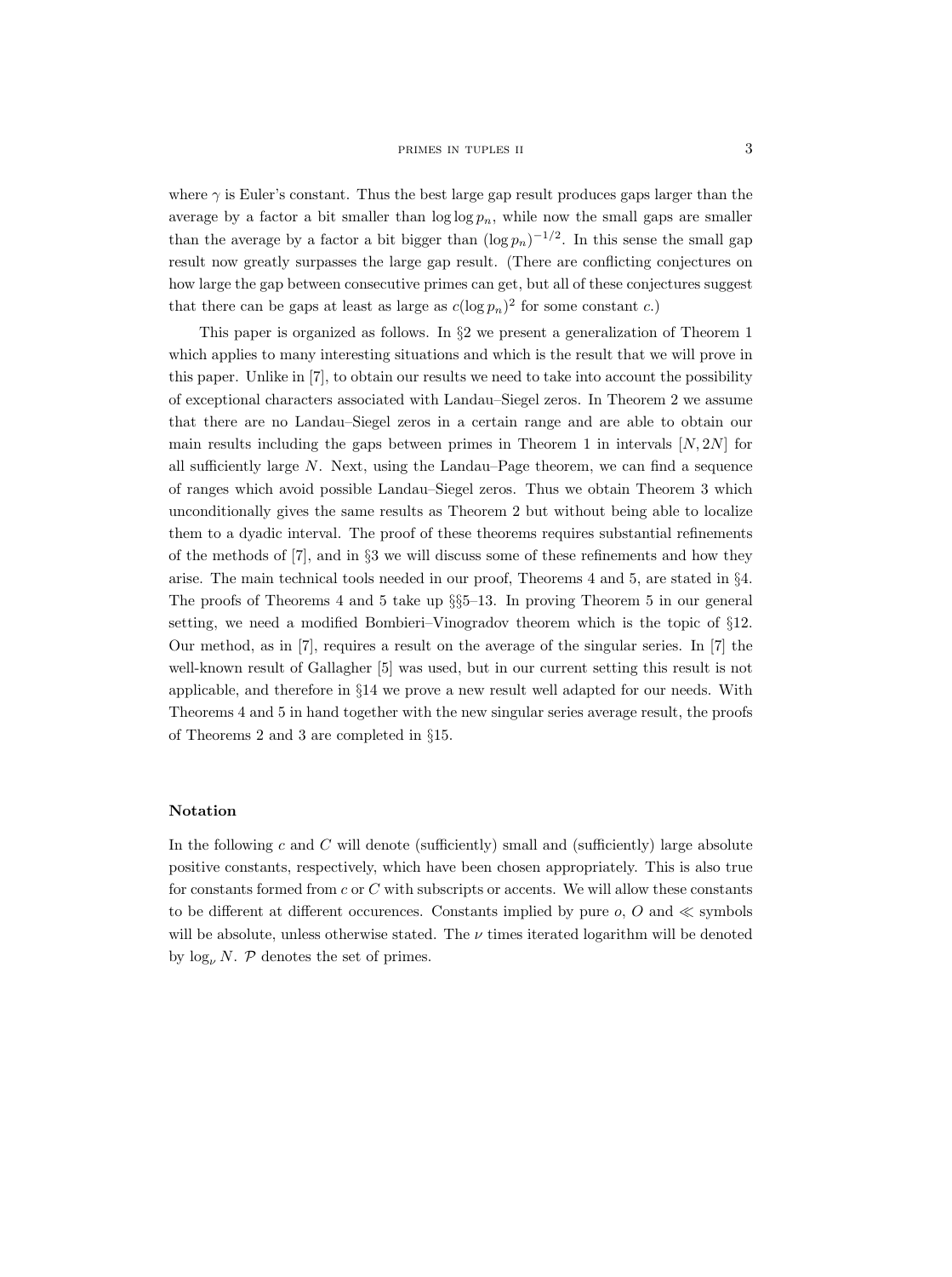where $\gamma$ is Euler's constant. Thus the best large gap result produces gaps larger than the average by a factor a bit smaller than $\log\log p_n$, while now the small gaps are smaller than the average by a factor a bit bigger than $(\log p_n)^{-1/2}$. In this sense the small gap result now greatly surpasses the large gap result. (There are conflicting conjectures on how large the gap between consecutive primes can get, but all of these conjectures suggest that there can be gaps at least as large as $c(\log p_n)^2$ for some constant $c$.)

This paper is organized as follows. In §2 we present a generalization of Theorem 1 which applies to many interesting situations and which is the result that we will prove in this paper. Unlike in [7], to obtain our results we need to take into account the possibility of exceptional characters associated with Landau–Siegel zeros. In Theorem 2 we assume that there are no Landau–Siegel zeros in a certain range and are able to obtain our main results including the gaps between primes in Theorem 1 in intervals $[N, 2N]$ for all sufficiently large $N$. Next, using the Landau–Page theorem, we can find a sequence of ranges which avoid possible Landau–Siegel zeros. Thus we obtain Theorem 3 which unconditionally gives the same results as Theorem 2 but without being able to localize them to a dyadic interval. The proof of these theorems requires substantial refinements of the methods of [7], and in §3 we will discuss some of these refinements and how they arise. The main technical tools needed in our proof, Theorems 4 and 5, are stated in §4. The proofs of Theorems 4 and 5 take up §§5–13. In proving Theorem 5 in our general setting, we need a modified Bombieri–Vinogradov theorem which is the topic of §12. Our method, as in [7], requires a result on the average of the singular series. In [7] the well-known result of Gallagher [5] was used, but in our current setting this result is not applicable, and therefore in §14 we prove a new result well adapted for our needs. With Theorems 4 and 5 in hand together with the new singular series average result, the proofs of Theorems 2 and 3 are completed in §15.

## Notation

In the following $c$ and $C$ will denote (sufficiently) small and (sufficiently) large absolute positive constants, respectively, which have been chosen appropriately. This is also true for constants formed from $c$ or $C$ with subscripts or accents. We will allow these constants to be different at different occurences. Constants implied by pure $o$, $O$ and $\ll$ symbols will be absolute, unless otherwise stated. The $\nu$ times iterated logarithm will be denoted by $\log_\nu N$. $\mathcal{P}$ denotes the set of primes.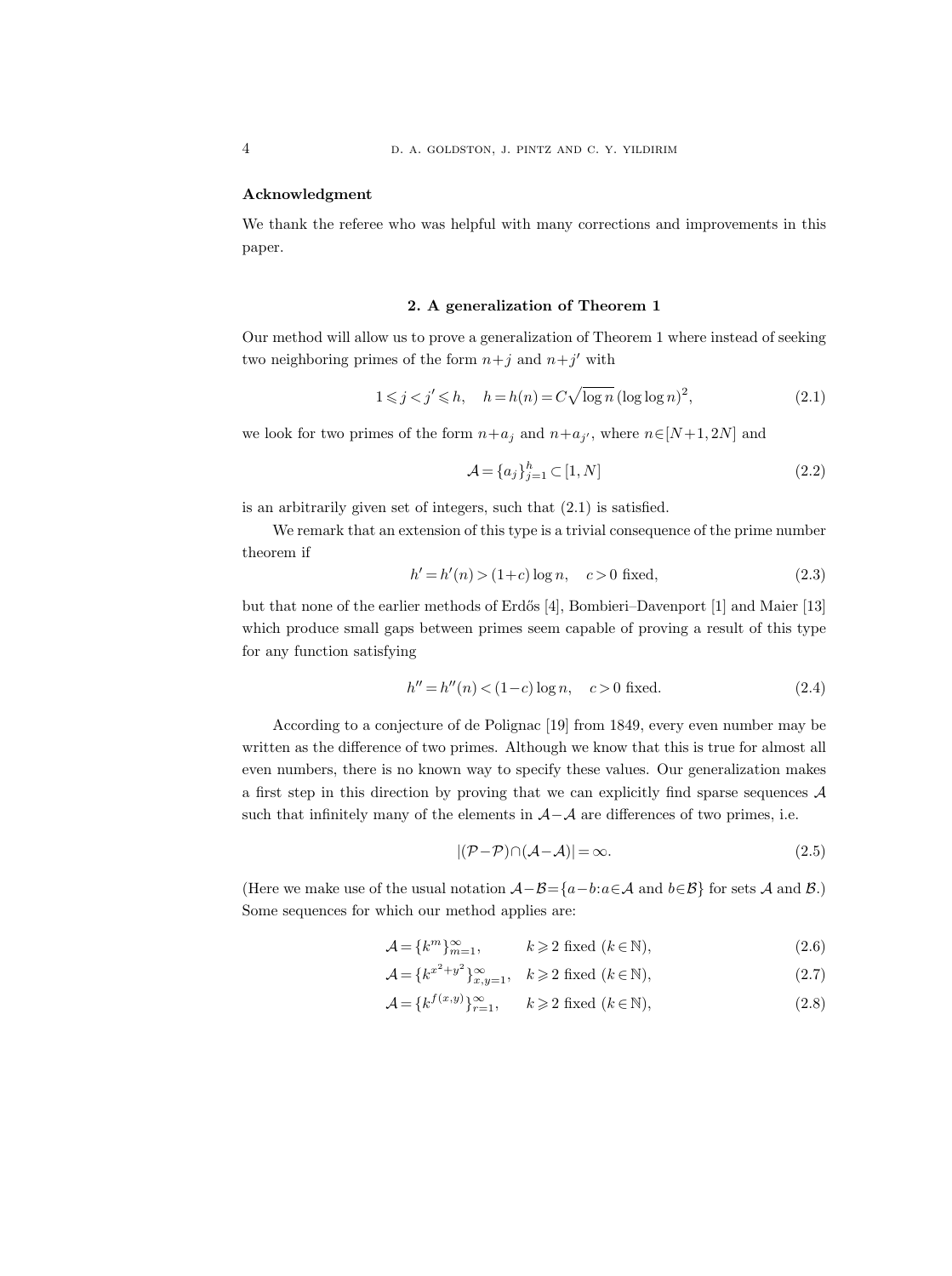**Acknowledgment**

We thank the referee who was helpful with many corrections and improvements in this paper.

## 2. A generalization of Theorem 1

Our method will allow us to prove a generalization of Theorem 1 where instead of seeking two neighboring primes of the form $n+j$ and $n+j'$ with

$$1 \leqslant j < j' \leqslant h, \quad h = h(n) = C\sqrt{\log n}\,(\log\log n)^2, \tag{2.1}$$

we look for two primes of the form $n+a_j$ and $n+a_{j'}$, where $n \in [N+1, 2N]$ and

$$\mathcal{A} = \{a_j\}_{j=1}^h \subset [1, N] \tag{2.2}$$

is an arbitrarily given set of integers, such that (2.1) is satisfied.

We remark that an extension of this type is a trivial consequence of the prime number theorem if

$$h' = h'(n) > (1+c)\log n, \quad c > 0 \text{ fixed}, \tag{2.3}$$

but that none of the earlier methods of Erdős [4], Bombieri–Davenport [1] and Maier [13] which produce small gaps between primes seem capable of proving a result of this type for any function satisfying

$$h'' = h''(n) < (1-c)\log n, \quad c > 0 \text{ fixed}. \tag{2.4}$$

According to a conjecture of de Polignac [19] from 1849, every even number may be written as the difference of two primes. Although we know that this is true for almost all even numbers, there is no known way to specify these values. Our generalization makes a first step in this direction by proving that we can explicitly find sparse sequences $\mathcal{A}$ such that infinitely many of the elements in $\mathcal{A}-\mathcal{A}$ are differences of two primes, i.e.

$$|(\mathcal{P}-\mathcal{P}) \cap (\mathcal{A}-\mathcal{A})| = \infty. \tag{2.5}$$

(Here we make use of the usual notation $\mathcal{A}-\mathcal{B} = \{a-b : a \in \mathcal{A} \text{ and } b \in \mathcal{B}\}$ for sets $\mathcal{A}$ and $\mathcal{B}$.) Some sequences for which our method applies are:

$$\mathcal{A} = \{k^m\}_{m=1}^\infty, \qquad k \geqslant 2 \text{ fixed } (k \in \mathbb{N}), \tag{2.6}$$

$$\mathcal{A} = \{k^{x^2+y^2}\}_{x,y=1}^\infty, \quad k \geqslant 2 \text{ fixed } (k \in \mathbb{N}), \tag{2.7}$$

$$\mathcal{A} = \{k^{f(x,y)}\}_{r=1}^\infty, \qquad k \geqslant 2 \text{ fixed } (k \in \mathbb{N}), \tag{2.8}$$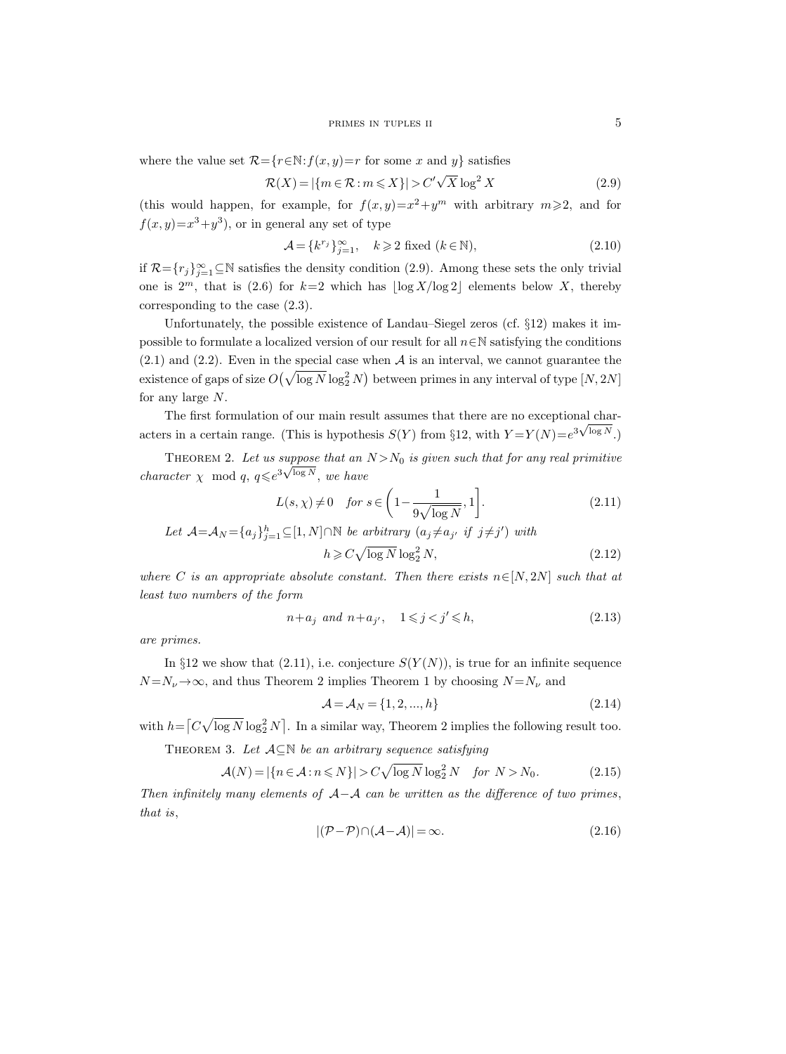where the value set $\mathcal{R}=\{r\in\mathbb{N}: f(x,y)=r$ for some $x$ and $y\}$ satisfies

$$\mathcal{R}(X)=|\{m\in\mathcal{R}: m\leqslant X\}|>C'\sqrt{X}\log^2 X \tag{2.9}$$

(this would happen, for example, for $f(x,y)=x^2+y^m$ with arbitrary $m\geqslant 2$, and for $f(x,y)=x^3+y^3$), or in general any set of type

$$\mathcal{A}=\{k^{r_j}\}_{j=1}^{\infty},\quad k\geqslant 2 \text{ fixed } (k\in\mathbb{N}), \tag{2.10}$$

if $\mathcal{R}=\{r_j\}_{j=1}^{\infty}\subseteq\mathbb{N}$ satisfies the density condition (2.9). Among these sets the only trivial one is $2^m$, that is (2.6) for $k=2$ which has $\lfloor \log X/\log 2\rfloor$ elements below $X$, thereby corresponding to the case (2.3).

Unfortunately, the possible existence of Landau–Siegel zeros (cf. §12) makes it impossible to formulate a localized version of our result for all $n\in\mathbb{N}$ satisfying the conditions (2.1) and (2.2). Even in the special case when $\mathcal{A}$ is an interval, we cannot guarantee the existence of gaps of size $O\big(\sqrt{\log N}\log_2^2 N\big)$ between primes in any interval of type $[N,2N]$ for any large $N$.

The first formulation of our main result assumes that there are no exceptional characters in a certain range. (This is hypothesis $S(Y)$ from §12, with $Y=Y(N)=e^{3\sqrt{\log N}}$.)

Theorem 2. *Let us suppose that an $N>N_0$ is given such that for any real primitive character $\chi \mod q$, $q\leqslant e^{3\sqrt{\log N}}$, we have*

$$L(s,\chi)\neq 0\quad \text{for } s\in\left(1-\frac{1}{9\sqrt{\log N}},1\right]. \tag{2.11}$$

*Let $\mathcal{A}=\mathcal{A}_N=\{a_j\}_{j=1}^{h}\subseteq[1,N]\cap\mathbb{N}$ be arbitrary ($a_j\neq a_{j'}$ if $j\neq j'$) with*

$$h\geqslant C\sqrt{\log N}\log_2^2 N, \tag{2.12}$$

*where $C$ is an appropriate absolute constant. Then there exists $n\in[N,2N]$ such that at least two numbers of the form*

$$n+a_j \text{ and } n+a_{j'},\quad 1\leqslant j<j'\leqslant h, \tag{2.13}$$

*are primes.*

In §12 we show that (2.11), i.e. conjecture $S(Y(N))$, is true for an infinite sequence $N=N_\nu\to\infty$, and thus Theorem 2 implies Theorem 1 by choosing $N=N_\nu$ and

$$\mathcal{A}=\mathcal{A}_N=\{1,2,...,h\} \tag{2.14}$$

with $h=\big\lceil C\sqrt{\log N}\log_2^2 N\big\rceil$. In a similar way, Theorem 2 implies the following result too.

Theorem 3. *Let $\mathcal{A}\subseteq\mathbb{N}$ be an arbitrary sequence satisfying*

$$\mathcal{A}(N)=|\{n\in\mathcal{A}: n\leqslant N\}|>C\sqrt{\log N}\log_2^2 N\quad \text{for } N>N_0. \tag{2.15}$$

*Then infinitely many elements of $\mathcal{A}-\mathcal{A}$ can be written as the difference of two primes, that is,*

$$|(\mathcal{P}-\mathcal{P})\cap(\mathcal{A}-\mathcal{A})|=\infty. \tag{2.16}$$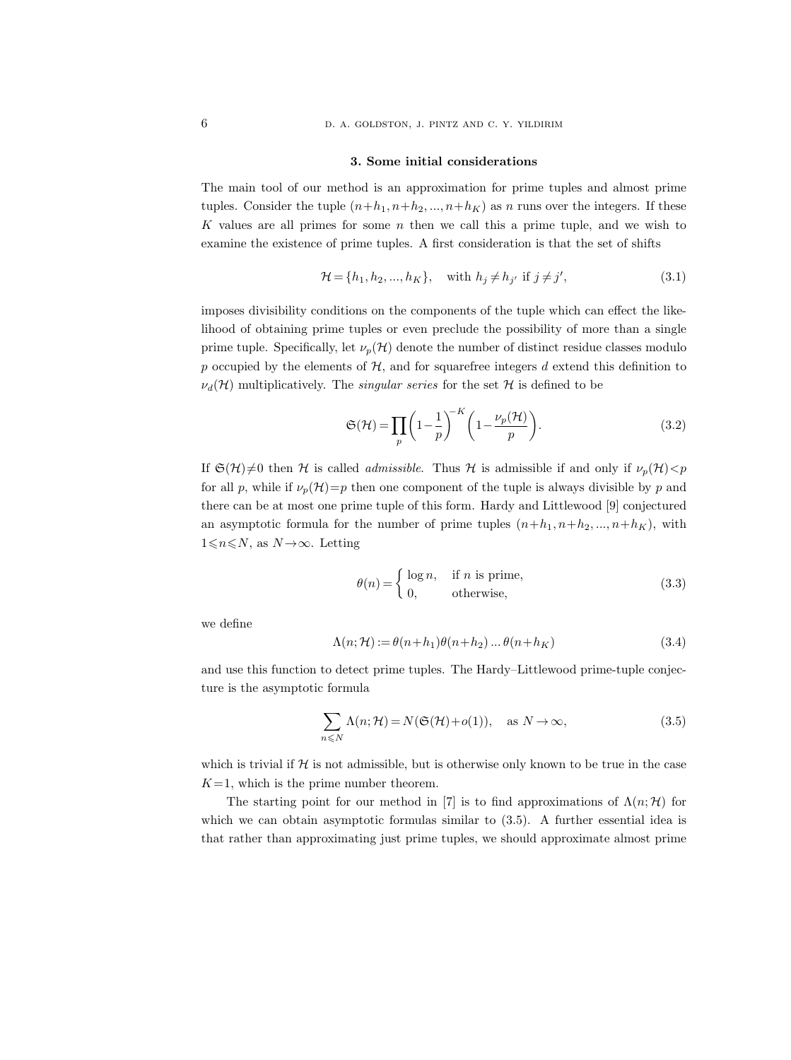## 3. Some initial considerations

The main tool of our method is an approximation for prime tuples and almost prime tuples. Consider the tuple $(n+h_1, n+h_2, ..., n+h_K)$ as $n$ runs over the integers. If these $K$ values are all primes for some $n$ then we call this a prime tuple, and we wish to examine the existence of prime tuples. A first consideration is that the set of shifts

$$\mathcal{H} = \{h_1, h_2, ..., h_K\}, \quad \text{with } h_j \neq h_{j'} \text{ if } j \neq j', \tag{3.1}$$

imposes divisibility conditions on the components of the tuple which can effect the likelihood of obtaining prime tuples or even preclude the possibility of more than a single prime tuple. Specifically, let $\nu_p(\mathcal{H})$ denote the number of distinct residue classes modulo $p$ occupied by the elements of $\mathcal{H}$, and for squarefree integers $d$ extend this definition to $\nu_d(\mathcal{H})$ multiplicatively. The *singular series* for the set $\mathcal{H}$ is defined to be

$$\mathfrak{S}(\mathcal{H}) = \prod_p \left(1 - \frac{1}{p}\right)^{-K} \left(1 - \frac{\nu_p(\mathcal{H})}{p}\right). \tag{3.2}$$

If $\mathfrak{S}(\mathcal{H}) \neq 0$ then $\mathcal{H}$ is called *admissible*. Thus $\mathcal{H}$ is admissible if and only if $\nu_p(\mathcal{H}) < p$ for all $p$, while if $\nu_p(\mathcal{H}) = p$ then one component of the tuple is always divisible by $p$ and there can be at most one prime tuple of this form. Hardy and Littlewood [9] conjectured an asymptotic formula for the number of prime tuples $(n+h_1, n+h_2, ..., n+h_K)$, with $1 \leqslant n \leqslant N$, as $N \to \infty$. Letting

$$\theta(n) = \begin{cases} \log n, & \text{if } n \text{ is prime}, \\ 0, & \text{otherwise}, \end{cases} \tag{3.3}$$

we define

$$\Lambda(n; \mathcal{H}) := \theta(n+h_1)\theta(n+h_2) \ldots \theta(n+h_K) \tag{3.4}$$

and use this function to detect prime tuples. The Hardy–Littlewood prime-tuple conjecture is the asymptotic formula

$$\sum_{n \leqslant N} \Lambda(n; \mathcal{H}) = N(\mathfrak{S}(\mathcal{H}) + o(1)), \quad \text{as } N \to \infty, \tag{3.5}$$

which is trivial if $\mathcal{H}$ is not admissible, but is otherwise only known to be true in the case $K = 1$, which is the prime number theorem.

The starting point for our method in [7] is to find approximations of $\Lambda(n; \mathcal{H})$ for which we can obtain asymptotic formulas similar to (3.5). A further essential idea is that rather than approximating just prime tuples, we should approximate almost prime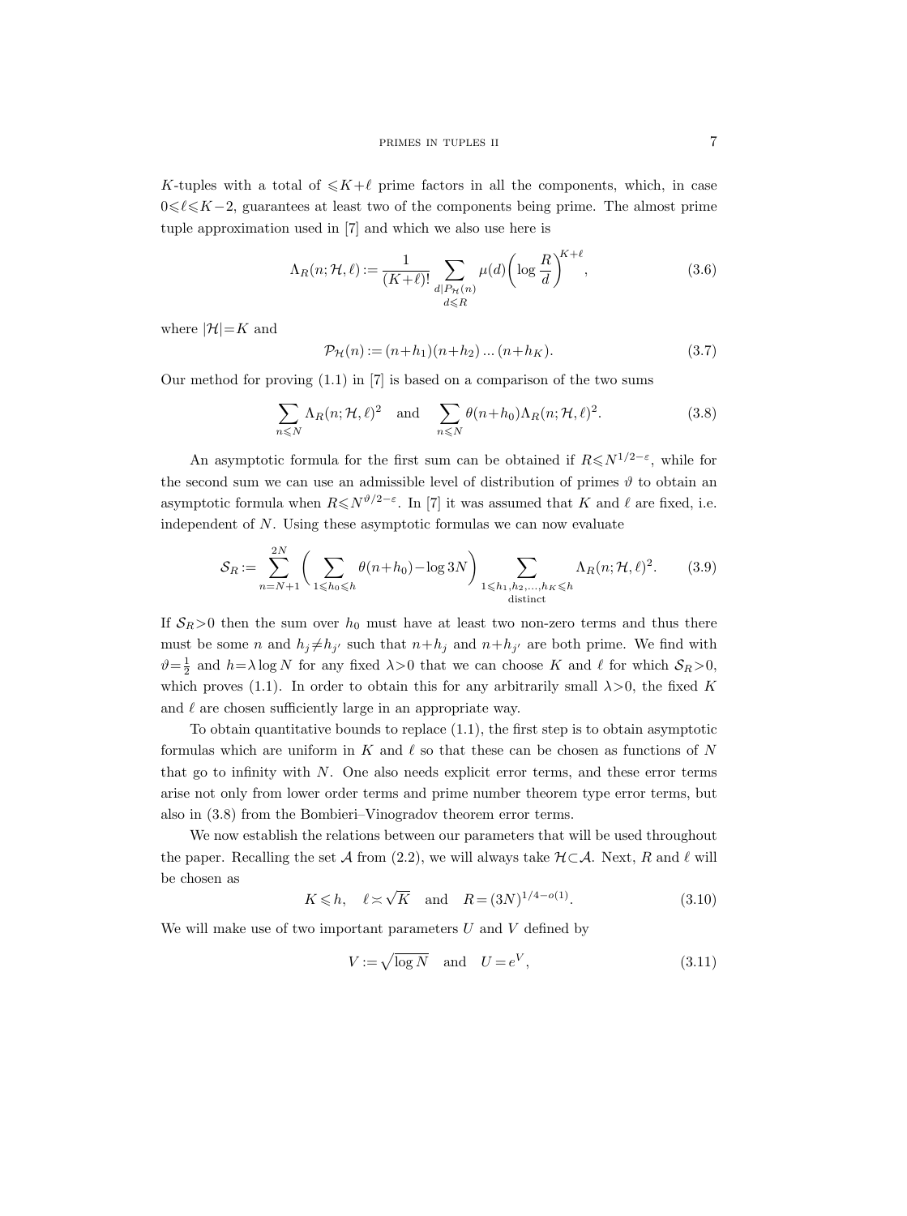$K$-tuples with a total of $\leqslant K+\ell$ prime factors in all the components, which, in case $0\leqslant\ell\leqslant K-2$, guarantees at least two of the components being prime. The almost prime tuple approximation used in [7] and which we also use here is

$$\Lambda_R(n;\mathcal{H},\ell) := \frac{1}{(K+\ell)!}\sum_{\substack{d\mid P_{\mathcal{H}}(n)\\ d\leqslant R}} \mu(d)\left(\log\frac{R}{d}\right)^{K+\ell}, \tag{3.6}$$

where $|\mathcal{H}|=K$ and

$$\mathcal{P}_{\mathcal{H}}(n) := (n+h_1)(n+h_2)\dots(n+h_K). \tag{3.7}$$

Our method for proving (1.1) in [7] is based on a comparison of the two sums

$$\sum_{n\leqslant N}\Lambda_R(n;\mathcal{H},\ell)^2 \quad\text{and}\quad \sum_{n\leqslant N}\theta(n+h_0)\Lambda_R(n;\mathcal{H},\ell)^2. \tag{3.8}$$

An asymptotic formula for the first sum can be obtained if $R\leqslant N^{1/2-\varepsilon}$, while for the second sum we can use an admissible level of distribution of primes $\vartheta$ to obtain an asymptotic formula when $R\leqslant N^{\vartheta/2-\varepsilon}$. In [7] it was assumed that $K$ and $\ell$ are fixed, i.e. independent of $N$. Using these asymptotic formulas we can now evaluate

$$\mathcal{S}_R := \sum_{n=N+1}^{2N}\Bigg(\sum_{1\leqslant h_0\leqslant h}\theta(n+h_0)-\log 3N\Bigg)\sum_{\substack{1\leqslant h_1,h_2,\dots,h_K\leqslant h\\ \text{distinct}}}\Lambda_R(n;\mathcal{H},\ell)^2. \tag{3.9}$$

If $\mathcal{S}_R>0$ then the sum over $h_0$ must have at least two non-zero terms and thus there must be some $n$ and $h_j\neq h_{j'}$ such that $n+h_j$ and $n+h_{j'}$ are both prime. We find with $\vartheta=\frac{1}{2}$ and $h=\lambda\log N$ for any fixed $\lambda>0$ that we can choose $K$ and $\ell$ for which $\mathcal{S}_R>0$, which proves (1.1). In order to obtain this for any arbitrarily small $\lambda>0$, the fixed $K$ and $\ell$ are chosen sufficiently large in an appropriate way.

To obtain quantitative bounds to replace (1.1), the first step is to obtain asymptotic formulas which are uniform in $K$ and $\ell$ so that these can be chosen as functions of $N$ that go to infinity with $N$. One also needs explicit error terms, and these error terms arise not only from lower order terms and prime number theorem type error terms, but also in (3.8) from the Bombieri–Vinogradov theorem error terms.

We now establish the relations between our parameters that will be used throughout the paper. Recalling the set $\mathcal{A}$ from (2.2), we will always take $\mathcal{H}\subset\mathcal{A}$. Next, $R$ and $\ell$ will be chosen as

$$K\leqslant h,\quad \ell\asymp\sqrt{K}\quad\text{and}\quad R=(3N)^{1/4-o(1)}. \tag{3.10}$$

We will make use of two important parameters $U$ and $V$ defined by

$$V:=\sqrt{\log N}\quad\text{and}\quad U=e^V, \tag{3.11}$$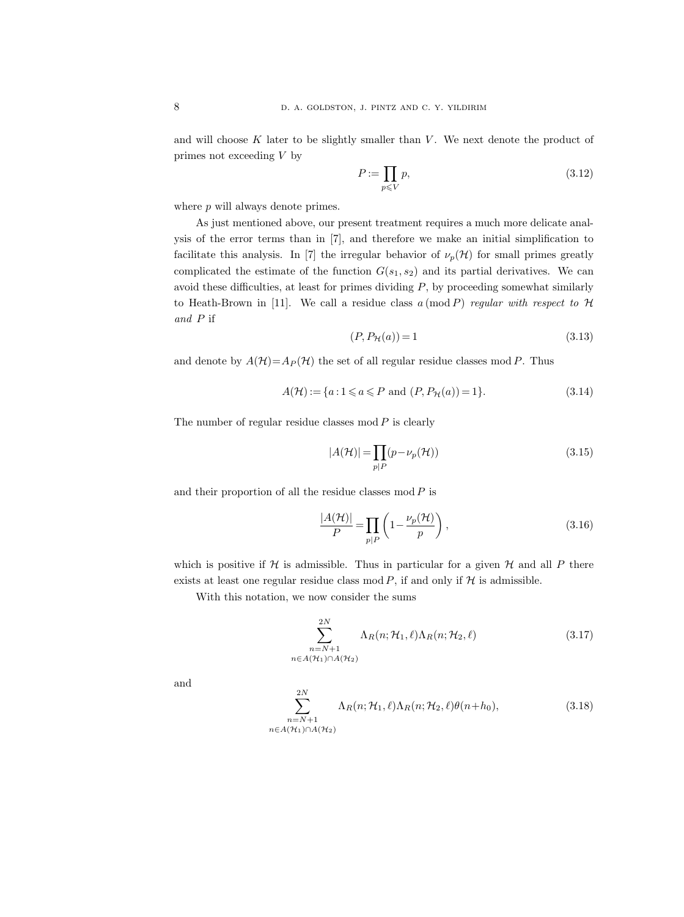and will choose $K$ later to be slightly smaller than $V$. We next denote the product of primes not exceeding $V$ by

$$P := \prod_{p \leqslant V} p, \tag{3.12}$$

where $p$ will always denote primes.

As just mentioned above, our present treatment requires a much more delicate analysis of the error terms than in [7], and therefore we make an initial simplification to facilitate this analysis. In [7] the irregular behavior of $\nu_p(\mathcal{H})$ for small primes greatly complicated the estimate of the function $G(s_1, s_2)$ and its partial derivatives. We can avoid these difficulties, at least for primes dividing $P$, by proceeding somewhat similarly to Heath-Brown in [11]. We call a residue class $a \,(\mathrm{mod}\, P)$ *regular with respect to* $\mathcal{H}$ *and* $P$ if

$$(P, P_{\mathcal{H}}(a)) = 1 \tag{3.13}$$

and denote by $A(\mathcal{H}) = A_P(\mathcal{H})$ the set of all regular residue classes mod $P$. Thus

$$A(\mathcal{H}) := \{a : 1 \leqslant a \leqslant P \text{ and } (P, P_{\mathcal{H}}(a)) = 1\}. \tag{3.14}$$

The number of regular residue classes mod $P$ is clearly

$$|A(\mathcal{H})| = \prod_{p|P} (p - \nu_p(\mathcal{H})) \tag{3.15}$$

and their proportion of all the residue classes mod $P$ is

$$\frac{|A(\mathcal{H})|}{P} = \prod_{p|P} \left(1 - \frac{\nu_p(\mathcal{H})}{p}\right), \tag{3.16}$$

which is positive if $\mathcal{H}$ is admissible. Thus in particular for a given $\mathcal{H}$ and all $P$ there exists at least one regular residue class mod $P$, if and only if $\mathcal{H}$ is admissible.

With this notation, we now consider the sums

$$\sum_{\substack{n=N+1 \\ n \in A(\mathcal{H}_1) \cap A(\mathcal{H}_2)}}^{2N} \Lambda_R(n; \mathcal{H}_1, \ell) \Lambda_R(n; \mathcal{H}_2, \ell) \tag{3.17}$$

and

$$\sum_{\substack{n=N+1 \\ n \in A(\mathcal{H}_1) \cap A(\mathcal{H}_2)}}^{2N} \Lambda_R(n; \mathcal{H}_1, \ell) \Lambda_R(n; \mathcal{H}_2, \ell) \theta(n + h_0), \tag{3.18}$$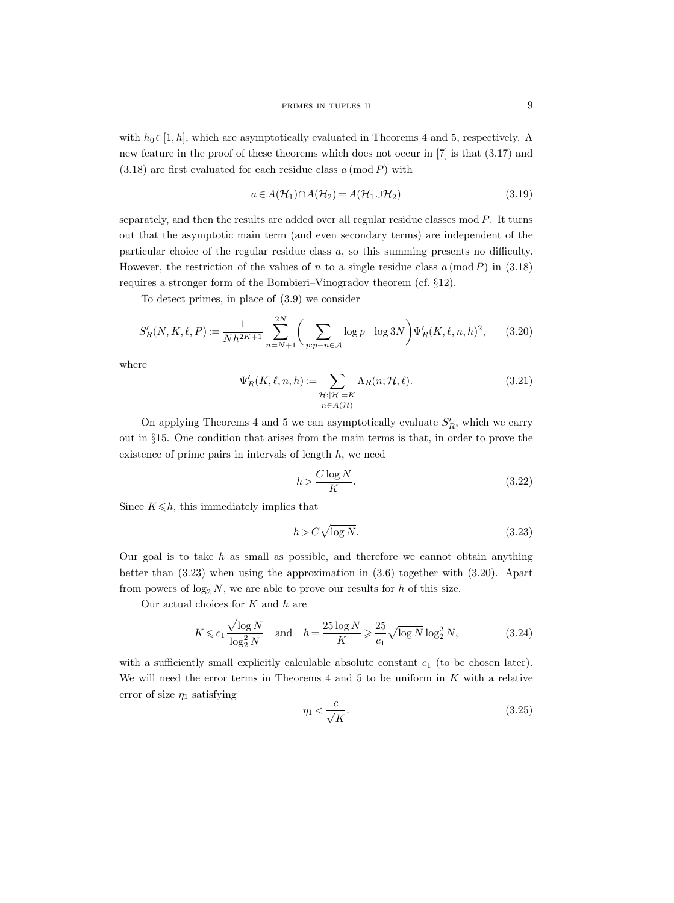with $h_0 \in [1, h]$, which are asymptotically evaluated in Theorems 4 and 5, respectively. A new feature in the proof of these theorems which does not occur in [7] is that (3.17) and (3.18) are first evaluated for each residue class $a \pmod P$ with

$$a \in A(\mathcal{H}_1) \cap A(\mathcal{H}_2) = A(\mathcal{H}_1 \cup \mathcal{H}_2) \tag{3.19}$$

separately, and then the results are added over all regular residue classes mod $P$. It turns out that the asymptotic main term (and even secondary terms) are independent of the particular choice of the regular residue class $a$, so this summing presents no difficulty. However, the restriction of the values of $n$ to a single residue class $a \pmod P$ in (3.18) requires a stronger form of the Bombieri–Vinogradov theorem (cf. §12).

To detect primes, in place of (3.9) we consider

$$S'_R(N, K, \ell, P) := \frac{1}{N h^{2K+1}} \sum_{n=N+1}^{2N} \biggl( \sum_{p : p - n \in \mathcal{A}} \log p - \log 3N \biggr) \Psi'_R(K, \ell, n, h)^2, \tag{3.20}$$

where

$$\Psi'_R(K, \ell, n, h) := \sum_{\substack{\mathcal{H} : |\mathcal{H}| = K \\ n \in A(\mathcal{H})}} \Lambda_R(n; \mathcal{H}, \ell). \tag{3.21}$$

On applying Theorems 4 and 5 we can asymptotically evaluate $S'_R$, which we carry out in §15. One condition that arises from the main terms is that, in order to prove the existence of prime pairs in intervals of length $h$, we need

$$h > \frac{C \log N}{K}. \tag{3.22}$$

Since $K \leqslant h$, this immediately implies that

$$h > C \sqrt{\log N}. \tag{3.23}$$

Our goal is to take $h$ as small as possible, and therefore we cannot obtain anything better than (3.23) when using the approximation in (3.6) together with (3.20). Apart from powers of $\log_2 N$, we are able to prove our results for $h$ of this size.

Our actual choices for $K$ and $h$ are

$$K \leqslant c_1 \frac{\sqrt{\log N}}{\log_2^2 N} \quad \text{and} \quad h = \frac{25 \log N}{K} \geqslant \frac{25}{c_1} \sqrt{\log N} \log_2^2 N, \tag{3.24}$$

with a sufficiently small explicitly calculable absolute constant $c_1$ (to be chosen later). We will need the error terms in Theorems 4 and 5 to be uniform in $K$ with a relative error of size $\eta_1$ satisfying

$$\eta_1 < \frac{c}{\sqrt{K}}. \tag{3.25}$$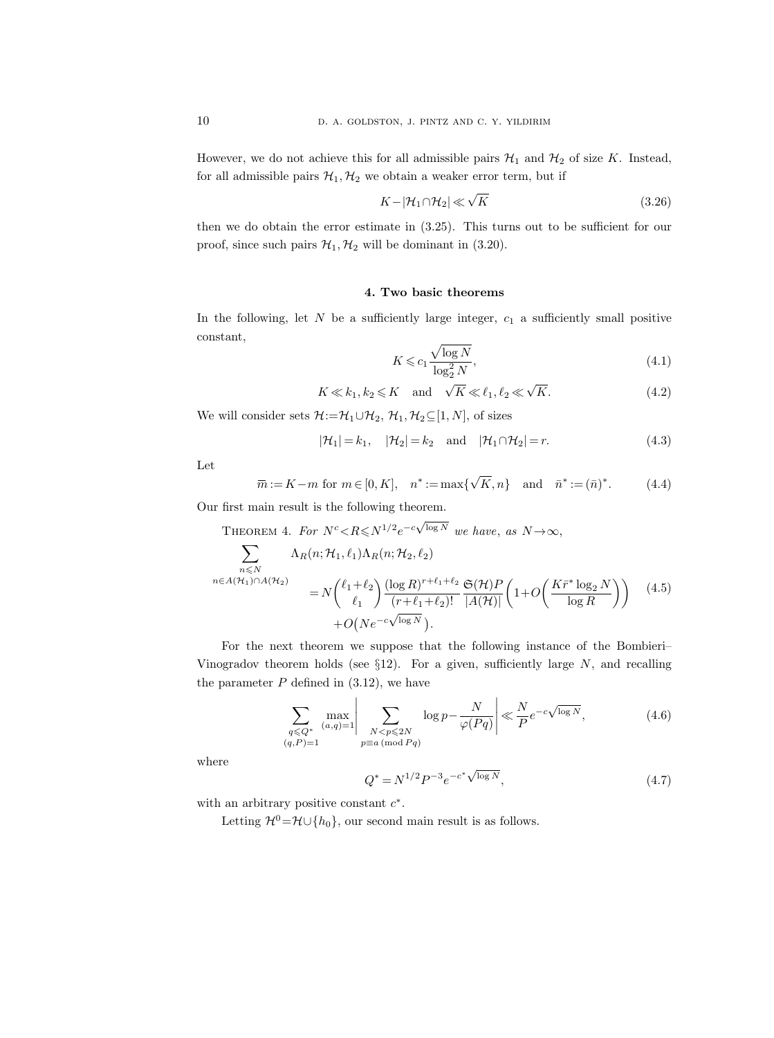However, we do not achieve this for all admissible pairs $\mathcal{H}_1$ and $\mathcal{H}_2$ of size $K$. Instead, for all admissible pairs $\mathcal{H}_1, \mathcal{H}_2$ we obtain a weaker error term, but if

$$K - |\mathcal{H}_1 \cap \mathcal{H}_2| \ll \sqrt{K} \tag{3.26}$$

then we do obtain the error estimate in (3.25). This turns out to be sufficient for our proof, since such pairs $\mathcal{H}_1, \mathcal{H}_2$ will be dominant in (3.20).

## 4. Two basic theorems

In the following, let $N$ be a sufficiently large integer, $c_1$ a sufficiently small positive constant,

$$K \leqslant c_1 \frac{\sqrt{\log N}}{\log_2^2 N}, \tag{4.1}$$

$$K \ll k_1, k_2 \leqslant K \quad \text{and} \quad \sqrt{K} \ll \ell_1, \ell_2 \ll \sqrt{K}. \tag{4.2}$$

We will consider sets $\mathcal{H} := \mathcal{H}_1 \cup \mathcal{H}_2$, $\mathcal{H}_1, \mathcal{H}_2 \subseteq [1, N]$, of sizes

$$|\mathcal{H}_1| = k_1, \quad |\mathcal{H}_2| = k_2 \quad \text{and} \quad |\mathcal{H}_1 \cap \mathcal{H}_2| = r. \tag{4.3}$$

Let

$$\overline{m} := K - m \text{ for } m \in [0, K], \quad n^* := \max\{\sqrt{K}, n\} \quad \text{and} \quad \bar{n}^* := (\bar{n})^*. \tag{4.4}$$

Our first main result is the following theorem.

Theorem 4. *For $N^c < R \leqslant N^{1/2} e^{-c\sqrt{\log N}}$ we have, as $N \to \infty$,*

$$\begin{aligned}
\sum_{\substack{n \leqslant N \\ n \in A(\mathcal{H}_1) \cap A(\mathcal{H}_2)}} &\Lambda_R(n; \mathcal{H}_1, \ell_1) \Lambda_R(n; \mathcal{H}_2, \ell_2) \\
&= N \binom{\ell_1 + \ell_2}{\ell_1} \frac{(\log R)^{r + \ell_1 + \ell_2}}{(r + \ell_1 + \ell_2)!} \frac{\mathfrak{S}(\mathcal{H}) P}{|A(\mathcal{H})|} \left(1 + O\left(\frac{K \bar{r}^* \log_2 N}{\log R}\right)\right) \\
&\quad + O\left(N e^{-c\sqrt{\log N}}\right).
\end{aligned} \tag{4.5}$$

For the next theorem we suppose that the following instance of the Bombieri–Vinogradov theorem holds (see §12). For a given, sufficiently large $N$, and recalling the parameter $P$ defined in (3.12), we have

$$\sum_{\substack{q \leqslant Q^* \\ (q, P) = 1}} \max_{(a,q)=1} \left| \sum_{\substack{N < p \leqslant 2N \\ p \equiv a \ (\mathrm{mod}\ Pq)}} \log p - \frac{N}{\varphi(Pq)} \right| \ll \frac{N}{P} e^{-c\sqrt{\log N}}, \tag{4.6}$$

where

$$Q^* = N^{1/2} P^{-3} e^{-c^* \sqrt{\log N}}, \tag{4.7}$$

with an arbitrary positive constant $c^*$.

Letting $\mathcal{H}^0 = \mathcal{H} \cup \{h_0\}$, our second main result is as follows.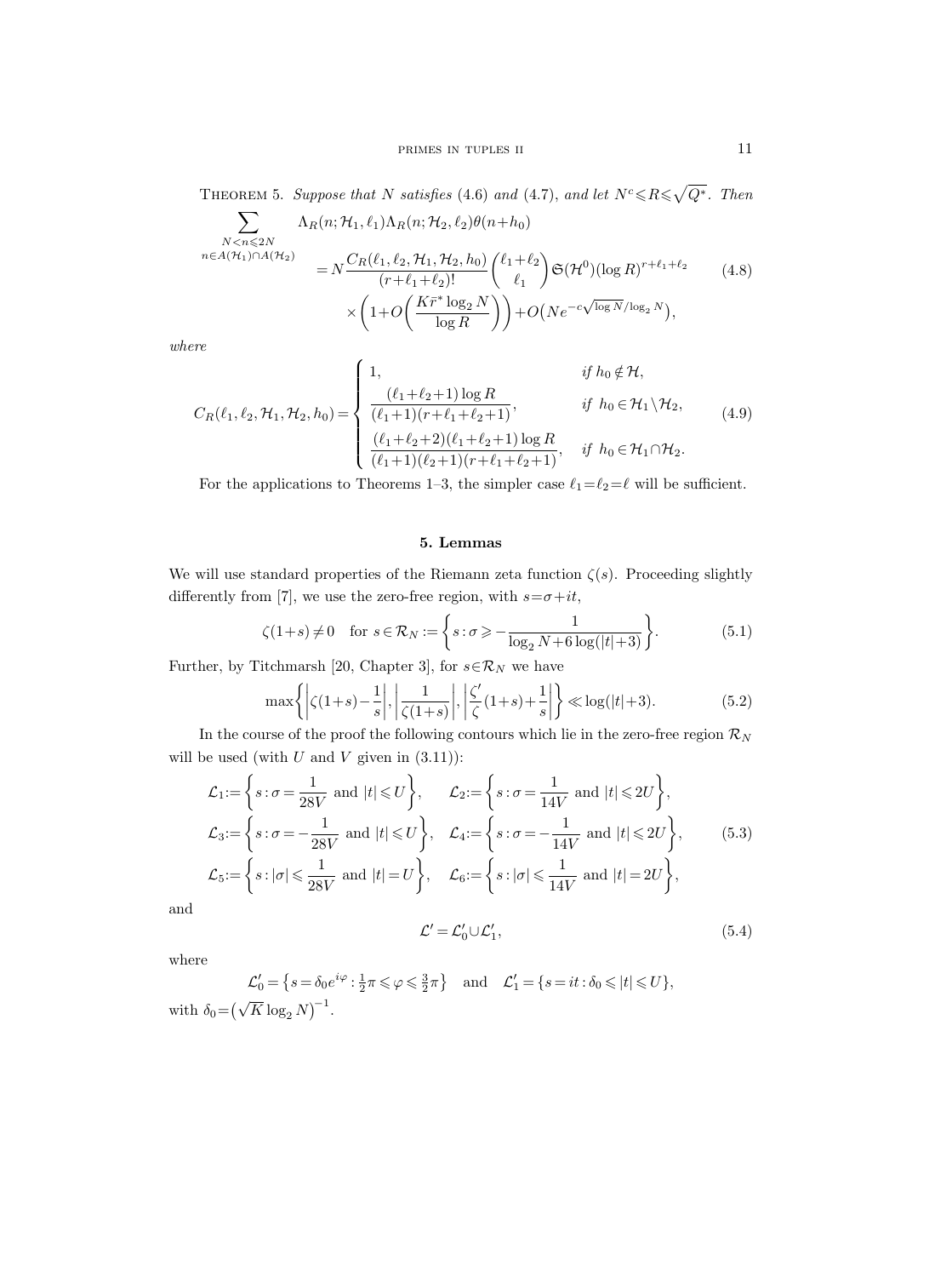Theorem 5. *Suppose that $N$ satisfies (4.6) and (4.7), and let $N^c \leqslant R \leqslant \sqrt{Q^*}$. Then*

$$
\begin{aligned}
\sum_{\substack{N<n\leqslant 2N \\ n\in A(\mathcal{H}_1)\cap A(\mathcal{H}_2)}} & \Lambda_R(n;\mathcal{H}_1,\ell_1)\Lambda_R(n;\mathcal{H}_2,\ell_2)\theta(n+h_0) \\
&= N\frac{C_R(\ell_1,\ell_2,\mathcal{H}_1,\mathcal{H}_2,h_0)}{(r+\ell_1+\ell_2)!}\binom{\ell_1+\ell_2}{\ell_1}\mathfrak{S}(\mathcal{H}^0)(\log R)^{r+\ell_1+\ell_2} \\
&\quad\times\left(1+O\left(\frac{K\bar{r}^*\log_2 N}{\log R}\right)\right)+O\big(Ne^{-c\sqrt{\log N}/\log_2 N}\big),
\end{aligned}
\tag{4.8}
$$

*where*

$$
C_R(\ell_1,\ell_2,\mathcal{H}_1,\mathcal{H}_2,h_0)=\begin{cases}
1, & \text{if } h_0\notin\mathcal{H}, \\[4pt]
\dfrac{(\ell_1+\ell_2+1)\log R}{(\ell_1+1)(r+\ell_1+\ell_2+1)}, & \text{if } h_0\in\mathcal{H}_1\setminus\mathcal{H}_2, \\[8pt]
\dfrac{(\ell_1+\ell_2+2)(\ell_1+\ell_2+1)\log R}{(\ell_1+1)(\ell_2+1)(r+\ell_1+\ell_2+1)}, & \text{if } h_0\in\mathcal{H}_1\cap\mathcal{H}_2.
\end{cases}
\tag{4.9}
$$

For the applications to Theorems 1–3, the simpler case $\ell_1=\ell_2=\ell$ will be sufficient.

## 5. Lemmas

We will use standard properties of the Riemann zeta function $\zeta(s)$. Proceeding slightly differently from [7], we use the zero-free region, with $s=\sigma+it$,

$$
\zeta(1+s)\neq 0 \quad \text{for } s\in\mathcal{R}_N := \left\{s:\sigma\geqslant -\frac{1}{\log_2 N+6\log(|t|+3)}\right\}.
\tag{5.1}
$$

Further, by Titchmarsh [20, Chapter 3], for $s\in\mathcal{R}_N$ we have

$$
\max\left\{\left|\zeta(1+s)-\frac{1}{s}\right|,\left|\frac{1}{\zeta(1+s)}\right|,\left|\frac{\zeta'}{\zeta}(1+s)+\frac{1}{s}\right|\right\}\ll\log(|t|+3).
\tag{5.2}
$$

In the course of the proof the following contours which lie in the zero-free region $\mathcal{R}_N$ will be used (with $U$ and $V$ given in (3.11)):

$$
\begin{aligned}
\mathcal{L}_1 &:= \left\{s:\sigma=\frac{1}{28V} \text{ and } |t|\leqslant U\right\}, & \mathcal{L}_2 &:= \left\{s:\sigma=\frac{1}{14V} \text{ and } |t|\leqslant 2U\right\}, \\
\mathcal{L}_3 &:= \left\{s:\sigma=-\frac{1}{28V} \text{ and } |t|\leqslant U\right\}, & \mathcal{L}_4 &:= \left\{s:\sigma=-\frac{1}{14V} \text{ and } |t|\leqslant 2U\right\}, \\
\mathcal{L}_5 &:= \left\{s:|\sigma|\leqslant\frac{1}{28V} \text{ and } |t|=U\right\}, & \mathcal{L}_6 &:= \left\{s:|\sigma|\leqslant\frac{1}{14V} \text{ and } |t|=2U\right\},
\end{aligned}
\tag{5.3}
$$

and

$$
\mathcal{L}'=\mathcal{L}'_0\cup\mathcal{L}'_1,
\tag{5.4}
$$

where

$$
\mathcal{L}'_0=\left\{s=\delta_0 e^{i\varphi}:\tfrac{1}{2}\pi\leqslant\varphi\leqslant\tfrac{3}{2}\pi\right\} \quad\text{and}\quad \mathcal{L}'_1=\{s=it:\delta_0\leqslant|t|\leqslant U\},
$$

with $\delta_0=\big(\sqrt{K}\log_2 N\big)^{-1}$.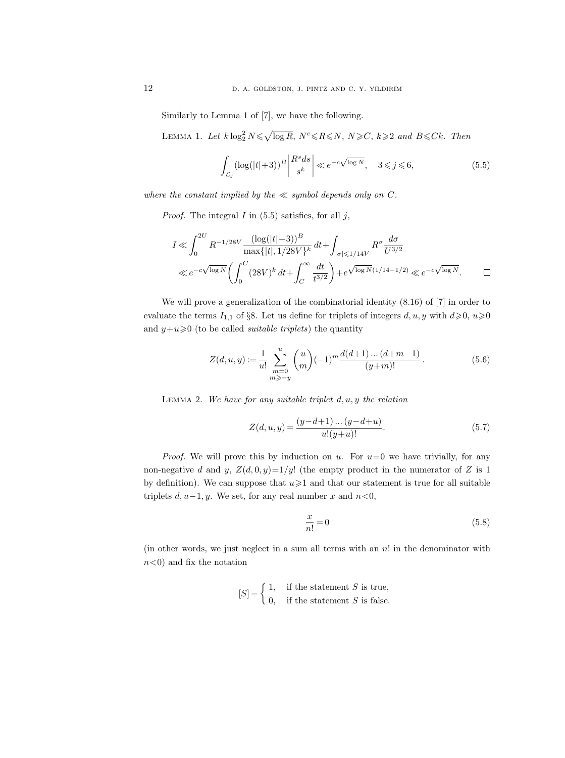Similarly to Lemma 1 of [7], we have the following.

Lemma 1. *Let $k\log_2^2 N \leqslant \sqrt{\log R}$, $N^c \leqslant R \leqslant N$, $N \geqslant C$, $k \geqslant 2$ and $B \leqslant Ck$. Then*

$$\int_{\mathcal{L}_j} (\log(|t|+3))^B \left|\frac{R^s ds}{s^k}\right| \ll e^{-c\sqrt{\log N}}, \quad 3 \leqslant j \leqslant 6, \tag{5.5}$$

*where the constant implied by the $\ll$ symbol depends only on $C$.*

*Proof.* The integral $I$ in (5.5) satisfies, for all $j$,

$$\begin{aligned} I &\ll \int_0^{2U} R^{-1/28V} \frac{(\log(|t|+3))^B}{\max\{|t|, 1/28V\}^k}\, dt + \int_{|\sigma| \leqslant 1/14V} R^\sigma \frac{d\sigma}{U^{3/2}} \\ &\ll e^{-c\sqrt{\log N}} \left( \int_0^C (28V)^k\, dt + \int_C^\infty \frac{dt}{t^{3/2}} \right) + e^{\sqrt{\log N}(1/14-1/2)} \ll e^{-c\sqrt{\log N}}. \end{aligned}$$

□

We will prove a generalization of the combinatorial identity (8.16) of [7] in order to evaluate the terms $I_{1,1}$ of §8. Let us define for triplets of integers $d,u,y$ with $d \geqslant 0$, $u \geqslant 0$ and $y+u \geqslant 0$ (to be called *suitable triplets*) the quantity

$$Z(d,u,y) := \frac{1}{u!} \sum_{\substack{m=0 \\ m \geqslant -y}}^{u} \binom{u}{m} (-1)^m \frac{d(d+1)\ldots(d+m-1)}{(y+m)!}. \tag{5.6}$$

Lemma 2. *We have for any suitable triplet $d,u,y$ the relation*

$$Z(d,u,y) = \frac{(y-d+1)\ldots(y-d+u)}{u!(y+u)!}. \tag{5.7}$$

*Proof.* We will prove this by induction on $u$. For $u=0$ we have trivially, for any non-negative $d$ and $y$, $Z(d,0,y) = 1/y!$ (the empty product in the numerator of $Z$ is 1 by definition). We can suppose that $u \geqslant 1$ and that our statement is true for all suitable triplets $d, u-1, y$. We set, for any real number $x$ and $n<0$,

$$\frac{x}{n!} = 0 \tag{5.8}$$

(in other words, we just neglect in a sum all terms with an $n!$ in the denominator with $n<0$) and fix the notation

$$[S] = \begin{cases} 1, & \text{if the statement } S \text{ is true,} \\ 0, & \text{if the statement } S \text{ is false.} \end{cases}$$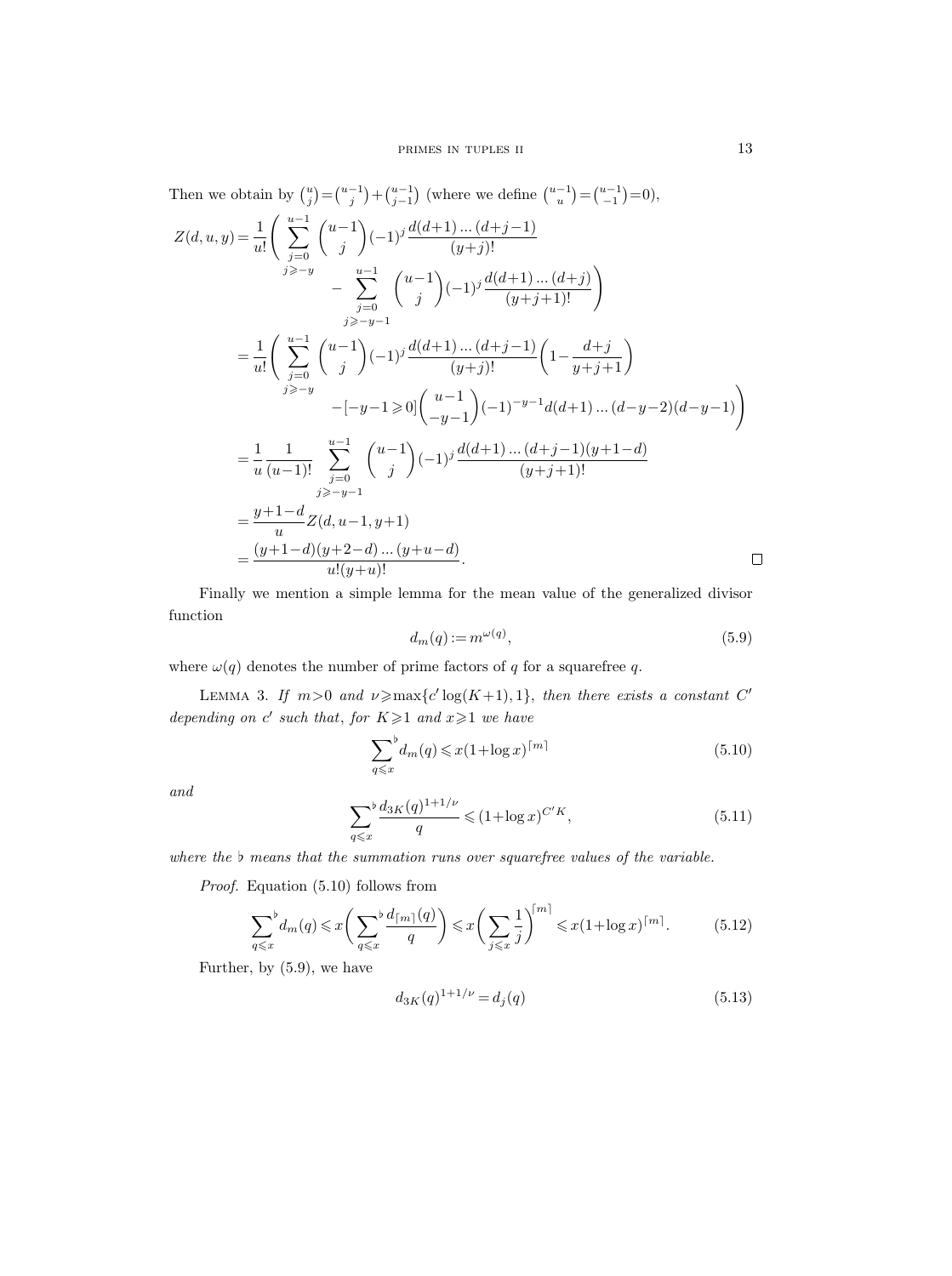Then we obtain by $\binom{u}{j}=\binom{u-1}{j}+\binom{u-1}{j-1}$ (where we define $\binom{u-1}{u}=\binom{u-1}{-1}=0$),

$$
\begin{aligned}
Z(d,u,y) &= \frac{1}{u!}\Bigg( \sum_{\substack{j=0\\ j\geqslant -y}}^{u-1} \binom{u-1}{j}(-1)^j \frac{d(d+1)\ldots(d+j-1)}{(y+j)!} \\
&\qquad\qquad - \sum_{\substack{j=0\\ j\geqslant -y-1}}^{u-1} \binom{u-1}{j}(-1)^j \frac{d(d+1)\ldots(d+j)}{(y+j+1)!}\Bigg) \\
&= \frac{1}{u!}\Bigg( \sum_{\substack{j=0\\ j\geqslant -y}}^{u-1} \binom{u-1}{j}(-1)^j \frac{d(d+1)\ldots(d+j-1)}{(y+j)!}\bigg(1-\frac{d+j}{y+j+1}\bigg) \\
&\qquad\qquad -[-y-1\geqslant 0]\binom{u-1}{-y-1}(-1)^{-y-1} d(d+1)\ldots(d-y-2)(d-y-1)\Bigg) \\
&= \frac{1}{u}\frac{1}{(u-1)!} \sum_{\substack{j=0\\ j\geqslant -y-1}}^{u-1} \binom{u-1}{j}(-1)^j \frac{d(d+1)\ldots(d+j-1)(y+1-d)}{(y+j+1)!} \\
&= \frac{y+1-d}{u} Z(d,u-1,y+1) \\
&= \frac{(y+1-d)(y+2-d)\ldots(y+u-d)}{u!(y+u)!}. \qquad \square
\end{aligned}
$$

Finally we mention a simple lemma for the mean value of the generalized divisor function

$$
d_m(q) := m^{\omega(q)}, \tag{5.9}
$$

where $\omega(q)$ denotes the number of prime factors of $q$ for a squarefree $q$.

Lemma 3. *If $m>0$ and $\nu \geqslant \max\{c' \log(K+1), 1\}$, then there exists a constant $C'$ depending on $c'$ such that, for $K\geqslant 1$ and $x\geqslant 1$ we have*

$$
\sideset{}{^\flat}\sum_{q\leqslant x} d_m(q) \leqslant x(1+\log x)^{\lceil m\rceil} \tag{5.10}
$$

*and*

$$
\sideset{}{^\flat}\sum_{q\leqslant x} \frac{d_{3K}(q)^{1+1/\nu}}{q} \leqslant (1+\log x)^{C'K}, \tag{5.11}
$$

*where the $\flat$ means that the summation runs over squarefree values of the variable.*

*Proof.* Equation (5.10) follows from

$$
\sideset{}{^\flat}\sum_{q\leqslant x} d_m(q) \leqslant x\bigg(\sideset{}{^\flat}\sum_{q\leqslant x} \frac{d_{\lceil m\rceil}(q)}{q}\bigg) \leqslant x\bigg(\sum_{j\leqslant x}\frac{1}{j}\bigg)^{\lceil m\rceil} \leqslant x(1+\log x)^{\lceil m\rceil}. \tag{5.12}
$$

Further, by (5.9), we have

$$
d_{3K}(q)^{1+1/\nu} = d_j(q) \tag{5.13}
$$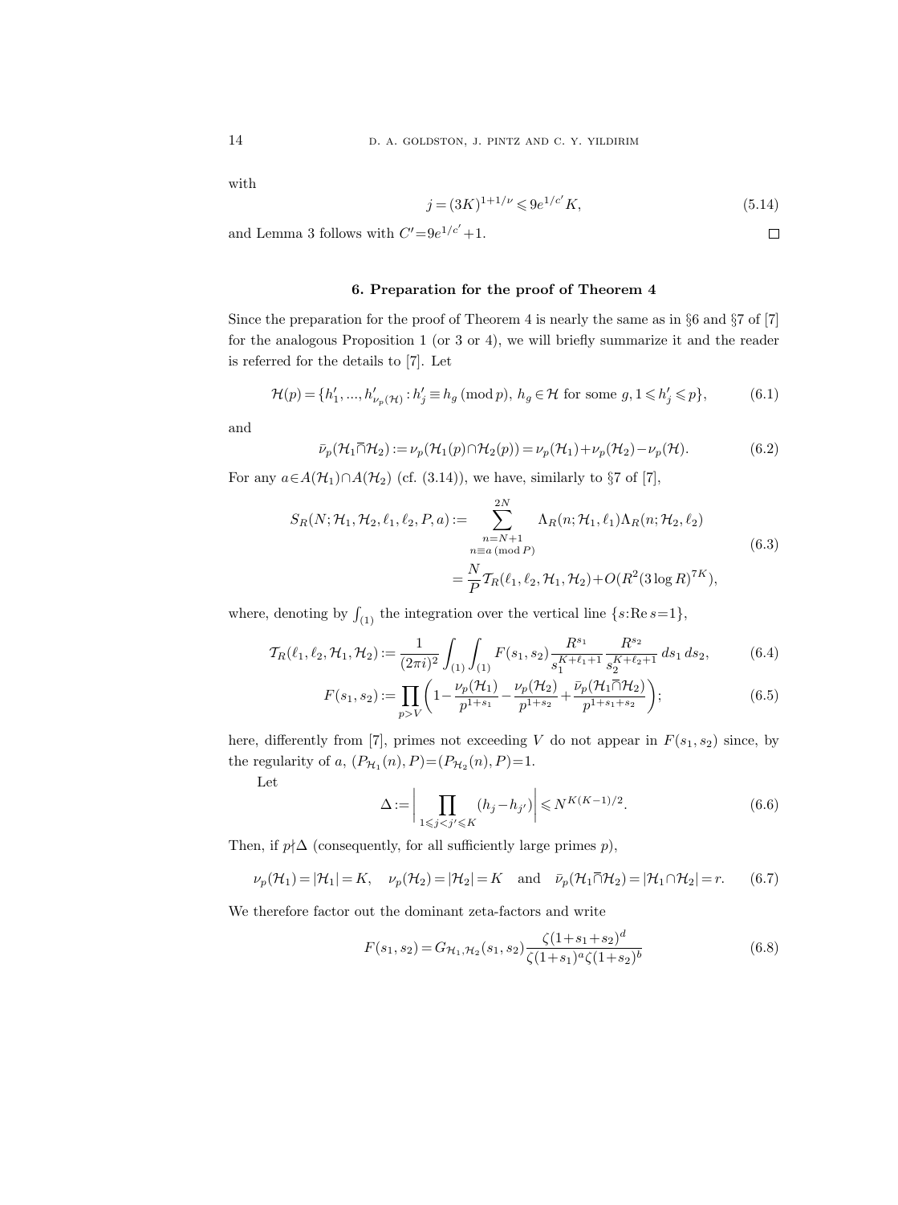with

$$j = (3K)^{1+1/\nu} \leqslant 9e^{1/c'}K, \tag{5.14}$$

and Lemma 3 follows with $C' = 9e^{1/c'} + 1$. $\square$

## 6. Preparation for the proof of Theorem 4

Since the preparation for the proof of Theorem 4 is nearly the same as in §6 and §7 of [7] for the analogous Proposition 1 (or 3 or 4), we will briefly summarize it and the reader is referred for the details to [7]. Let

$$\mathcal{H}(p) = \{h'_1, ..., h'_{\nu_p(\mathcal{H})} : h'_j \equiv h_g \,(\mathrm{mod}\, p),\ h_g \in \mathcal{H} \text{ for some } g, 1 \leqslant h'_j \leqslant p\}, \tag{6.1}$$

and

$$\bar{\nu}_p(\mathcal{H}_1 \bar{\cap} \mathcal{H}_2) := \nu_p(\mathcal{H}_1(p) \cap \mathcal{H}_2(p)) = \nu_p(\mathcal{H}_1) + \nu_p(\mathcal{H}_2) - \nu_p(\mathcal{H}). \tag{6.2}$$

For any $a \in A(\mathcal{H}_1) \cap A(\mathcal{H}_2)$ (cf. (3.14)), we have, similarly to §7 of [7],

$$\begin{aligned} S_R(N; \mathcal{H}_1, \mathcal{H}_2, \ell_1, \ell_2, P, a) &:= \sum_{\substack{n=N+1 \\ n \equiv a \,(\mathrm{mod}\, P)}}^{2N} \Lambda_R(n; \mathcal{H}_1, \ell_1) \Lambda_R(n; \mathcal{H}_2, \ell_2) \\ &= \frac{N}{P} \mathcal{T}_R(\ell_1, \ell_2, \mathcal{H}_1, \mathcal{H}_2) + O(R^2 (3 \log R)^{7K}), \end{aligned} \tag{6.3}$$

where, denoting by $\int_{(1)}$ the integration over the vertical line $\{s : \mathrm{Re}\, s = 1\}$,

$$\mathcal{T}_R(\ell_1, \ell_2, \mathcal{H}_1, \mathcal{H}_2) := \frac{1}{(2\pi i)^2} \int_{(1)} \int_{(1)} F(s_1, s_2) \frac{R^{s_1}}{s_1^{K+\ell_1+1}} \frac{R^{s_2}}{s_2^{K+\ell_2+1}}\, ds_1\, ds_2, \tag{6.4}$$

$$F(s_1, s_2) := \prod_{p > V} \left(1 - \frac{\nu_p(\mathcal{H}_1)}{p^{1+s_1}} - \frac{\nu_p(\mathcal{H}_2)}{p^{1+s_2}} + \frac{\bar{\nu}_p(\mathcal{H}_1 \bar{\cap} \mathcal{H}_2)}{p^{1+s_1+s_2}}\right); \tag{6.5}$$

here, differently from [7], primes not exceeding $V$ do not appear in $F(s_1, s_2)$ since, by the regularity of $a$, $(P_{\mathcal{H}_1}(n), P) = (P_{\mathcal{H}_2}(n), P) = 1$.

Let

$$\Delta := \left| \prod_{1 \leqslant j < j' \leqslant K} (h_j - h_{j'}) \right| \leqslant N^{K(K-1)/2}. \tag{6.6}$$

Then, if $p \nmid \Delta$ (consequently, for all sufficiently large primes $p$),

$$\nu_p(\mathcal{H}_1) = |\mathcal{H}_1| = K, \quad \nu_p(\mathcal{H}_2) = |\mathcal{H}_2| = K \quad \text{and} \quad \bar{\nu}_p(\mathcal{H}_1 \bar{\cap} \mathcal{H}_2) = |\mathcal{H}_1 \cap \mathcal{H}_2| = r. \tag{6.7}$$

We therefore factor out the dominant zeta-factors and write

$$F(s_1, s_2) = G_{\mathcal{H}_1, \mathcal{H}_2}(s_1, s_2) \frac{\zeta(1+s_1+s_2)^d}{\zeta(1+s_1)^a \zeta(1+s_2)^b} \tag{6.8}$$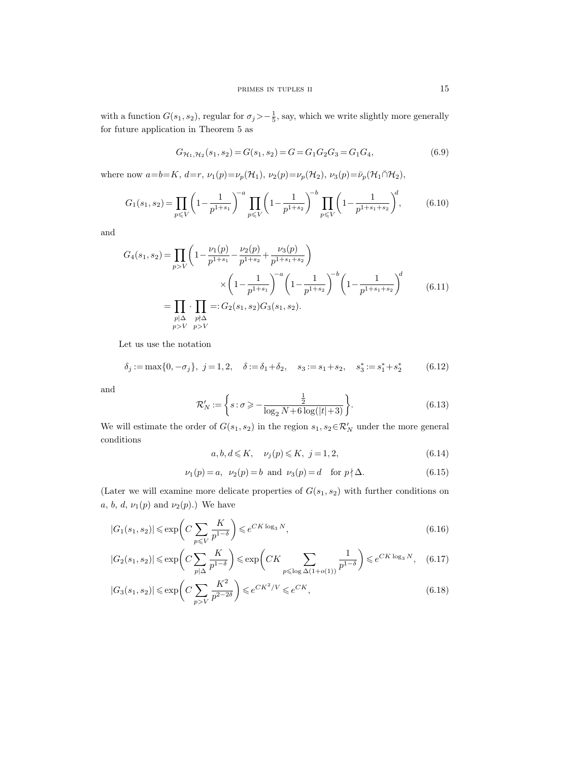with a function $G(s_1, s_2)$, regular for $\sigma_j > -\frac{1}{5}$, say, which we write slightly more generally for future application in Theorem 5 as

$$G_{\mathcal{H}_1,\mathcal{H}_2}(s_1, s_2) = G(s_1, s_2) = G = G_1 G_2 G_3 = G_1 G_4, \tag{6.9}$$

where now $a = b = K$, $d = r$, $\nu_1(p) = \nu_p(\mathcal{H}_1)$, $\nu_2(p) = \nu_p(\mathcal{H}_2)$, $\nu_3(p) = \bar{\nu}_p(\mathcal{H}_1 \bar{\cap} \mathcal{H}_2)$,

$$G_1(s_1, s_2) = \prod_{p \leqslant V} \left(1 - \frac{1}{p^{1+s_1}}\right)^{-a} \prod_{p \leqslant V} \left(1 - \frac{1}{p^{1+s_2}}\right)^{-b} \prod_{p \leqslant V} \left(1 - \frac{1}{p^{1+s_1+s_2}}\right)^{d}, \tag{6.10}$$

and

$$\begin{aligned} G_4(s_1, s_2) = \prod_{p > V} &\left(1 - \frac{\nu_1(p)}{p^{1+s_1}} - \frac{\nu_2(p)}{p^{1+s_2}} + \frac{\nu_3(p)}{p^{1+s_1+s_2}}\right) \\ &\qquad \times \left(1 - \frac{1}{p^{1+s_1}}\right)^{-a} \left(1 - \frac{1}{p^{1+s_2}}\right)^{-b} \left(1 - \frac{1}{p^{1+s_1+s_2}}\right)^{d} \\ = \prod_{\substack{p \mid \Delta \\ p > V}} \cdot \prod_{\substack{p \nmid \Delta \\ p > V}} &=: G_2(s_1, s_2) G_3(s_1, s_2). \end{aligned} \tag{6.11}$$

Let us use the notation

$$\delta_j := \max\{0, -\sigma_j\}, \ j = 1, 2, \quad \delta := \delta_1 + \delta_2, \quad s_3 := s_1 + s_2, \quad s_3^* := s_1^* + s_2^* \tag{6.12}$$

and

$$\mathcal{R}'_N := \left\{ s : \sigma \geqslant -\frac{\frac{1}{2}}{\log_2 N + 6 \log(|t| + 3)} \right\}. \tag{6.13}$$

We will estimate the order of $G(s_1, s_2)$ in the region $s_1, s_2 \in \mathcal{R}'_N$ under the more general conditions

$$a, b, d \leqslant K, \quad \nu_j(p) \leqslant K, \ j = 1, 2, \tag{6.14}$$

$$\nu_1(p) = a, \ \nu_2(p) = b \ \text{and} \ \nu_3(p) = d \quad \text{for } p \nmid \Delta. \tag{6.15}$$

(Later we will examine more delicate properties of $G(s_1, s_2)$ with further conditions on $a$, $b$, $d$, $\nu_1(p)$ and $\nu_2(p)$.) We have

$$|G_1(s_1, s_2)| \leqslant \exp\left(C \sum_{p \leqslant V} \frac{K}{p^{1-\delta}}\right) \leqslant e^{CK \log_3 N}, \tag{6.16}$$

$$|G_2(s_1, s_2)| \leqslant \exp\left(C \sum_{p \mid \Delta} \frac{K}{p^{1-\delta}}\right) \leqslant \exp\left(CK \sum_{p \leqslant \log \Delta (1+o(1))} \frac{1}{p^{1-\delta}}\right) \leqslant e^{CK \log_3 N}, \tag{6.17}$$

$$|G_3(s_1, s_2)| \leqslant \exp\left(C \sum_{p > V} \frac{K^2}{p^{2-2\delta}}\right) \leqslant e^{CK^2/V} \leqslant e^{CK}, \tag{6.18}$$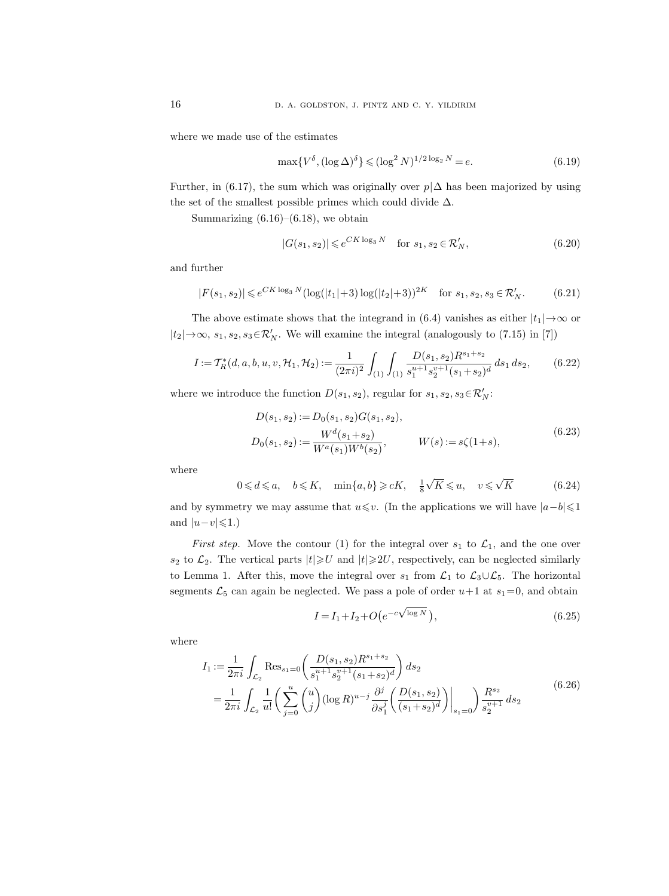where we made use of the estimates

$$\max\{V^{\delta}, (\log \Delta)^{\delta}\} \leqslant (\log^2 N)^{1/2\log_2 N} = e. \tag{6.19}$$

Further, in (6.17), the sum which was originally over $p|\Delta$ has been majorized by using the set of the smallest possible primes which could divide $\Delta$.

Summarizing (6.16)–(6.18), we obtain

$$|G(s_1, s_2)| \leqslant e^{CK\log_3 N} \quad \text{for } s_1, s_2 \in \mathcal{R}'_N, \tag{6.20}$$

and further

$$|F(s_1, s_2)| \leqslant e^{CK\log_3 N}(\log(|t_1|+3)\log(|t_2|+3))^{2K} \quad \text{for } s_1, s_2, s_3 \in \mathcal{R}'_N. \tag{6.21}$$

The above estimate shows that the integrand in (6.4) vanishes as either $|t_1|\to\infty$ or $|t_2|\to\infty$, $s_1, s_2, s_3\in\mathcal{R}'_N$. We will examine the integral (analogously to (7.15) in [7])

$$I := \mathcal{T}^*_R(d, a, b, u, v, \mathcal{H}_1, \mathcal{H}_2) := \frac{1}{(2\pi i)^2}\int_{(1)}\int_{(1)} \frac{D(s_1, s_2)R^{s_1+s_2}}{s_1^{u+1}s_2^{v+1}(s_1+s_2)^d}\, ds_1\, ds_2, \tag{6.22}$$

where we introduce the function $D(s_1, s_2)$, regular for $s_1, s_2, s_3\in\mathcal{R}'_N$:

$$\begin{aligned} D(s_1, s_2) &:= D_0(s_1, s_2)G(s_1, s_2), \\ D_0(s_1, s_2) &:= \frac{W^d(s_1+s_2)}{W^a(s_1)W^b(s_2)}, \qquad W(s) := s\zeta(1+s), \end{aligned} \tag{6.23}$$

where

$$0 \leqslant d \leqslant a, \quad b \leqslant K, \quad \min\{a, b\} \geqslant cK, \quad \tfrac{1}{8}\sqrt{K} \leqslant u, \quad v \leqslant \sqrt{K} \tag{6.24}$$

and by symmetry we may assume that $u\leqslant v$. (In the applications we will have $|a-b|\leqslant 1$ and $|u-v|\leqslant 1$.)

*First step.* Move the contour (1) for the integral over $s_1$ to $\mathcal{L}_1$, and the one over $s_2$ to $\mathcal{L}_2$. The vertical parts $|t|\geqslant U$ and $|t|\geqslant 2U$, respectively, can be neglected similarly to Lemma 1. After this, move the integral over $s_1$ from $\mathcal{L}_1$ to $\mathcal{L}_3\cup\mathcal{L}_5$. The horizontal segments $\mathcal{L}_5$ can again be neglected. We pass a pole of order $u+1$ at $s_1=0$, and obtain

$$I = I_1 + I_2 + O\big(e^{-c\sqrt{\log N}}\big), \tag{6.25}$$

where

$$\begin{aligned} I_1 &:= \frac{1}{2\pi i}\int_{\mathcal{L}_2} \operatorname{Res}_{s_1=0}\bigg(\frac{D(s_1, s_2)R^{s_1+s_2}}{s_1^{u+1}s_2^{v+1}(s_1+s_2)^d}\bigg)\, ds_2 \\ &= \frac{1}{2\pi i}\int_{\mathcal{L}_2} \frac{1}{u!}\bigg(\sum_{j=0}^{u}\binom{u}{j}(\log R)^{u-j}\frac{\partial^j}{\partial s_1^j}\bigg(\frac{D(s_1, s_2)}{(s_1+s_2)^d}\bigg)\bigg|_{s_1=0}\bigg)\frac{R^{s_2}}{s_2^{v+1}}\, ds_2 \end{aligned} \tag{6.26}$$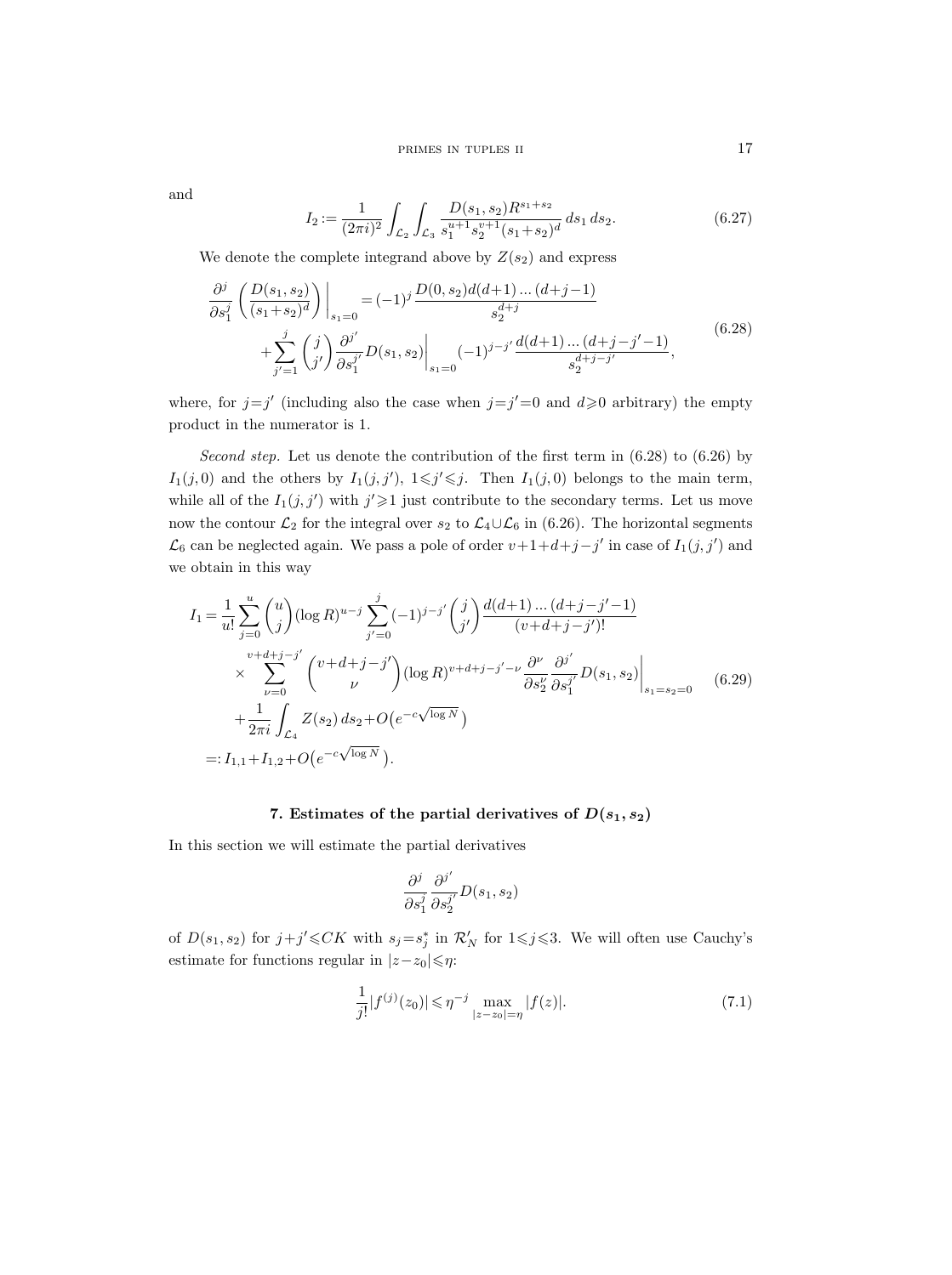and

$$I_2 := \frac{1}{(2\pi i)^2} \int_{\mathcal{L}_2} \int_{\mathcal{L}_3} \frac{D(s_1,s_2) R^{s_1+s_2}}{s_1^{u+1} s_2^{v+1} (s_1+s_2)^d}\, ds_1\, ds_2. \tag{6.27}$$

We denote the complete integrand above by $Z(s_2)$ and express

$$\begin{aligned} \frac{\partial^j}{\partial s_1^j} \left( \frac{D(s_1,s_2)}{(s_1+s_2)^d} \right) \bigg|_{s_1=0} &= (-1)^j \frac{D(0,s_2) d(d+1) \dots (d+j-1)}{s_2^{d+j}} \\ &+ \sum_{j'=1}^{j} \binom{j}{j'} \frac{\partial^{j'}}{\partial s_1^{j'}} D(s_1,s_2) \bigg|_{s_1=0} (-1)^{j-j'} \frac{d(d+1) \dots (d+j-j'-1)}{s_2^{d+j-j'}}, \end{aligned} \tag{6.28}$$

where, for $j=j'$ (including also the case when $j=j'=0$ and $d \geqslant 0$ arbitrary) the empty product in the numerator is 1.

*Second step.* Let us denote the contribution of the first term in (6.28) to (6.26) by $I_1(j,0)$ and the others by $I_1(j,j')$, $1 \leqslant j' \leqslant j$. Then $I_1(j,0)$ belongs to the main term, while all of the $I_1(j,j')$ with $j' \geqslant 1$ just contribute to the secondary terms. Let us move now the contour $\mathcal{L}_2$ for the integral over $s_2$ to $\mathcal{L}_4 \cup \mathcal{L}_6$ in (6.26). The horizontal segments $\mathcal{L}_6$ can be neglected again. We pass a pole of order $v+1+d+j-j'$ in case of $I_1(j,j')$ and we obtain in this way

$$\begin{aligned} I_1 &= \frac{1}{u!} \sum_{j=0}^{u} \binom{u}{j} (\log R)^{u-j} \sum_{j'=0}^{j} (-1)^{j-j'} \binom{j}{j'} \frac{d(d+1) \dots (d+j-j'-1)}{(v+d+j-j')!} \\ &\quad \times \sum_{\nu=0}^{v+d+j-j'} \binom{v+d+j-j'}{\nu} (\log R)^{v+d+j-j'-\nu} \frac{\partial^\nu}{\partial s_2^\nu} \frac{\partial^{j'}}{\partial s_1^{j'}} D(s_1,s_2) \bigg|_{s_1=s_2=0} \\ &\quad + \frac{1}{2\pi i} \int_{\mathcal{L}_4} Z(s_2)\, ds_2 + O\big(e^{-c\sqrt{\log N}}\big) \\ &=: I_{1,1} + I_{1,2} + O\big(e^{-c\sqrt{\log N}}\big). \end{aligned} \tag{6.29}$$

## 7. Estimates of the partial derivatives of $D(s_1, s_2)$

In this section we will estimate the partial derivatives

$$\frac{\partial^j}{\partial s_1^j} \frac{\partial^{j'}}{\partial s_2^{j'}} D(s_1,s_2)$$

of $D(s_1,s_2)$ for $j+j' \leqslant CK$ with $s_j = s_j^*$ in $\mathcal{R}_N'$ for $1 \leqslant j \leqslant 3$. We will often use Cauchy's estimate for functions regular in $|z-z_0| \leqslant \eta$:

$$\frac{1}{j!} |f^{(j)}(z_0)| \leqslant \eta^{-j} \max_{|z-z_0|=\eta} |f(z)|. \tag{7.1}$$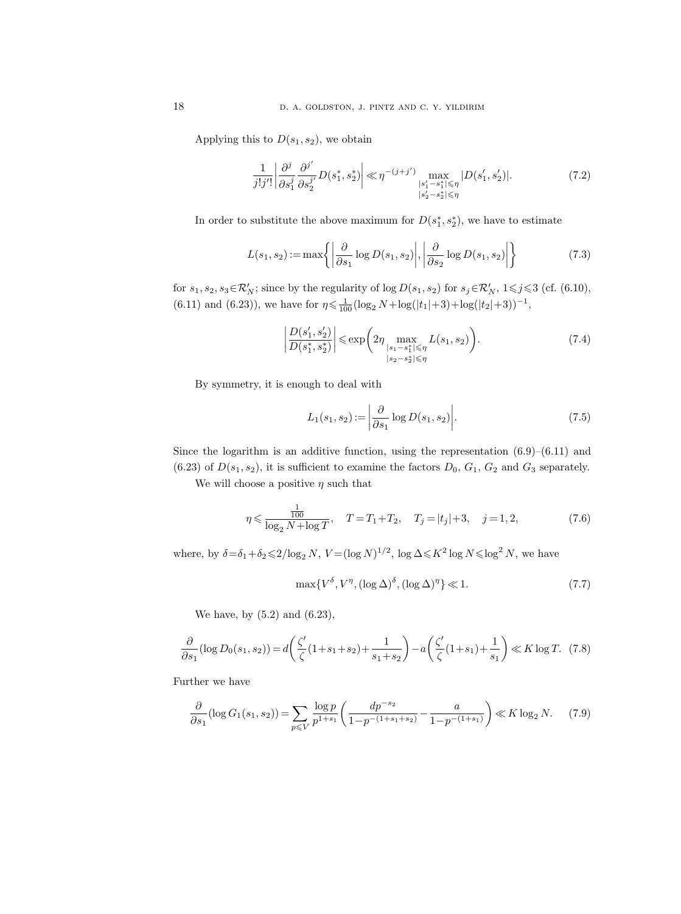Applying this to $D(s_1,s_2)$, we obtain

$$\frac{1}{j!j'!}\left|\frac{\partial^j}{\partial s_1^j}\frac{\partial^{j'}}{\partial s_2^{j'}}D(s_1^*,s_2^*)\right| \ll \eta^{-(j+j')}\max_{\substack{|s_1'-s_1^*|\leqslant \eta\\ |s_2'-s_2^*|\leqslant\eta}}|D(s_1',s_2')|. \tag{7.2}$$

In order to substitute the above maximum for $D(s_1^*,s_2^*)$, we have to estimate

$$L(s_1,s_2):=\max\left\{\left|\frac{\partial}{\partial s_1}\log D(s_1,s_2)\right|,\left|\frac{\partial}{\partial s_2}\log D(s_1,s_2)\right|\right\} \tag{7.3}$$

for $s_1,s_2,s_3\in\mathcal{R}_N'$; since by the regularity of $\log D(s_1,s_2)$ for $s_j\in\mathcal{R}_N'$, $1\leqslant j\leqslant 3$ (cf. (6.10), (6.11) and (6.23)), we have for $\eta\leqslant\frac{1}{100}(\log_2 N+\log(|t_1|+3)+\log(|t_2|+3))^{-1}$,

$$\left|\frac{D(s_1',s_2')}{D(s_1^*,s_2^*)}\right|\leqslant \exp\biggl(2\eta\max_{\substack{|s_1-s_1^*|\leqslant\eta\\ |s_2-s_2^*|\leqslant\eta}}L(s_1,s_2)\biggr). \tag{7.4}$$

By symmetry, it is enough to deal with

$$L_1(s_1,s_2):=\left|\frac{\partial}{\partial s_1}\log D(s_1,s_2)\right|. \tag{7.5}$$

Since the logarithm is an additive function, using the representation (6.9)–(6.11) and (6.23) of $D(s_1,s_2)$, it is sufficient to examine the factors $D_0$, $G_1$, $G_2$ and $G_3$ separately.

We will choose a positive $\eta$ such that

$$\eta\leqslant\frac{\frac{1}{100}}{\log_2 N+\log T},\quad T=T_1+T_2,\quad T_j=|t_j|+3,\quad j=1,2, \tag{7.6}$$

where, by $\delta=\delta_1+\delta_2\leqslant 2/\log_2 N$, $V=(\log N)^{1/2}$, $\log\Delta\leqslant K^2\log N\leqslant\log^2 N$, we have

$$\max\{V^\delta,V^\eta,(\log\Delta)^\delta,(\log\Delta)^\eta\}\ll 1. \tag{7.7}$$

We have, by (5.2) and (6.23),

$$\frac{\partial}{\partial s_1}(\log D_0(s_1,s_2))=d\biggl(\frac{\zeta'}{\zeta}(1+s_1+s_2)+\frac{1}{s_1+s_2}\biggr)-a\biggl(\frac{\zeta'}{\zeta}(1+s_1)+\frac{1}{s_1}\biggr)\ll K\log T. \tag{7.8}$$

Further we have

$$\frac{\partial}{\partial s_1}(\log G_1(s_1,s_2))=\sum_{p\leqslant V}\frac{\log p}{p^{1+s_1}}\biggl(\frac{dp^{-s_2}}{1-p^{-(1+s_1+s_2)}}-\frac{a}{1-p^{-(1+s_1)}}\biggr)\ll K\log_2 N. \tag{7.9}$$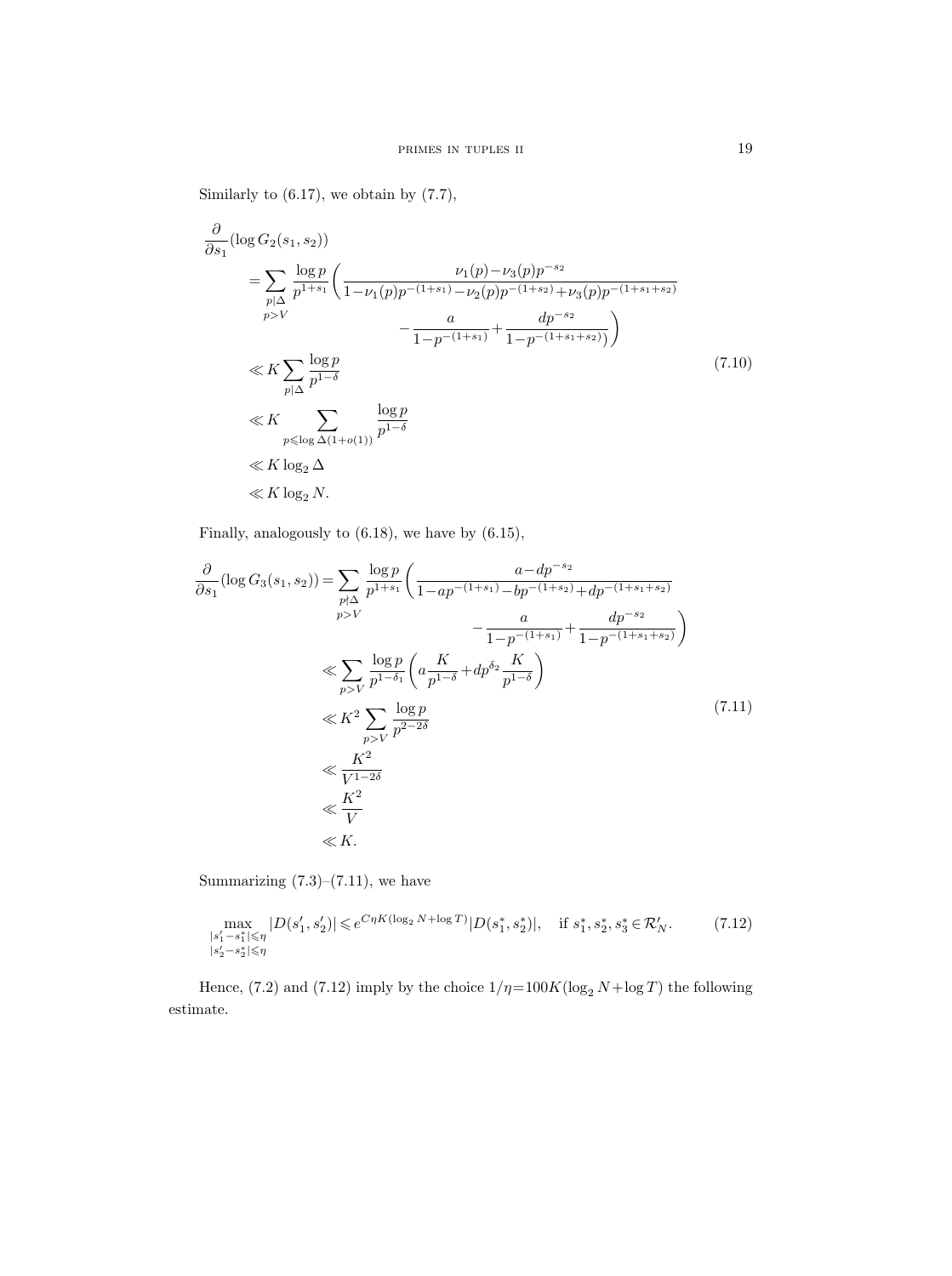Similarly to (6.17), we obtain by (7.7),

$$
\begin{aligned}
\frac{\partial}{\partial s_1}&(\log G_2(s_1,s_2))\\
&=\sum_{\substack{p\mid\Delta\\ p>V}}\frac{\log p}{p^{1+s_1}}\biggl(\frac{\nu_1(p)-\nu_3(p)p^{-s_2}}{1-\nu_1(p)p^{-(1+s_1)}-\nu_2(p)p^{-(1+s_2)}+\nu_3(p)p^{-(1+s_1+s_2)}}\\
&\qquad\qquad\qquad\qquad -\frac{a}{1-p^{-(1+s_1)}}+\frac{dp^{-s_2}}{1-p^{-(1+s_1+s_2)})}\biggr)\\
&\ll K\sum_{p\mid\Delta}\frac{\log p}{p^{1-\delta}}\\
&\ll K\sum_{p\leqslant \log\Delta(1+o(1))}\frac{\log p}{p^{1-\delta}}\\
&\ll K\log_2\Delta\\
&\ll K\log_2 N.
\end{aligned}
\tag{7.10}
$$

Finally, analogously to (6.18), we have by (6.15),

$$
\begin{aligned}
\frac{\partial}{\partial s_1}(\log G_3(s_1,s_2))&=\sum_{\substack{p\nmid\Delta\\ p>V}}\frac{\log p}{p^{1+s_1}}\biggl(\frac{a-dp^{-s_2}}{1-ap^{-(1+s_1)}-bp^{-(1+s_2)}+dp^{-(1+s_1+s_2)}}\\
&\qquad\qquad\qquad -\frac{a}{1-p^{-(1+s_1)}}+\frac{dp^{-s_2}}{1-p^{-(1+s_1+s_2)}}\biggr)\\
&\ll\sum_{p>V}\frac{\log p}{p^{1-\delta_1}}\biggl(a\frac{K}{p^{1-\delta}}+dp^{\delta_2}\frac{K}{p^{1-\delta}}\biggr)\\
&\ll K^2\sum_{p>V}\frac{\log p}{p^{2-2\delta}}\\
&\ll\frac{K^2}{V^{1-2\delta}}\\
&\ll\frac{K^2}{V}\\
&\ll K.
\end{aligned}
\tag{7.11}
$$

Summarizing (7.3)–(7.11), we have

$$
\max_{\substack{|s_1'-s_1^*|\leqslant\eta\\ |s_2'-s_2^*|\leqslant\eta}}|D(s_1',s_2')|\leqslant e^{C\eta K(\log_2 N+\log T)}|D(s_1^*,s_2^*)|,\quad\text{if } s_1^*,s_2^*,s_3^*\in\mathcal{R}_N'. \tag{7.12}
$$

Hence, (7.2) and (7.12) imply by the choice $1/\eta=100K(\log_2 N+\log T)$ the following estimate.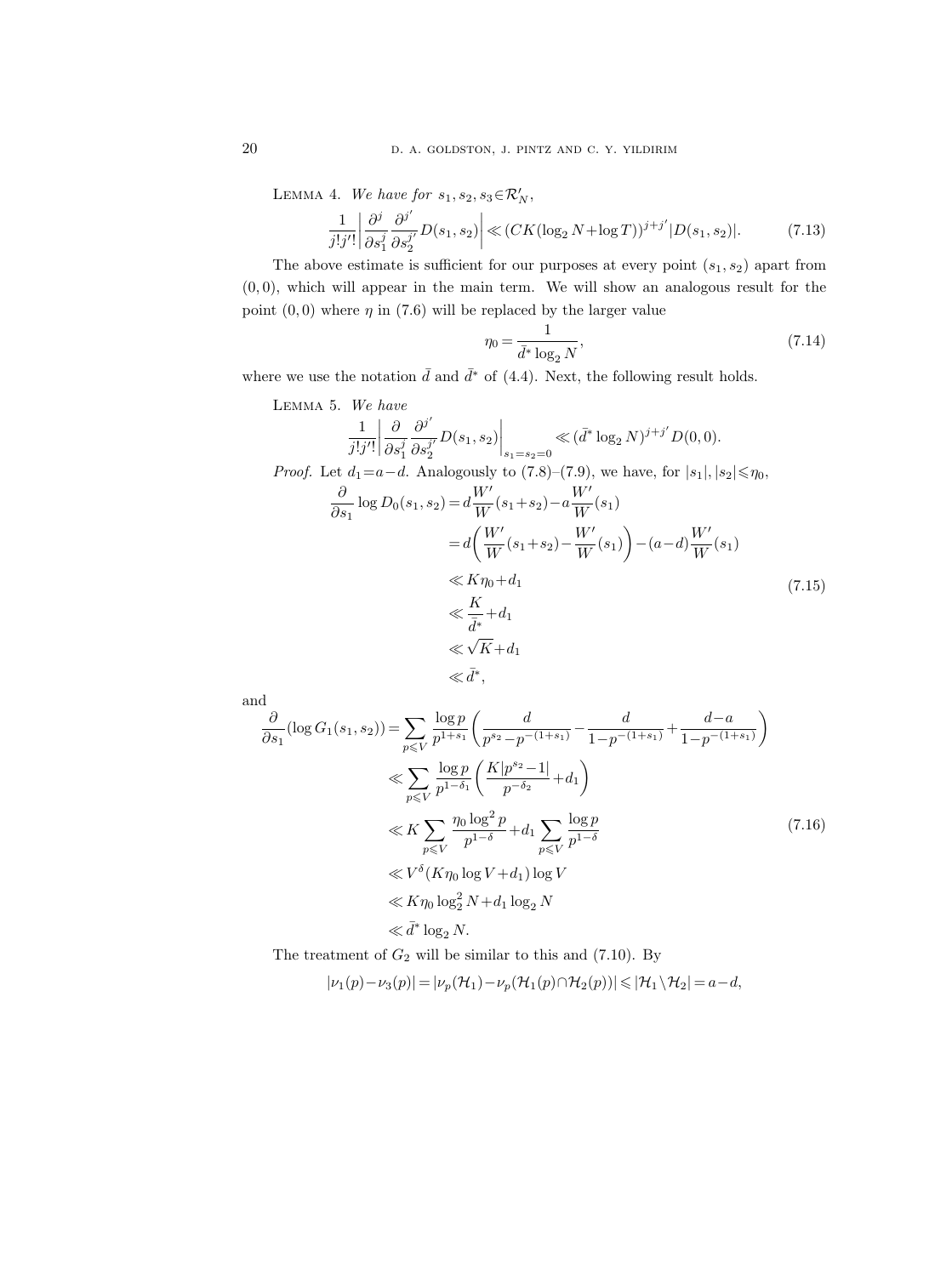LEMMA 4. *We have for* $s_1, s_2, s_3 \in \mathcal{R}'_N$,

$$\frac{1}{j!j'!}\left|\frac{\partial^j}{\partial s_1^j}\frac{\partial^{j'}}{\partial s_2^{j'}}D(s_1,s_2)\right| \ll (CK(\log_2 N+\log T))^{j+j'}|D(s_1,s_2)|. \tag{7.13}$$

The above estimate is sufficient for our purposes at every point $(s_1,s_2)$ apart from $(0,0)$, which will appear in the main term. We will show an analogous result for the point $(0,0)$ where $\eta$ in (7.6) will be replaced by the larger value

$$\eta_0 = \frac{1}{\bar{d}^*\log_2 N}, \tag{7.14}$$

where we use the notation $\bar{d}$ and $\bar{d}^*$ of (4.4). Next, the following result holds.

LEMMA 5. *We have*

$$\frac{1}{j!j'!}\left|\frac{\partial}{\partial s_1^j}\frac{\partial^{j'}}{\partial s_2^{j'}}D(s_1,s_2)\right|_{s_1=s_2=0} \ll (\bar{d}^*\log_2 N)^{j+j'}D(0,0).$$

*Proof.* Let $d_1 = a-d$. Analogously to (7.8)–(7.9), we have, for $|s_1|, |s_2| \leqslant \eta_0$,

$$\begin{aligned}
\frac{\partial}{\partial s_1}\log D_0(s_1,s_2) &= d\frac{W'}{W}(s_1+s_2) - a\frac{W'}{W}(s_1) \\
&= d\left(\frac{W'}{W}(s_1+s_2) - \frac{W'}{W}(s_1)\right) - (a-d)\frac{W'}{W}(s_1) \\
&\ll K\eta_0 + d_1 \\
&\ll \frac{K}{\bar{d}^*} + d_1 \\
&\ll \sqrt{K} + d_1 \\
&\ll \bar{d}^*,
\end{aligned} \tag{7.15}$$

and

$$\begin{aligned}
\frac{\partial}{\partial s_1}(\log G_1(s_1,s_2)) &= \sum_{p\leqslant V}\frac{\log p}{p^{1+s_1}}\left(\frac{d}{p^{s_2}-p^{-(1+s_1)}} - \frac{d}{1-p^{-(1+s_1)}} + \frac{d-a}{1-p^{-(1+s_1)}}\right) \\
&\ll \sum_{p\leqslant V}\frac{\log p}{p^{1-\delta_1}}\left(\frac{K|p^{s_2}-1|}{p^{-\delta_2}} + d_1\right) \\
&\ll K\sum_{p\leqslant V}\frac{\eta_0\log^2 p}{p^{1-\delta}} + d_1\sum_{p\leqslant V}\frac{\log p}{p^{1-\delta}} \\
&\ll V^\delta(K\eta_0\log V + d_1)\log V \\
&\ll K\eta_0\log_2^2 N + d_1\log_2 N \\
&\ll \bar{d}^*\log_2 N.
\end{aligned} \tag{7.16}$$

The treatment of $G_2$ will be similar to this and (7.10). By

$$|\nu_1(p) - \nu_3(p)| = |\nu_p(\mathcal{H}_1) - \nu_p(\mathcal{H}_1(p)\cap\mathcal{H}_2(p))| \leqslant |\mathcal{H}_1\setminus\mathcal{H}_2| = a-d,$$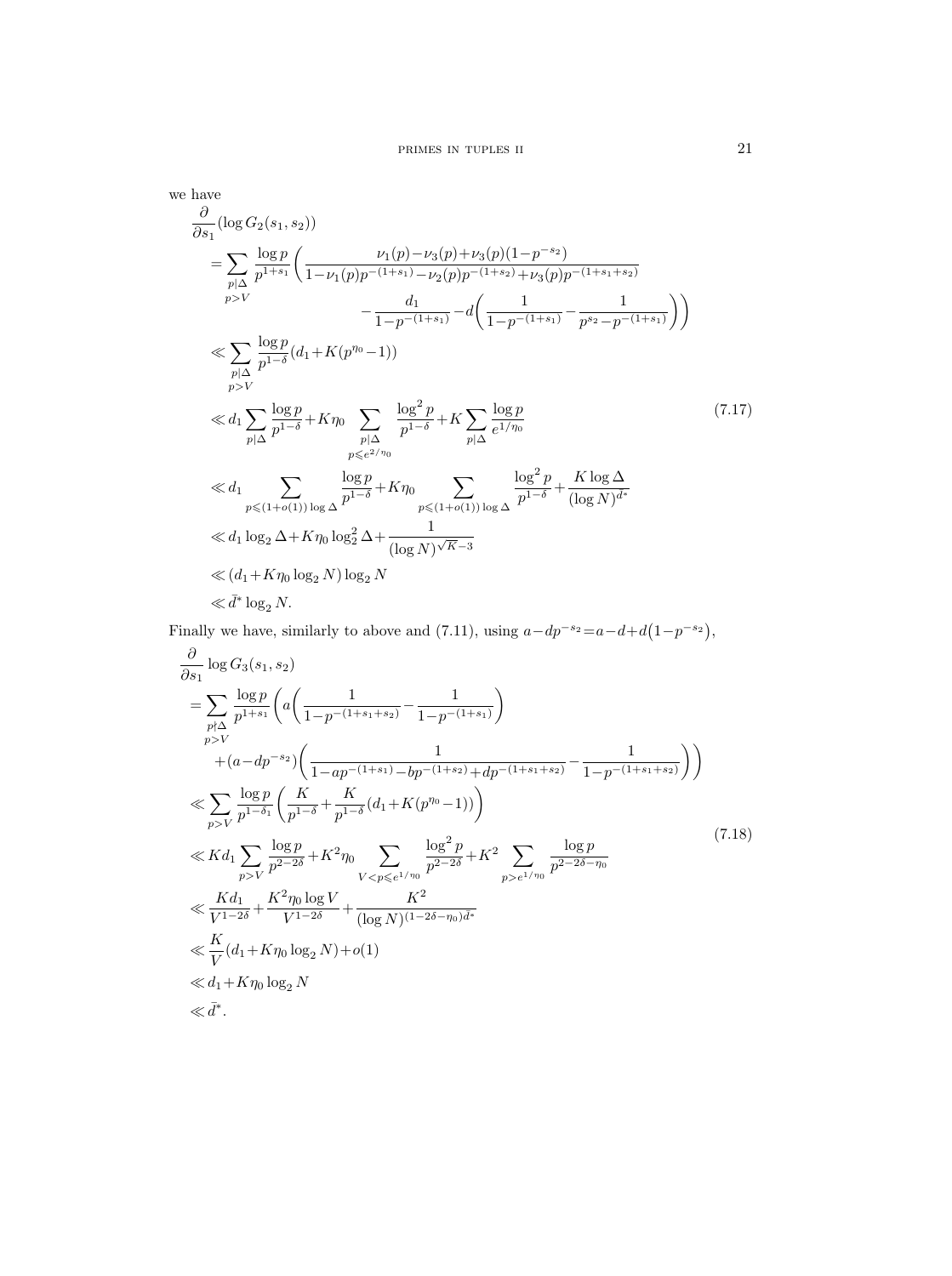we have

$$
\begin{aligned}
&\frac{\partial}{\partial s_1}(\log G_2(s_1,s_2))\\
&=\sum_{\substack{p|\Delta\\ p>V}}\frac{\log p}{p^{1+s_1}}\bigg(\frac{\nu_1(p)-\nu_3(p)+\nu_3(p)(1-p^{-s_2})}{1-\nu_1(p)p^{-(1+s_1)}-\nu_2(p)p^{-(1+s_2)}+\nu_3(p)p^{-(1+s_1+s_2)}}\\
&\qquad\qquad -\frac{d_1}{1-p^{-(1+s_1)}}-d\bigg(\frac{1}{1-p^{-(1+s_1)}}-\frac{1}{p^{s_2}-p^{-(1+s_1)}}\bigg)\bigg)\\
&\ll \sum_{\substack{p|\Delta\\ p>V}}\frac{\log p}{p^{1-\delta}}(d_1+K(p^{\eta_0}-1))\\
&\ll d_1\sum_{p|\Delta}\frac{\log p}{p^{1-\delta}}+K\eta_0\sum_{\substack{p|\Delta\\ p\leqslant e^{2/\eta_0}}}\frac{\log^2 p}{p^{1-\delta}}+K\sum_{p|\Delta}\frac{\log p}{e^{1/\eta_0}} \qquad (7.17)\\
&\ll d_1\sum_{p\leqslant(1+o(1))\log\Delta}\frac{\log p}{p^{1-\delta}}+K\eta_0\sum_{p\leqslant(1+o(1))\log\Delta}\frac{\log^2 p}{p^{1-\delta}}+\frac{K\log\Delta}{(\log N)^{\bar{d}^*}}\\
&\ll d_1\log_2\Delta+K\eta_0\log_2^2\Delta+\frac{1}{(\log N)^{\sqrt{K}-3}}\\
&\ll (d_1+K\eta_0\log_2 N)\log_2 N\\
&\ll \bar{d}^*\log_2 N.
\end{aligned}
$$

Finally we have, similarly to above and (7.11), using $a-dp^{-s_2}=a-d+d(1-p^{-s_2})$,

$$
\begin{aligned}
&\frac{\partial}{\partial s_1}\log G_3(s_1,s_2)\\
&=\sum_{\substack{p\nmid\Delta\\ p>V}}\frac{\log p}{p^{1+s_1}}\bigg(a\bigg(\frac{1}{1-p^{-(1+s_1+s_2)}}-\frac{1}{1-p^{-(1+s_1)}}\bigg)\\
&\qquad +(a-dp^{-s_2})\bigg(\frac{1}{1-ap^{-(1+s_1)}-bp^{-(1+s_2)}+dp^{-(1+s_1+s_2)}}-\frac{1}{1-p^{-(1+s_1+s_2)}}\bigg)\bigg)\\
&\ll \sum_{p>V}\frac{\log p}{p^{1-\delta_1}}\bigg(\frac{K}{p^{1-\delta}}+\frac{K}{p^{1-\delta}}(d_1+K(p^{\eta_0}-1))\bigg)\\
&\ll Kd_1\sum_{p>V}\frac{\log p}{p^{2-2\delta}}+K^2\eta_0\sum_{V<p\leqslant e^{1/\eta_0}}\frac{\log^2 p}{p^{2-2\delta}}+K^2\sum_{p>e^{1/\eta_0}}\frac{\log p}{p^{2-2\delta-\eta_0}} \qquad (7.18)\\
&\ll \frac{Kd_1}{V^{1-2\delta}}+\frac{K^2\eta_0\log V}{V^{1-2\delta}}+\frac{K^2}{(\log N)^{(1-2\delta-\eta_0)\bar{d}^*}}\\
&\ll \frac{K}{V}(d_1+K\eta_0\log_2 N)+o(1)\\
&\ll d_1+K\eta_0\log_2 N\\
&\ll \bar{d}^*.
\end{aligned}
$$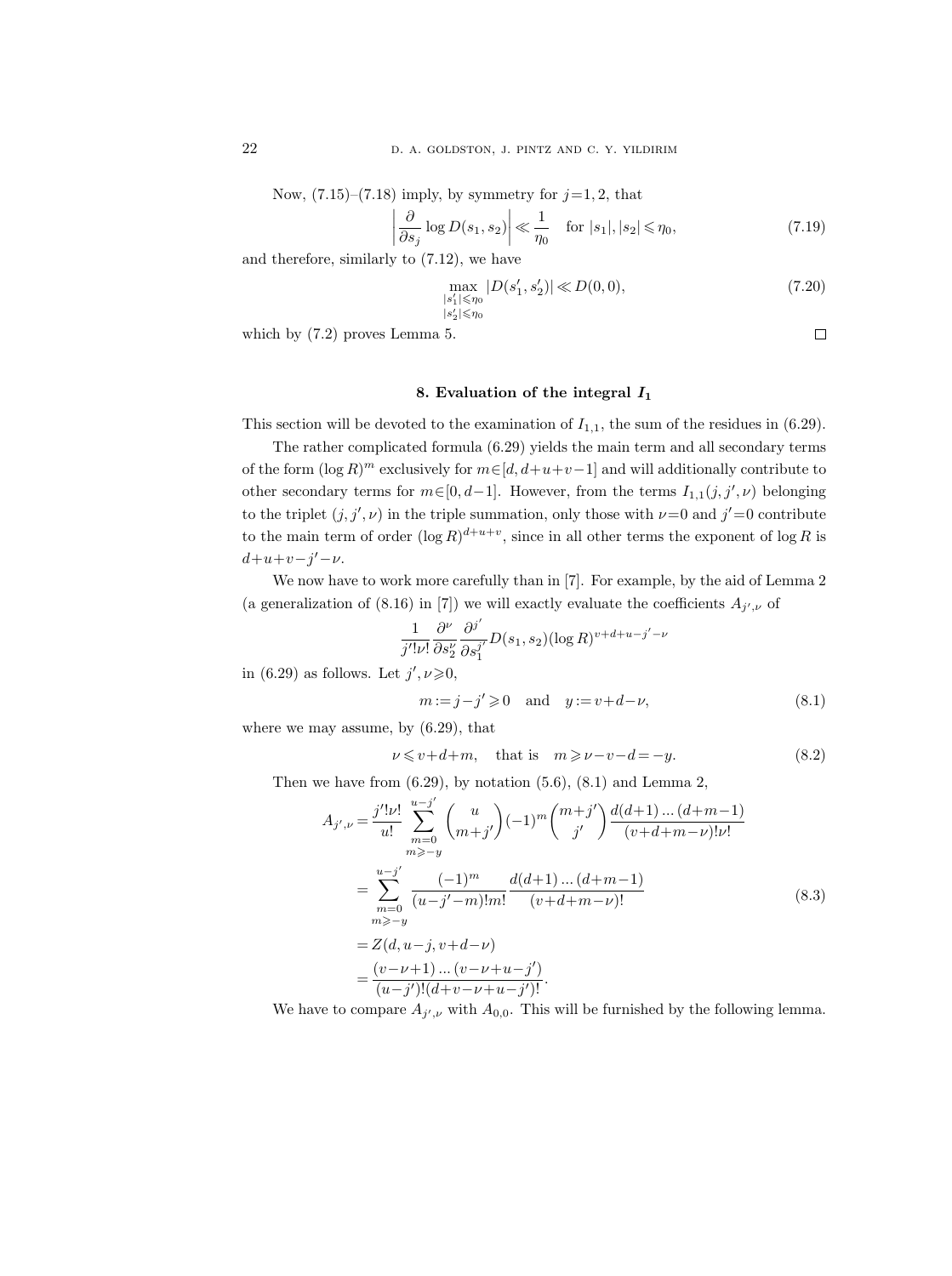Now, (7.15)–(7.18) imply, by symmetry for $j=1,2$, that

$$\left|\frac{\partial}{\partial s_j}\log D(s_1,s_2)\right| \ll \frac{1}{\eta_0} \quad \text{for } |s_1|,|s_2|\leqslant \eta_0, \tag{7.19}$$

and therefore, similarly to (7.12), we have

$$\max_{\substack{|s_1'|\leqslant\eta_0\\|s_2'|\leqslant\eta_0}} |D(s_1',s_2')| \ll D(0,0), \tag{7.20}$$

which by (7.2) proves Lemma 5. $\square$

## 8. Evaluation of the integral $I_1$

This section will be devoted to the examination of $I_{1,1}$, the sum of the residues in (6.29).

The rather complicated formula (6.29) yields the main term and all secondary terms of the form $(\log R)^m$ exclusively for $m\in[d,d+u+v-1]$ and will additionally contribute to other secondary terms for $m\in[0,d-1]$. However, from the terms $I_{1,1}(j,j',\nu)$ belonging to the triplet $(j,j',\nu)$ in the triple summation, only those with $\nu=0$ and $j'=0$ contribute to the main term of order $(\log R)^{d+u+v}$, since in all other terms the exponent of $\log R$ is $d+u+v-j'-\nu$.

We now have to work more carefully than in [7]. For example, by the aid of Lemma 2 (a generalization of (8.16) in [7]) we will exactly evaluate the coefficients $A_{j',\nu}$ of

$$\frac{1}{j'!\nu!}\frac{\partial^\nu}{\partial s_2^\nu}\frac{\partial^{j'}}{\partial s_1^{j'}}D(s_1,s_2)(\log R)^{v+d+u-j'-\nu}$$

in (6.29) as follows. Let $j',\nu\geqslant 0$,

$$m:=j-j'\geqslant 0 \quad \text{and} \quad y:=v+d-\nu, \tag{8.1}$$

where we may assume, by (6.29), that

$$\nu\leqslant v+d+m, \quad \text{that is} \quad m\geqslant \nu-v-d=-y. \tag{8.2}$$

Then we have from (6.29), by notation (5.6), (8.1) and Lemma 2,

$$\begin{aligned}
A_{j',\nu} &= \frac{j'!\nu!}{u!}\sum_{\substack{m=0\\m\geqslant -y}}^{u-j'}\binom{u}{m+j'}(-1)^m\binom{m+j'}{j'}\frac{d(d+1)\dots(d+m-1)}{(v+d+m-\nu)!\nu!}\\
&= \sum_{\substack{m=0\\m\geqslant -y}}^{u-j'}\frac{(-1)^m}{(u-j'-m)!m!}\frac{d(d+1)\dots(d+m-1)}{(v+d+m-\nu)!}\\
&= Z(d,u-j,v+d-\nu)\\
&= \frac{(v-\nu+1)\dots(v-\nu+u-j')}{(u-j')!(d+v-\nu+u-j')!}.
\end{aligned} \tag{8.3}$$

We have to compare $A_{j',\nu}$ with $A_{0,0}$. This will be furnished by the following lemma.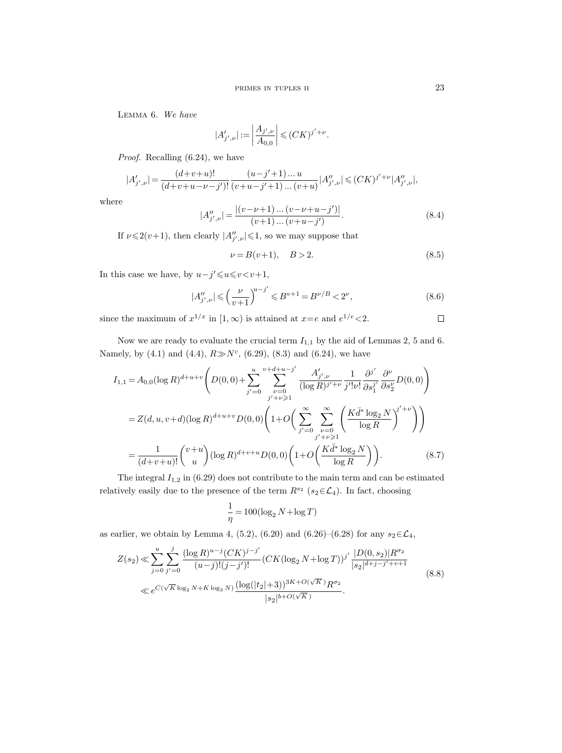Lemma 6. *We have*

$$|A'_{j',\nu}| := \left| \frac{A_{j',\nu}}{A_{0,0}} \right| \leqslant (CK)^{j'+\nu}.$$

*Proof.* Recalling (6.24), we have

$$|A'_{j',\nu}| = \frac{(d+v+u)!}{(d+v+u-\nu-j')!} \frac{(u-j'+1)\ldots u}{(v+u-j'+1)\ldots(v+u)} |A''_{j',\nu}| \leqslant (CK)^{j'+\nu} |A''_{j',\nu}|,$$

where

$$|A''_{j',\nu}| = \frac{|(v-\nu+1)\ldots(v-\nu+u-j')|}{(v+1)\ldots(v+u-j')}. \tag{8.4}$$

If $\nu \leqslant 2(v+1)$, then clearly $|A''_{j',\nu}| \leqslant 1$, so we may suppose that

$$\nu = B(v+1), \quad B > 2. \tag{8.5}$$

In this case we have, by $u-j' \leqslant u \leqslant v < v+1$,

$$|A''_{j',\nu}| \leqslant \left(\frac{\nu}{v+1}\right)^{u-j'} \leqslant B^{v+1} = B^{\nu/B} < 2^{\nu}, \tag{8.6}$$

since the maximum of $x^{1/x}$ in $[1,\infty)$ is attained at $x=e$ and $e^{1/e} < 2$. $\square$

Now we are ready to evaluate the crucial term $I_{1,1}$ by the aid of Lemmas 2, 5 and 6. Namely, by (4.1) and (4.4), $R \gg N^c$, (6.29), (8.3) and (6.24), we have

$$\begin{aligned}
I_{1,1} &= A_{0,0}(\log R)^{d+u+v} \left( D(0,0) + \sum_{j'=0}^{u} \sum_{\substack{\nu=0 \\ j'+\nu\geqslant 1}}^{v+d+u-j'} \frac{A'_{j',\nu}}{(\log R)^{j'+\nu}} \frac{1}{j'!\nu!} \frac{\partial^{j'}}{\partial s_1^{j'}} \frac{\partial^{\nu}}{\partial s_2^{\nu}} D(0,0) \right) \\
&= Z(d,u,v+d)(\log R)^{d+u+v} D(0,0) \left( 1 + O\left( \sum_{j'=0}^{\infty} \sum_{\substack{\nu=0 \\ j'+\nu\geqslant 1}}^{\infty} \left( \frac{K\bar{d}^* \log_2 N}{\log R} \right)^{j'+\nu} \right) \right) \\
&= \frac{1}{(d+v+u)!} \binom{v+u}{u} (\log R)^{d+v+u} D(0,0) \left( 1 + O\left( \frac{K\bar{d}^* \log_2 N}{\log R} \right) \right).
\end{aligned} \tag{8.7}$$

The integral $I_{1,2}$ in (6.29) does not contribute to the main term and can be estimated relatively easily due to the presence of the term $R^{s_2}$ ($s_2 \in \mathcal{L}_4$). In fact, choosing

$$\frac{1}{\eta} = 100(\log_2 N + \log T)$$

as earlier, we obtain by Lemma 4, (5.2), (6.20) and (6.26)–(6.28) for any $s_2 \in \mathcal{L}_4$,

$$\begin{aligned}
Z(s_2) &\ll \sum_{j=0}^{u} \sum_{j'=0}^{j} \frac{(\log R)^{u-j}(CK)^{j-j'}}{(u-j)!(j-j')!} (CK(\log_2 N + \log T))^{j'} \frac{|D(0,s_2)| R^{\sigma_2}}{|s_2|^{d+j-j'+v+1}} \\
&\ll e^{C(\sqrt{K}\log_2 N + K\log_3 N)} \frac{(\log(|t_2|+3))^{3K+O(\sqrt{K})} R^{\sigma_2}}{|s_2|^{b+O(\sqrt{K})}}.
\end{aligned} \tag{8.8}$$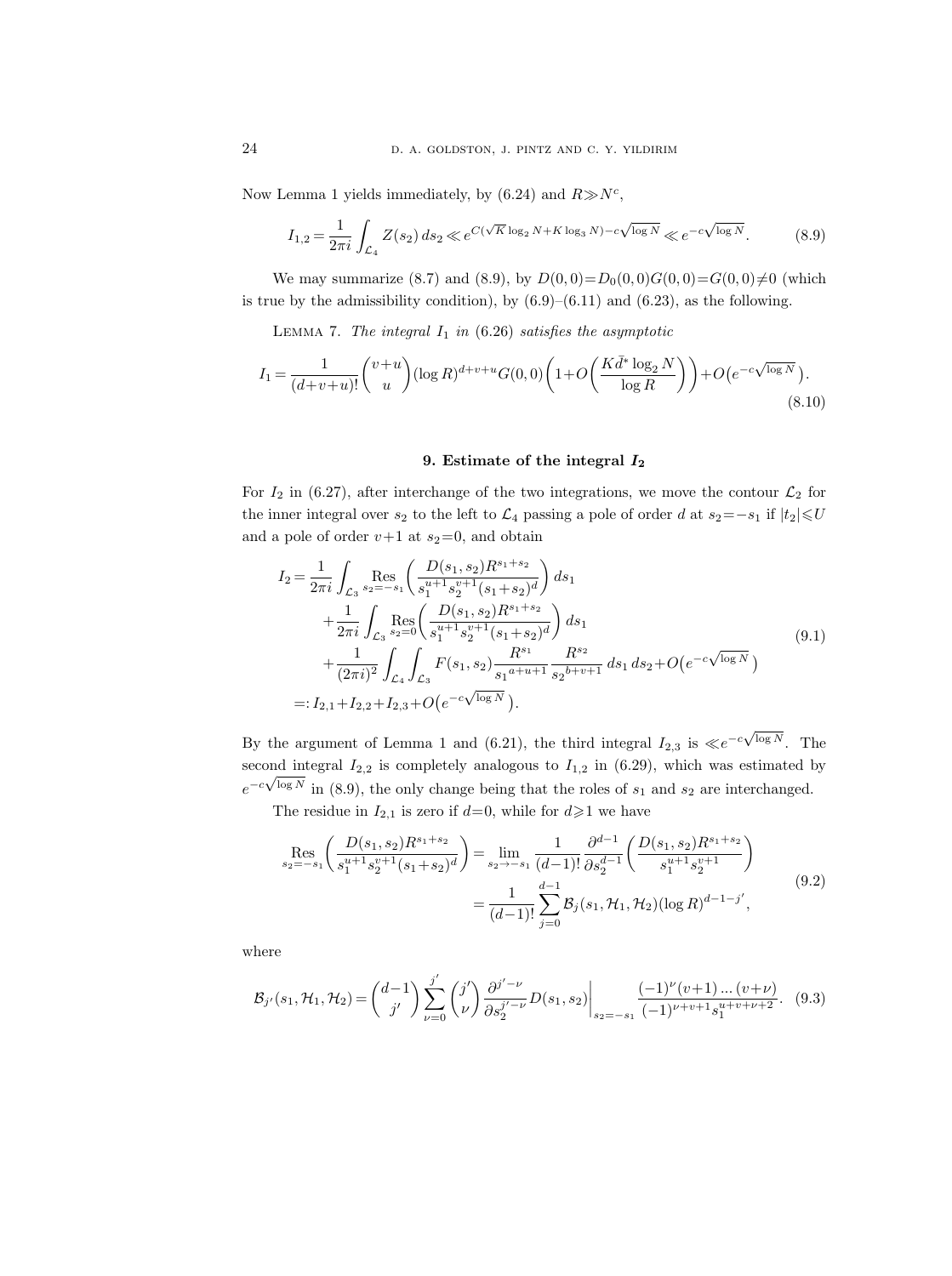Now Lemma 1 yields immediately, by (6.24) and $R \gg N^c$,

$$I_{1,2} = \frac{1}{2\pi i} \int_{\mathcal{L}_4} Z(s_2)\, ds_2 \ll e^{C(\sqrt{K}\log_2 N + K\log_3 N) - c\sqrt{\log N}} \ll e^{-c\sqrt{\log N}}. \tag{8.9}$$

We may summarize (8.7) and (8.9), by $D(0,0) = D_0(0,0)G(0,0) = G(0,0) \neq 0$ (which is true by the admissibility condition), by (6.9)–(6.11) and (6.23), as the following.

Lemma 7. *The integral $I_1$ in (6.26) satisfies the asymptotic*

$$I_1 = \frac{1}{(d+v+u)!}\binom{v+u}{u}(\log R)^{d+v+u} G(0,0)\left(1 + O\left(\frac{K\bar{d}^* \log_2 N}{\log R}\right)\right) + O\left(e^{-c\sqrt{\log N}}\right). \tag{8.10}$$

## 9. Estimate of the integral $I_2$

For $I_2$ in (6.27), after interchange of the two integrations, we move the contour $\mathcal{L}_2$ for the inner integral over $s_2$ to the left to $\mathcal{L}_4$ passing a pole of order $d$ at $s_2 = -s_1$ if $|t_2| \leqslant U$ and a pole of order $v+1$ at $s_2 = 0$, and obtain

$$\begin{aligned}
I_2 &= \frac{1}{2\pi i} \int_{\mathcal{L}_3} \operatorname*{Res}_{s_2 = -s_1}\left(\frac{D(s_1,s_2)R^{s_1+s_2}}{s_1^{u+1}s_2^{v+1}(s_1+s_2)^d}\right) ds_1 \\
&\quad + \frac{1}{2\pi i} \int_{\mathcal{L}_3} \operatorname*{Res}_{s_2 = 0}\left(\frac{D(s_1,s_2)R^{s_1+s_2}}{s_1^{u+1}s_2^{v+1}(s_1+s_2)^d}\right) ds_1 \\
&\quad + \frac{1}{(2\pi i)^2} \int_{\mathcal{L}_4}\int_{\mathcal{L}_3} F(s_1,s_2)\frac{R^{s_1}}{s_1{}^{a+u+1}}\frac{R^{s_2}}{s_2{}^{b+v+1}}\, ds_1\, ds_2 + O\left(e^{-c\sqrt{\log N}}\right) \\
&=: I_{2,1} + I_{2,2} + I_{2,3} + O\left(e^{-c\sqrt{\log N}}\right).
\end{aligned} \tag{9.1}$$

By the argument of Lemma 1 and (6.21), the third integral $I_{2,3}$ is $\ll e^{-c\sqrt{\log N}}$. The second integral $I_{2,2}$ is completely analogous to $I_{1,2}$ in (6.29), which was estimated by $e^{-c\sqrt{\log N}}$ in (8.9), the only change being that the roles of $s_1$ and $s_2$ are interchanged.

The residue in $I_{2,1}$ is zero if $d=0$, while for $d \geqslant 1$ we have

$$\begin{aligned}
\operatorname*{Res}_{s_2=-s_1}\left(\frac{D(s_1,s_2)R^{s_1+s_2}}{s_1^{u+1}s_2^{v+1}(s_1+s_2)^d}\right) &= \lim_{s_2 \to -s_1} \frac{1}{(d-1)!}\frac{\partial^{d-1}}{\partial s_2^{d-1}}\left(\frac{D(s_1,s_2)R^{s_1+s_2}}{s_1^{u+1}s_2^{v+1}}\right) \\
&= \frac{1}{(d-1)!}\sum_{j=0}^{d-1} \mathcal{B}_j(s_1, \mathcal{H}_1, \mathcal{H}_2)(\log R)^{d-1-j'},
\end{aligned} \tag{9.2}$$

where

$$\mathcal{B}_{j'}(s_1,\mathcal{H}_1,\mathcal{H}_2) = \binom{d-1}{j'}\sum_{\nu=0}^{j'}\binom{j'}{\nu}\frac{\partial^{j'-\nu}}{\partial s_2^{j'-\nu}} D(s_1,s_2)\bigg|_{s_2=-s_1}\frac{(-1)^\nu(v+1)\ldots(v+\nu)}{(-1)^{\nu+v+1}s_1^{u+v+\nu+2}}. \tag{9.3}$$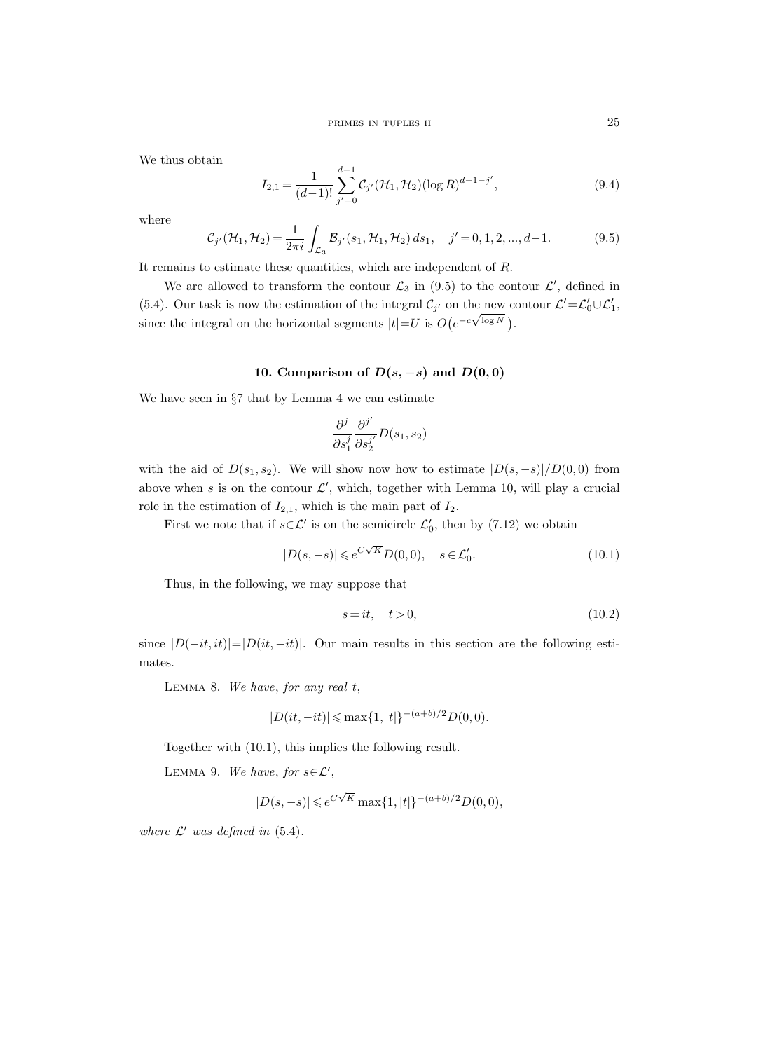We thus obtain

$$I_{2,1} = \frac{1}{(d-1)!} \sum_{j'=0}^{d-1} \mathcal{C}_{j'}(\mathcal{H}_1, \mathcal{H}_2)(\log R)^{d-1-j'}, \tag{9.4}$$

where

$$\mathcal{C}_{j'}(\mathcal{H}_1, \mathcal{H}_2) = \frac{1}{2\pi i} \int_{\mathcal{L}_3} \mathcal{B}_{j'}(s_1, \mathcal{H}_1, \mathcal{H}_2)\, ds_1, \quad j' = 0, 1, 2, ..., d-1. \tag{9.5}$$

It remains to estimate these quantities, which are independent of $R$.

We are allowed to transform the contour $\mathcal{L}_3$ in (9.5) to the contour $\mathcal{L}'$, defined in (5.4). Our task is now the estimation of the integral $\mathcal{C}_{j'}$ on the new contour $\mathcal{L}' = \mathcal{L}'_0 \cup \mathcal{L}'_1$, since the integral on the horizontal segments $|t| = U$ is $O\big(e^{-c\sqrt{\log N}}\big)$.

## 10. Comparison of $D(s, -s)$ and $D(0, 0)$

We have seen in §7 that by Lemma 4 we can estimate

$$\frac{\partial^j}{\partial s_1^j} \frac{\partial^{j'}}{\partial s_2^{j'}} D(s_1, s_2)$$

with the aid of $D(s_1, s_2)$. We will show now how to estimate $|D(s, -s)|/D(0, 0)$ from above when $s$ is on the contour $\mathcal{L}'$, which, together with Lemma 10, will play a crucial role in the estimation of $I_{2,1}$, which is the main part of $I_2$.

First we note that if $s \in \mathcal{L}'$ is on the semicircle $\mathcal{L}'_0$, then by (7.12) we obtain

$$|D(s, -s)| \leqslant e^{C\sqrt{K}} D(0, 0), \quad s \in \mathcal{L}'_0. \tag{10.1}$$

Thus, in the following, we may suppose that

$$s = it, \quad t > 0, \tag{10.2}$$

since $|D(-it, it)| = |D(it, -it)|$. Our main results in this section are the following estimates.

Lemma 8. *We have, for any real* $t$,

$$|D(it, -it)| \leqslant \max\{1, |t|\}^{-(a+b)/2} D(0, 0).$$

Together with (10.1), this implies the following result.

Lemma 9. *We have, for* $s \in \mathcal{L}'$,

$$|D(s, -s)| \leqslant e^{C\sqrt{K}} \max\{1, |t|\}^{-(a+b)/2} D(0, 0),$$

*where* $\mathcal{L}'$ *was defined in* (5.4).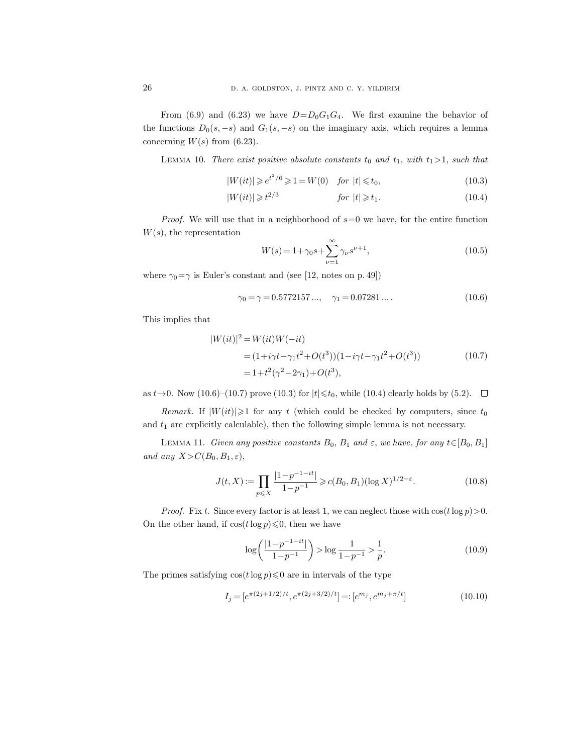From (6.9) and (6.23) we have $D=D_0G_1G_4$. We first examine the behavior of the functions $D_0(s,-s)$ and $G_1(s,-s)$ on the imaginary axis, which requires a lemma concerning $W(s)$ from (6.23).

Lemma 10. *There exist positive absolute constants $t_0$ and $t_1$, with $t_1>1$, such that*

$$|W(it)| \geqslant e^{t^2/6} \geqslant 1 = W(0) \quad \text{for } |t| \leqslant t_0, \tag{10.3}$$

$$|W(it)| \geqslant t^{2/3} \qquad\qquad \text{for } |t| \geqslant t_1. \tag{10.4}$$

*Proof.* We will use that in a neighborhood of $s=0$ we have, for the entire function $W(s)$, the representation

$$W(s) = 1+\gamma_0 s + \sum_{\nu=1}^{\infty} \gamma_\nu s^{\nu+1}, \tag{10.5}$$

where $\gamma_0=\gamma$ is Euler's constant and (see [12, notes on p. 49])

$$\gamma_0 = \gamma = 0.5772157\ldots, \quad \gamma_1 = 0.07281\ldots. \tag{10.6}$$

This implies that

$$\begin{aligned} |W(it)|^2 &= W(it)W(-it) \\ &= (1+i\gamma t-\gamma_1 t^2+O(t^3))(1-i\gamma t-\gamma_1 t^2+O(t^3)) \\ &= 1+t^2(\gamma^2-2\gamma_1)+O(t^3), \end{aligned} \tag{10.7}$$

as $t\to 0$. Now (10.6)–(10.7) prove (10.3) for $|t|\leqslant t_0$, while (10.4) clearly holds by (5.2). $\square$

*Remark.* If $|W(it)|\geqslant 1$ for any $t$ (which could be checked by computers, since $t_0$ and $t_1$ are explicitly calculable), then the following simple lemma is not necessary.

Lemma 11. *Given any positive constants $B_0$, $B_1$ and $\varepsilon$, we have, for any $t\in[B_0,B_1]$ and any $X>C(B_0,B_1,\varepsilon)$,*

$$J(t,X) := \prod_{p\leqslant X} \frac{|1-p^{-1-it}|}{1-p^{-1}} \geqslant c(B_0,B_1)(\log X)^{1/2-\varepsilon}. \tag{10.8}$$

*Proof.* Fix $t$. Since every factor is at least 1, we can neglect those with $\cos(t\log p)>0$. On the other hand, if $\cos(t\log p)\leqslant 0$, then we have

$$\log\biggl(\frac{|1-p^{-1-it}|}{1-p^{-1}}\biggr) > \log\frac{1}{1-p^{-1}} > \frac{1}{p}. \tag{10.9}$$

The primes satisfying $\cos(t\log p)\leqslant 0$ are in intervals of the type

$$I_j = [e^{\pi(2j+1/2)/t}, e^{\pi(2j+3/2)/t}] =: [e^{m_j}, e^{m_j+\pi/t}] \tag{10.10}$$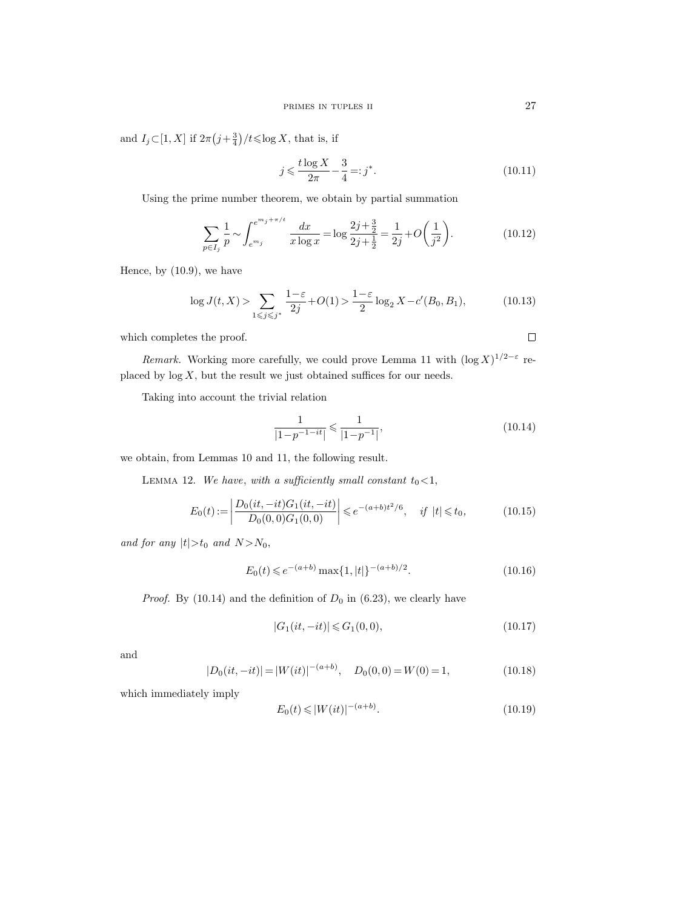and $I_j \subset [1, X]$ if $2\pi\left(j+\frac{3}{4}\right)/t \leqslant \log X$, that is, if

$$j \leqslant \frac{t \log X}{2\pi} - \frac{3}{4} =: j^*. \tag{10.11}$$

Using the prime number theorem, we obtain by partial summation

$$\sum_{p \in I_j} \frac{1}{p} \sim \int_{e^{m_j}}^{e^{m_j+\pi/t}} \frac{dx}{x \log x} = \log \frac{2j+\frac{3}{2}}{2j+\frac{1}{2}} = \frac{1}{2j} + O\left(\frac{1}{j^2}\right). \tag{10.12}$$

Hence, by (10.9), we have

$$\log J(t, X) > \sum_{1 \leqslant j \leqslant j^*} \frac{1-\varepsilon}{2j} + O(1) > \frac{1-\varepsilon}{2} \log_2 X - c'(B_0, B_1), \tag{10.13}$$

which completes the proof. □

*Remark.* Working more carefully, we could prove Lemma 11 with $(\log X)^{1/2-\varepsilon}$ replaced by $\log X$, but the result we just obtained suffices for our needs.

Taking into account the trivial relation

$$\frac{1}{|1-p^{-1-it}|} \leqslant \frac{1}{|1-p^{-1}|}, \tag{10.14}$$

we obtain, from Lemmas 10 and 11, the following result.

LEMMA 12. *We have, with a sufficiently small constant* $t_0 < 1$,

$$E_0(t) := \left| \frac{D_0(it, -it) G_1(it, -it)}{D_0(0,0) G_1(0,0)} \right| \leqslant e^{-(a+b)t^2/6}, \quad \text{if } |t| \leqslant t_0, \tag{10.15}$$

*and for any* $|t| > t_0$ *and* $N > N_0$,

$$E_0(t) \leqslant e^{-(a+b)} \max\{1, |t|\}^{-(a+b)/2}. \tag{10.16}$$

*Proof.* By (10.14) and the definition of $D_0$ in (6.23), we clearly have

$$|G_1(it, -it)| \leqslant G_1(0,0), \tag{10.17}$$

and

$$|D_0(it, -it)| = |W(it)|^{-(a+b)}, \quad D_0(0,0) = W(0) = 1, \tag{10.18}$$

which immediately imply

$$E_0(t) \leqslant |W(it)|^{-(a+b)}. \tag{10.19}$$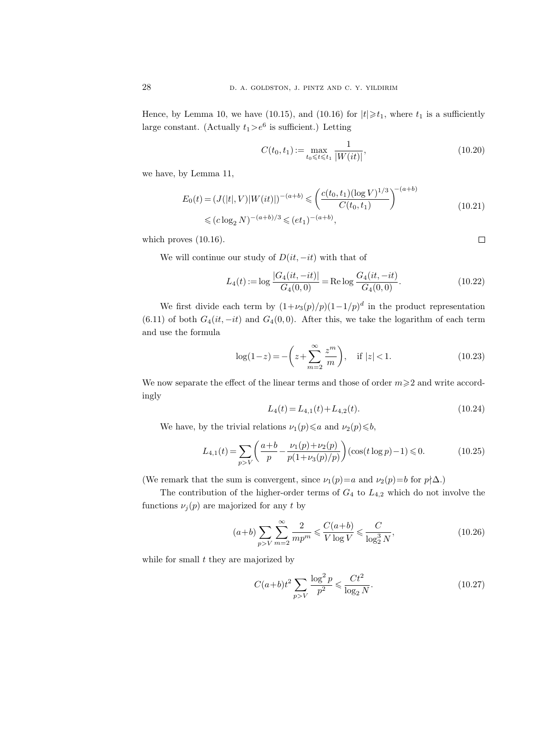Hence, by Lemma 10, we have (10.15), and (10.16) for $|t| \geqslant t_1$, where $t_1$ is a sufficiently large constant. (Actually $t_1 > e^6$ is sufficient.) Letting

$$C(t_0, t_1) := \max_{t_0 \leqslant t \leqslant t_1} \frac{1}{|W(it)|}, \tag{10.20}$$

we have, by Lemma 11,

$$\begin{aligned} E_0(t) = (J(|t|, V)|W(it)|)^{-(a+b)} &\leqslant \left( \frac{c(t_0, t_1)(\log V)^{1/3}}{C(t_0, t_1)} \right)^{-(a+b)} \\ &\leqslant (c \log_2 N)^{-(a+b)/3} \leqslant (e t_1)^{-(a+b)}, \end{aligned} \tag{10.21}$$

which proves (10.16). $\square$

We will continue our study of $D(it, -it)$ with that of

$$L_4(t) := \log \frac{|G_4(it, -it)|}{G_4(0,0)} = \operatorname{Re} \log \frac{G_4(it, -it)}{G_4(0,0)}. \tag{10.22}$$

We first divide each term by $(1 + \nu_3(p)/p)(1 - 1/p)^d$ in the product representation (6.11) of both $G_4(it, -it)$ and $G_4(0,0)$. After this, we take the logarithm of each term and use the formula

$$\log(1 - z) = -\left( z + \sum_{m=2}^{\infty} \frac{z^m}{m} \right), \quad \text{if } |z| < 1. \tag{10.23}$$

We now separate the effect of the linear terms and those of order $m \geqslant 2$ and write accordingly

$$L_4(t) = L_{4,1}(t) + L_{4,2}(t). \tag{10.24}$$

We have, by the trivial relations $\nu_1(p) \leqslant a$ and $\nu_2(p) \leqslant b$,

$$L_{4,1}(t) = \sum_{p > V} \left( \frac{a+b}{p} - \frac{\nu_1(p) + \nu_2(p)}{p(1 + \nu_3(p)/p)} \right) (\cos(t \log p) - 1) \leqslant 0. \tag{10.25}$$

(We remark that the sum is convergent, since $\nu_1(p) = a$ and $\nu_2(p) = b$ for $p \nmid \Delta$.)

The contribution of the higher-order terms of $G_4$ to $L_{4,2}$ which do not involve the functions $\nu_j(p)$ are majorized for any $t$ by

$$(a+b) \sum_{p > V} \sum_{m=2}^{\infty} \frac{2}{m p^m} \leqslant \frac{C(a+b)}{V \log V} \leqslant \frac{C}{\log_2^3 N}, \tag{10.26}$$

while for small $t$ they are majorized by

$$C(a+b) t^2 \sum_{p > V} \frac{\log^2 p}{p^2} \leqslant \frac{C t^2}{\log_2 N}. \tag{10.27}$$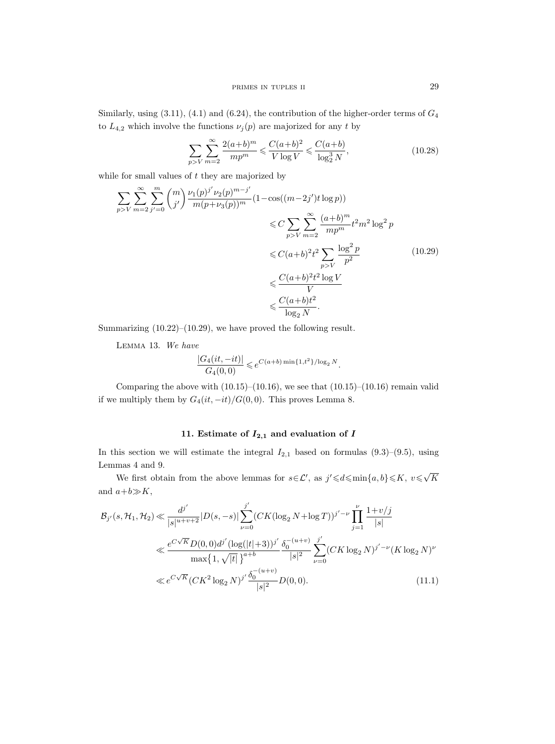Similarly, using (3.11), (4.1) and (6.24), the contribution of the higher-order terms of $G_4$ to $L_{4,2}$ which involve the functions $\nu_j(p)$ are majorized for any $t$ by

$$\sum_{p>V}\sum_{m=2}^{\infty}\frac{2(a+b)^m}{mp^m}\leqslant\frac{C(a+b)^2}{V\log V}\leqslant\frac{C(a+b)}{\log_2^3 N},\tag{10.28}$$

while for small values of $t$ they are majorized by

$$\begin{aligned}\sum_{p>V}\sum_{m=2}^{\infty}\sum_{j'=0}^{m}\binom{m}{j'}\frac{\nu_1(p)^{j'}\nu_2(p)^{m-j'}}{m(p+\nu_3(p))^m}&(1-\cos((m-2j')t\log p))\\&\leqslant C\sum_{p>V}\sum_{m=2}^{\infty}\frac{(a+b)^m}{mp^m}t^2m^2\log^2 p\\&\leqslant C(a+b)^2t^2\sum_{p>V}\frac{\log^2 p}{p^2}\\&\leqslant\frac{C(a+b)^2t^2\log V}{V}\\&\leqslant\frac{C(a+b)t^2}{\log_2 N}.\end{aligned}\tag{10.29}$$

Summarizing (10.22)–(10.29), we have proved the following result.

Lemma 13. *We have*

$$\frac{|G_4(it,-it)|}{G_4(0,0)}\leqslant e^{C(a+b)\min\{1,t^2\}/\log_2 N}.$$

Comparing the above with (10.15)–(10.16), we see that (10.15)–(10.16) remain valid if we multiply them by $G_4(it,-it)/G(0,0)$. This proves Lemma 8.

## 11. Estimate of $I_{2,1}$ and evaluation of $I$

In this section we will estimate the integral $I_{2,1}$ based on formulas (9.3)–(9.5), using Lemmas 4 and 9.

We first obtain from the above lemmas for $s\in\mathcal{L}'$, as $j'\leqslant d\leqslant\min\{a,b\}\leqslant K$, $v\leqslant\sqrt{K}$ and $a+b\gg K$,

$$\begin{aligned}\mathcal{B}_{j'}(s,\mathcal{H}_1,\mathcal{H}_2)&\ll\frac{d^{j'}}{|s|^{u+v+2}}|D(s,-s)|\sum_{\nu=0}^{j'}(CK(\log_2 N+\log T))^{j'-\nu}\prod_{j=1}^{\nu}\frac{1+v/j}{|s|}\\&\ll\frac{e^{C\sqrt{K}}D(0,0)d^{j'}(\log(|t|+3))^{j'}}{\max\{1,\sqrt{|t|}\}^{a+b}}\frac{\delta_0^{-(u+v)}}{|s|^2}\sum_{\nu=0}^{j'}(CK\log_2 N)^{j'-\nu}(K\log_2 N)^{\nu}\\&\ll e^{C\sqrt{K}}(CK^2\log_2 N)^{j'}\frac{\delta_0^{-(u+v)}}{|s|^2}D(0,0).\end{aligned}\tag{11.1}$$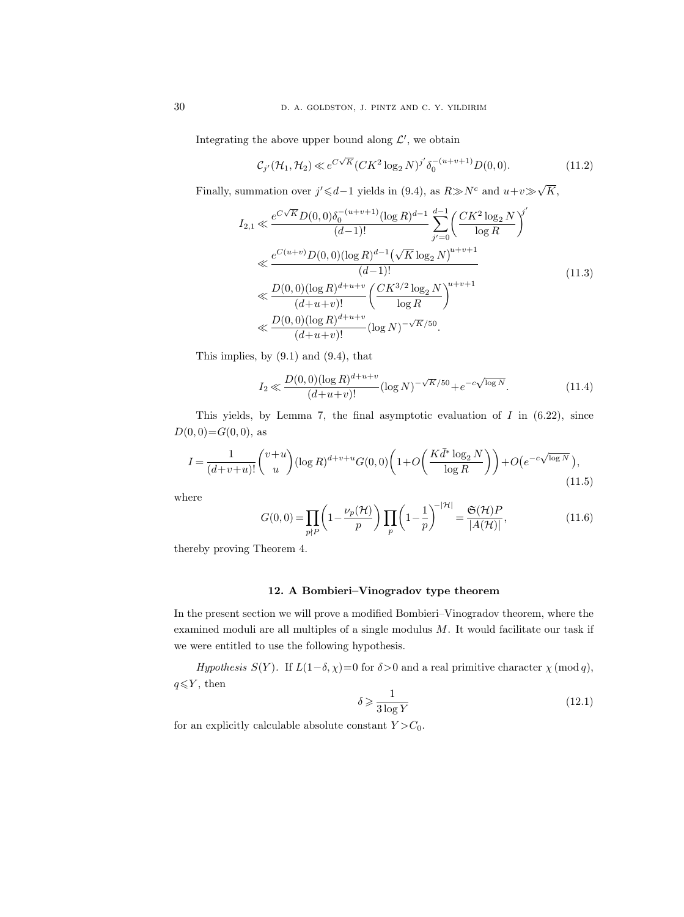Integrating the above upper bound along $\mathcal{L}'$, we obtain

$$\mathcal{C}_{j'}(\mathcal{H}_1,\mathcal{H}_2) \ll e^{C\sqrt{K}}(CK^2\log_2 N)^{j'}\delta_0^{-(u+v+1)}D(0,0). \tag{11.2}$$

Finally, summation over $j' \leqslant d-1$ yields in (9.4), as $R \gg N^c$ and $u+v \gg \sqrt{K}$,

$$\begin{aligned}
I_{2,1} &\ll \frac{e^{C\sqrt{K}}D(0,0)\delta_0^{-(u+v+1)}(\log R)^{d-1}}{(d-1)!}\sum_{j'=0}^{d-1}\left(\frac{CK^2\log_2 N}{\log R}\right)^{j'} \\
&\ll \frac{e^{C(u+v)}D(0,0)(\log R)^{d-1}\big(\sqrt{K}\log_2 N\big)^{u+v+1}}{(d-1)!} \\
&\ll \frac{D(0,0)(\log R)^{d+u+v}}{(d+u+v)!}\left(\frac{CK^{3/2}\log_2 N}{\log R}\right)^{u+v+1} \\
&\ll \frac{D(0,0)(\log R)^{d+u+v}}{(d+u+v)!}(\log N)^{-\sqrt{K}/50}.
\end{aligned} \tag{11.3}$$

This implies, by (9.1) and (9.4), that

$$I_2 \ll \frac{D(0,0)(\log R)^{d+u+v}}{(d+u+v)!}(\log N)^{-\sqrt{K}/50} + e^{-c\sqrt{\log N}}. \tag{11.4}$$

This yields, by Lemma 7, the final asymptotic evaluation of $I$ in (6.22), since $D(0,0)=G(0,0)$, as

$$I = \frac{1}{(d+v+u)!}\binom{v+u}{u}(\log R)^{d+v+u}G(0,0)\left(1+O\left(\frac{K\bar{d}^*\log_2 N}{\log R}\right)\right)+O\big(e^{-c\sqrt{\log N}}\big), \tag{11.5}$$

where

$$G(0,0) = \prod_{p\nmid P}\left(1-\frac{\nu_p(\mathcal{H})}{p}\right)\prod_p\left(1-\frac{1}{p}\right)^{-|\mathcal{H}|} = \frac{\mathfrak{S}(\mathcal{H})P}{|A(\mathcal{H})|}, \tag{11.6}$$

thereby proving Theorem 4.

## 12. A Bombieri–Vinogradov type theorem

In the present section we will prove a modified Bombieri–Vinogradov theorem, where the examined moduli are all multiples of a single modulus $M$. It would facilitate our task if we were entitled to use the following hypothesis.

*Hypothesis $S(Y)$.* If $L(1-\delta,\chi)=0$ for $\delta>0$ and a real primitive character $\chi \pmod q$, $q \leqslant Y$, then

$$\delta \geqslant \frac{1}{3\log Y} \tag{12.1}$$

for an explicitly calculable absolute constant $Y > C_0$.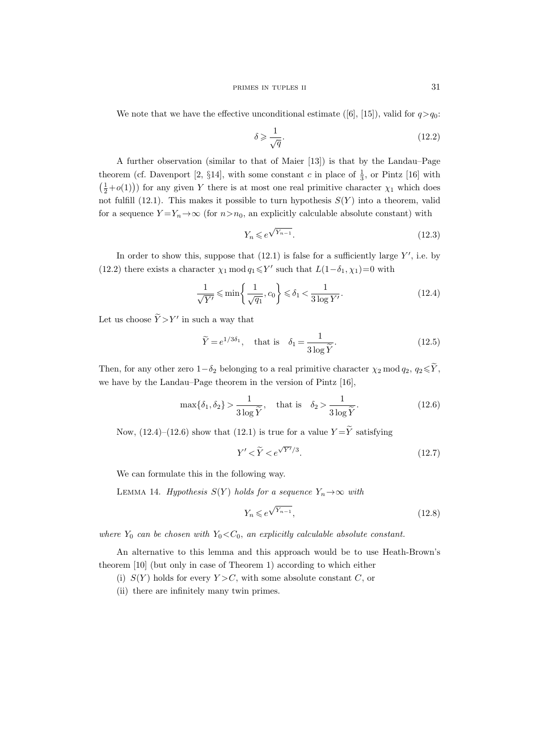We note that we have the effective unconditional estimate ([6], [15]), valid for $q>q_0$:

$$\delta \geqslant \frac{1}{\sqrt{q}}. \tag{12.2}$$

A further observation (similar to that of Maier [13]) is that by the Landau–Page theorem (cf. Davenport [2, §14], with some constant $c$ in place of $\frac{1}{3}$, or Pintz [16] with $\left(\frac{1}{2}+o(1)\right)$) for any given $Y$ there is at most one real primitive character $\chi_1$ which does not fulfill (12.1). This makes it possible to turn hypothesis $S(Y)$ into a theorem, valid for a sequence $Y=Y_n\to\infty$ (for $n>n_0$, an explicitly calculable absolute constant) with

$$Y_n \leqslant e^{\sqrt{Y_{n-1}}}. \tag{12.3}$$

In order to show this, suppose that (12.1) is false for a sufficiently large $Y'$, i.e. by (12.2) there exists a character $\chi_1 \bmod q_1 \leqslant Y'$ such that $L(1-\delta_1,\chi_1)=0$ with

$$\frac{1}{\sqrt{Y'}} \leqslant \min\left\{\frac{1}{\sqrt{q_1}}, c_0\right\} \leqslant \delta_1 < \frac{1}{3\log Y'}. \tag{12.4}$$

Let us choose $\widetilde{Y}>Y'$ in such a way that

$$\widetilde{Y}=e^{1/3\delta_1}, \quad \text{that is} \quad \delta_1=\frac{1}{3\log \widetilde{Y}}. \tag{12.5}$$

Then, for any other zero $1-\delta_2$ belonging to a real primitive character $\chi_2 \bmod q_2$, $q_2\leqslant\widetilde{Y}$, we have by the Landau–Page theorem in the version of Pintz [16],

$$\max\{\delta_1,\delta_2\} > \frac{1}{3\log\widetilde{Y}}, \quad \text{that is} \quad \delta_2 > \frac{1}{3\log\widetilde{Y}}. \tag{12.6}$$

Now, (12.4)–(12.6) show that (12.1) is true for a value $Y=\widetilde{Y}$ satisfying

$$Y' < \widetilde{Y} < e^{\sqrt{Y'}/3}. \tag{12.7}$$

We can formulate this in the following way.

Lemma 14. *Hypothesis $S(Y)$ holds for a sequence $Y_n\to\infty$ with*

$$Y_n \leqslant e^{\sqrt{Y_{n-1}}}, \tag{12.8}$$

*where $Y_0$ can be chosen with $Y_0<C_0$, an explicitly calculable absolute constant.*

An alternative to this lemma and this approach would be to use Heath-Brown's theorem [10] (but only in case of Theorem 1) according to which either

(i) $S(Y)$ holds for every $Y>C$, with some absolute constant $C$, or

(ii) there are infinitely many twin primes.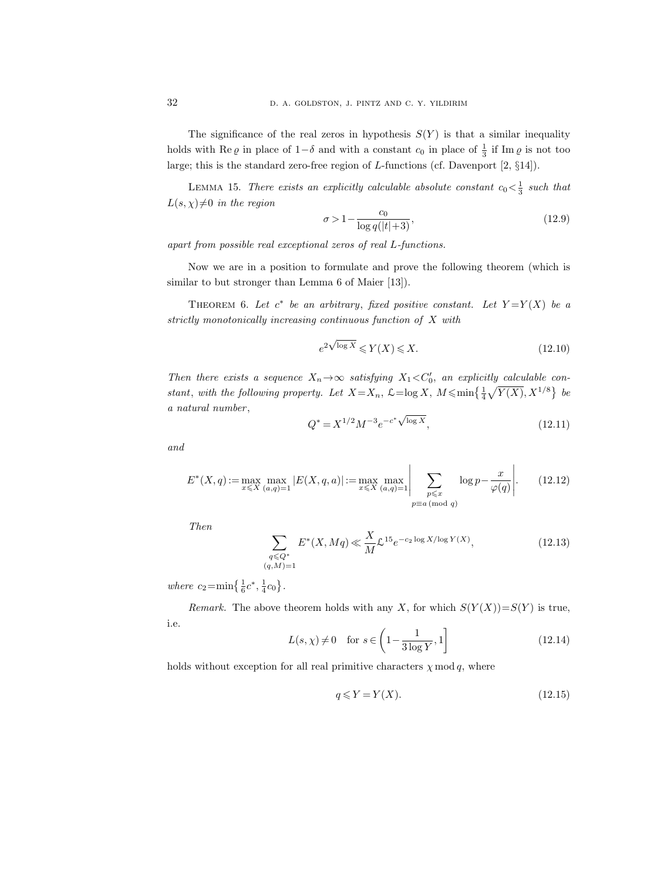The significance of the real zeros in hypothesis $S(Y)$ is that a similar inequality holds with $\operatorname{Re}\varrho$ in place of $1-\delta$ and with a constant $c_0$ in place of $\frac{1}{3}$ if $\operatorname{Im}\varrho$ is not too large; this is the standard zero-free region of $L$-functions (cf. Davenport [2, §14]).

Lemma 15. *There exists an explicitly calculable absolute constant $c_0 < \frac{1}{3}$ such that $L(s,\chi) \neq 0$ in the region*

$$\sigma > 1 - \frac{c_0}{\log q(|t|+3)}, \tag{12.9}$$

*apart from possible real exceptional zeros of real $L$-functions.*

Now we are in a position to formulate and prove the following theorem (which is similar to but stronger than Lemma 6 of Maier [13]).

Theorem 6. *Let $c^*$ be an arbitrary, fixed positive constant. Let $Y = Y(X)$ be a strictly monotonically increasing continuous function of $X$ with*

$$e^{2\sqrt{\log X}} \leqslant Y(X) \leqslant X. \tag{12.10}$$

*Then there exists a sequence $X_n \to \infty$ satisfying $X_1 < C_0'$, an explicitly calculable constant, with the following property. Let $X = X_n$, $\mathcal{L} = \log X$, $M \leqslant \min\{\frac{1}{4}\sqrt{Y(X)}, X^{1/8}\}$ be a natural number,*

$$Q^* = X^{1/2} M^{-3} e^{-c^*\sqrt{\log X}}, \tag{12.11}$$

*and*

$$E^*(X,q) := \max_{x \leqslant X} \max_{(a,q)=1} |E(X,q,a)| := \max_{x \leqslant X} \max_{(a,q)=1} \left| \sum_{\substack{p \leqslant x \\ p \equiv a \ (\mathrm{mod}\ q)}} \log p - \frac{x}{\varphi(q)} \right|. \tag{12.12}$$

*Then*

$$\sum_{\substack{q \leqslant Q^* \\ (q,M)=1}} E^*(X, Mq) \ll \frac{X}{M} \mathcal{L}^{15} e^{-c_2 \log X/\log Y(X)}, \tag{12.13}$$

*where $c_2 = \min\{\frac{1}{6}c^*, \frac{1}{4}c_0\}$.*

*Remark.* The above theorem holds with any $X$, for which $S(Y(X)) = S(Y)$ is true, i.e.

$$L(s,\chi) \neq 0 \quad \text{for } s \in \left(1 - \frac{1}{3\log Y}, 1\right] \tag{12.14}$$

holds without exception for all real primitive characters $\chi \bmod q$, where

$$q \leqslant Y = Y(X). \tag{12.15}$$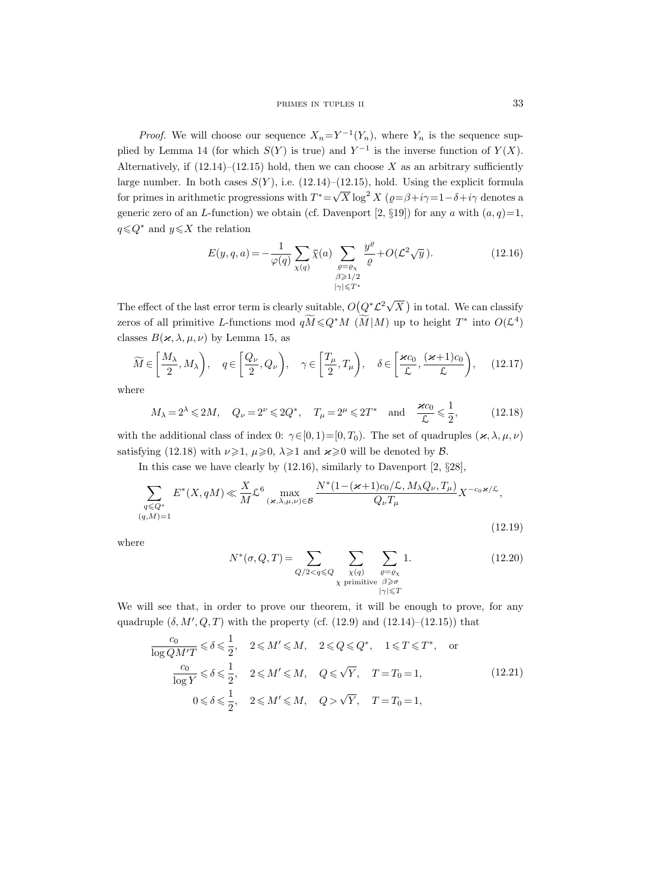*Proof.* We will choose our sequence $X_n = Y^{-1}(Y_n)$, where $Y_n$ is the sequence supplied by Lemma 14 (for which $S(Y)$ is true) and $Y^{-1}$ is the inverse function of $Y(X)$. Alternatively, if (12.14)–(12.15) hold, then we can choose $X$ as an arbitrary sufficiently large number. In both cases $S(Y)$, i.e. (12.14)–(12.15), hold. Using the explicit formula for primes in arithmetic progressions with $T^* = \sqrt{X}\log^2 X$ ($\varrho = \beta + i\gamma = 1 - \delta + i\gamma$ denotes a generic zero of an $L$-function) we obtain (cf. Davenport [2, §19]) for any $a$ with $(a,q)=1$, $q \leqslant Q^*$ and $y \leqslant X$ the relation

$$E(y,q,a) = -\frac{1}{\varphi(q)} \sum_{\chi(q)} \bar{\chi}(a) \sum_{\substack{\varrho = \varrho_\chi \\ \beta \geqslant 1/2 \\ |\gamma| \leqslant T^*}} \frac{y^\varrho}{\varrho} + O(\mathcal{L}^2 \sqrt{y}). \tag{12.16}$$

The effect of the last error term is clearly suitable, $O\big(Q^* \mathcal{L}^2 \sqrt{X}\big)$ in total. We can classify zeros of all primitive $L$-functions mod $q\widetilde{M} \leqslant Q^* M$ ($\widetilde{M} | M$) up to height $T^*$ into $O(\mathcal{L}^4)$ classes $B(\varkappa, \lambda, \mu, \nu)$ by Lemma 15, as

$$\widetilde{M} \in \left[\frac{M_\lambda}{2}, M_\lambda\right), \quad q \in \left[\frac{Q_\nu}{2}, Q_\nu\right), \quad \gamma \in \left[\frac{T_\mu}{2}, T_\mu\right), \quad \delta \in \left[\frac{\varkappa c_0}{\mathcal{L}}, \frac{(\varkappa+1)c_0}{\mathcal{L}}\right), \tag{12.17}$$

where

$$M_\lambda = 2^\lambda \leqslant 2M, \quad Q_\nu = 2^\nu \leqslant 2Q^*, \quad T_\mu = 2^\mu \leqslant 2T^* \quad \text{and} \quad \frac{\varkappa c_0}{\mathcal{L}} \leqslant \frac{1}{2}, \tag{12.18}$$

with the additional class of index 0: $\gamma \in [0,1) = [0, T_0)$. The set of quadruples $(\varkappa, \lambda, \mu, \nu)$ satisfying (12.18) with $\nu \geqslant 1$, $\mu \geqslant 0$, $\lambda \geqslant 1$ and $\varkappa \geqslant 0$ will be denoted by $\mathcal{B}$.

In this case we have clearly by (12.16), similarly to Davenport [2, §28],

$$\sum_{\substack{q \leqslant Q^* \\ (q,M)=1}} E^*(X, qM) \ll \frac{X}{M} \mathcal{L}^6 \max_{(\varkappa,\lambda,\mu,\nu) \in \mathcal{B}} \frac{N^*(1-(\varkappa+1)c_0/\mathcal{L}, M_\lambda Q_\nu, T_\mu)}{Q_\nu T_\mu} X^{-c_0 \varkappa/\mathcal{L}}, \tag{12.19}$$

where

$$N^*(\sigma, Q, T) = \sum_{Q/2 < q \leqslant Q} \sum_{\substack{\chi(q) \\ \chi \text{ primitive}}} \sum_{\substack{\varrho = \varrho_\chi \\ \beta \geqslant \sigma \\ |\gamma| \leqslant T}} 1. \tag{12.20}$$

We will see that, in order to prove our theorem, it will be enough to prove, for any quadruple $(\delta, M', Q, T)$ with the property (cf. (12.9) and (12.14)–(12.15)) that

$$\begin{aligned} &\frac{c_0}{\log QM'T} \leqslant \delta \leqslant \frac{1}{2}, \quad 2 \leqslant M' \leqslant M, \quad 2 \leqslant Q \leqslant Q^*, \quad 1 \leqslant T \leqslant T^*, \quad \text{or} \\ &\frac{c_0}{\log Y} \leqslant \delta \leqslant \frac{1}{2}, \quad 2 \leqslant M' \leqslant M, \quad Q \leqslant \sqrt{Y}, \quad T = T_0 = 1, \\ &0 \leqslant \delta \leqslant \frac{1}{2}, \quad 2 \leqslant M' \leqslant M, \quad Q > \sqrt{Y}, \quad T = T_0 = 1, \end{aligned} \tag{12.21}$$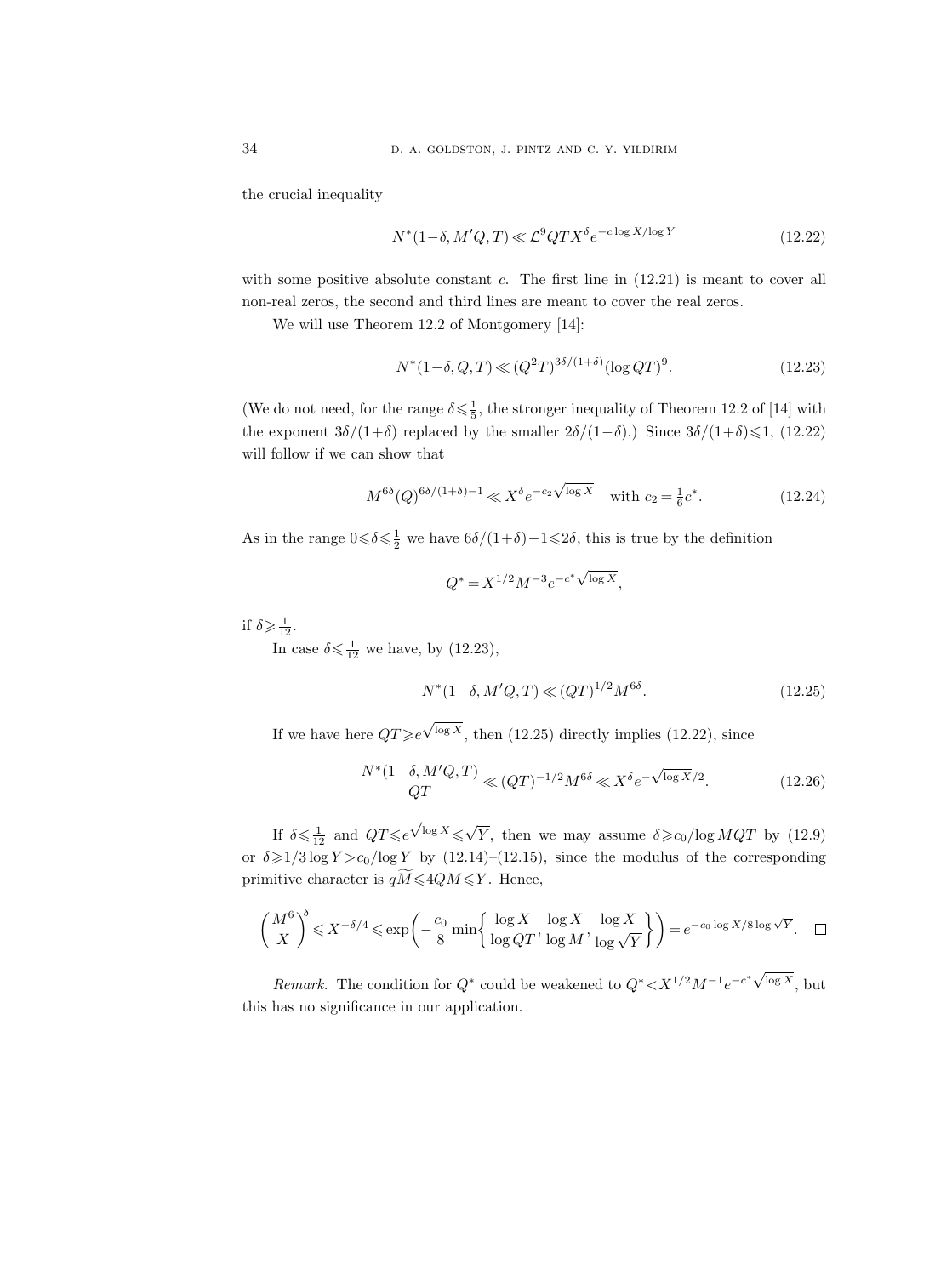the crucial inequality

$$N^*(1-\delta, M'Q, T) \ll \mathcal{L}^9 QTX^\delta e^{-c\log X/\log Y} \tag{12.22}$$

with some positive absolute constant $c$. The first line in (12.21) is meant to cover all non-real zeros, the second and third lines are meant to cover the real zeros.

We will use Theorem 12.2 of Montgomery [14]:

$$N^*(1-\delta, Q, T) \ll (Q^2T)^{3\delta/(1+\delta)}(\log QT)^9. \tag{12.23}$$

(We do not need, for the range $\delta \leqslant \frac{1}{5}$, the stronger inequality of Theorem 12.2 of [14] with the exponent $3\delta/(1+\delta)$ replaced by the smaller $2\delta/(1-\delta)$.) Since $3\delta/(1+\delta) \leqslant 1$, (12.22) will follow if we can show that

$$M^{6\delta}(Q)^{6\delta/(1+\delta)-1} \ll X^\delta e^{-c_2\sqrt{\log X}} \quad \text{with } c_2 = \tfrac{1}{6}c^*. \tag{12.24}$$

As in the range $0 \leqslant \delta \leqslant \frac{1}{2}$ we have $6\delta/(1+\delta)-1 \leqslant 2\delta$, this is true by the definition

$$Q^* = X^{1/2}M^{-3}e^{-c^*\sqrt{\log X}},$$

if $\delta \geqslant \frac{1}{12}$.

In case $\delta \leqslant \frac{1}{12}$ we have, by (12.23),

$$N^*(1-\delta, M'Q, T) \ll (QT)^{1/2}M^{6\delta}. \tag{12.25}$$

If we have here $QT \geqslant e^{\sqrt{\log X}}$, then (12.25) directly implies (12.22), since

$$\frac{N^*(1-\delta, M'Q, T)}{QT} \ll (QT)^{-1/2}M^{6\delta} \ll X^\delta e^{-\sqrt{\log X}/2}. \tag{12.26}$$

If $\delta \leqslant \frac{1}{12}$ and $QT \leqslant e^{\sqrt{\log X}} \leqslant \sqrt{Y}$, then we may assume $\delta \geqslant c_0/\log MQT$ by (12.9) or $\delta \geqslant 1/3\log Y > c_0/\log Y$ by (12.14)–(12.15), since the modulus of the corresponding primitive character is $q\widetilde{M} \leqslant 4QM \leqslant Y$. Hence,

$$\left(\frac{M^6}{X}\right)^\delta \leqslant X^{-\delta/4} \leqslant \exp\left(-\frac{c_0}{8}\min\left\{\frac{\log X}{\log QT}, \frac{\log X}{\log M}, \frac{\log X}{\log \sqrt{Y}}\right\}\right) = e^{-c_0\log X/8\log\sqrt{Y}}. \qquad \square$$

*Remark.* The condition for $Q^*$ could be weakened to $Q^* < X^{1/2}M^{-1}e^{-c^*\sqrt{\log X}}$, but this has no significance in our application.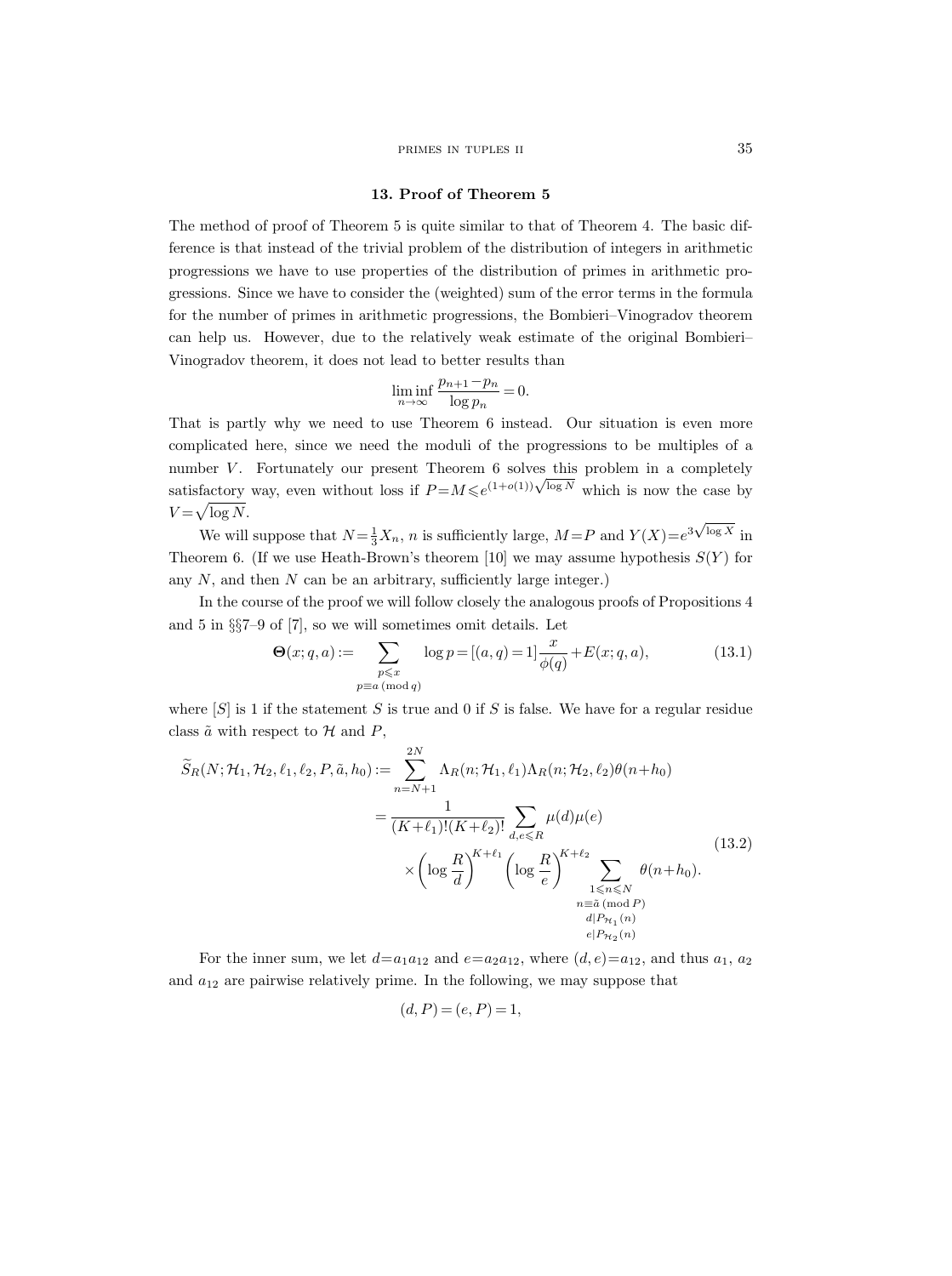## 13. Proof of Theorem 5

The method of proof of Theorem 5 is quite similar to that of Theorem 4. The basic difference is that instead of the trivial problem of the distribution of integers in arithmetic progressions we have to use properties of the distribution of primes in arithmetic progressions. Since we have to consider the (weighted) sum of the error terms in the formula for the number of primes in arithmetic progressions, the Bombieri–Vinogradov theorem can help us. However, due to the relatively weak estimate of the original Bombieri–Vinogradov theorem, it does not lead to better results than

$$\liminf_{n\to\infty} \frac{p_{n+1}-p_n}{\log p_n} = 0.$$

That is partly why we need to use Theorem 6 instead. Our situation is even more complicated here, since we need the moduli of the progressions to be multiples of a number $V$. Fortunately our present Theorem 6 solves this problem in a completely satisfactory way, even without loss if $P=M\leqslant e^{(1+o(1))\sqrt{\log N}}$ which is now the case by $V=\sqrt{\log N}$.

We will suppose that $N=\frac{1}{3}X_n$, $n$ is sufficiently large, $M=P$ and $Y(X)=e^{3\sqrt{\log X}}$ in Theorem 6. (If we use Heath-Brown's theorem [10] we may assume hypothesis $S(Y)$ for any $N$, and then $N$ can be an arbitrary, sufficiently large integer.)

In the course of the proof we will follow closely the analogous proofs of Propositions 4 and 5 in §§7–9 of [7], so we will sometimes omit details. Let

$$\boldsymbol{\Theta}(x;q,a) := \sum_{\substack{p\leqslant x\\ p\equiv a \,(\mathrm{mod}\, q)}} \log p = [(a,q)=1]\frac{x}{\phi(q)} + E(x;q,a), \tag{13.1}$$

where $[S]$ is 1 if the statement $S$ is true and 0 if $S$ is false. We have for a regular residue class $\tilde{a}$ with respect to $\mathcal{H}$ and $P$,

$$\begin{aligned} \widetilde{S}_R(N;\mathcal{H}_1,\mathcal{H}_2,\ell_1,\ell_2,P,\tilde{a},h_0) &:= \sum_{n=N+1}^{2N} \Lambda_R(n;\mathcal{H}_1,\ell_1)\Lambda_R(n;\mathcal{H}_2,\ell_2)\theta(n+h_0) \\ &= \frac{1}{(K+\ell_1)!(K+\ell_2)!} \sum_{d,e\leqslant R} \mu(d)\mu(e) \\ &\quad\times \left(\log\frac{R}{d}\right)^{K+\ell_1}\left(\log\frac{R}{e}\right)^{K+\ell_2} \sum_{\substack{1\leqslant n\leqslant N\\ n\equiv \tilde{a}\,(\mathrm{mod}\, P)\\ d\mid P_{\mathcal{H}_1}(n)\\ e\mid P_{\mathcal{H}_2}(n)}} \theta(n+h_0). \end{aligned} \tag{13.2}$$

For the inner sum, we let $d=a_1a_{12}$ and $e=a_2a_{12}$, where $(d,e)=a_{12}$, and thus $a_1$, $a_2$ and $a_{12}$ are pairwise relatively prime. In the following, we may suppose that

$$(d,P)=(e,P)=1,$$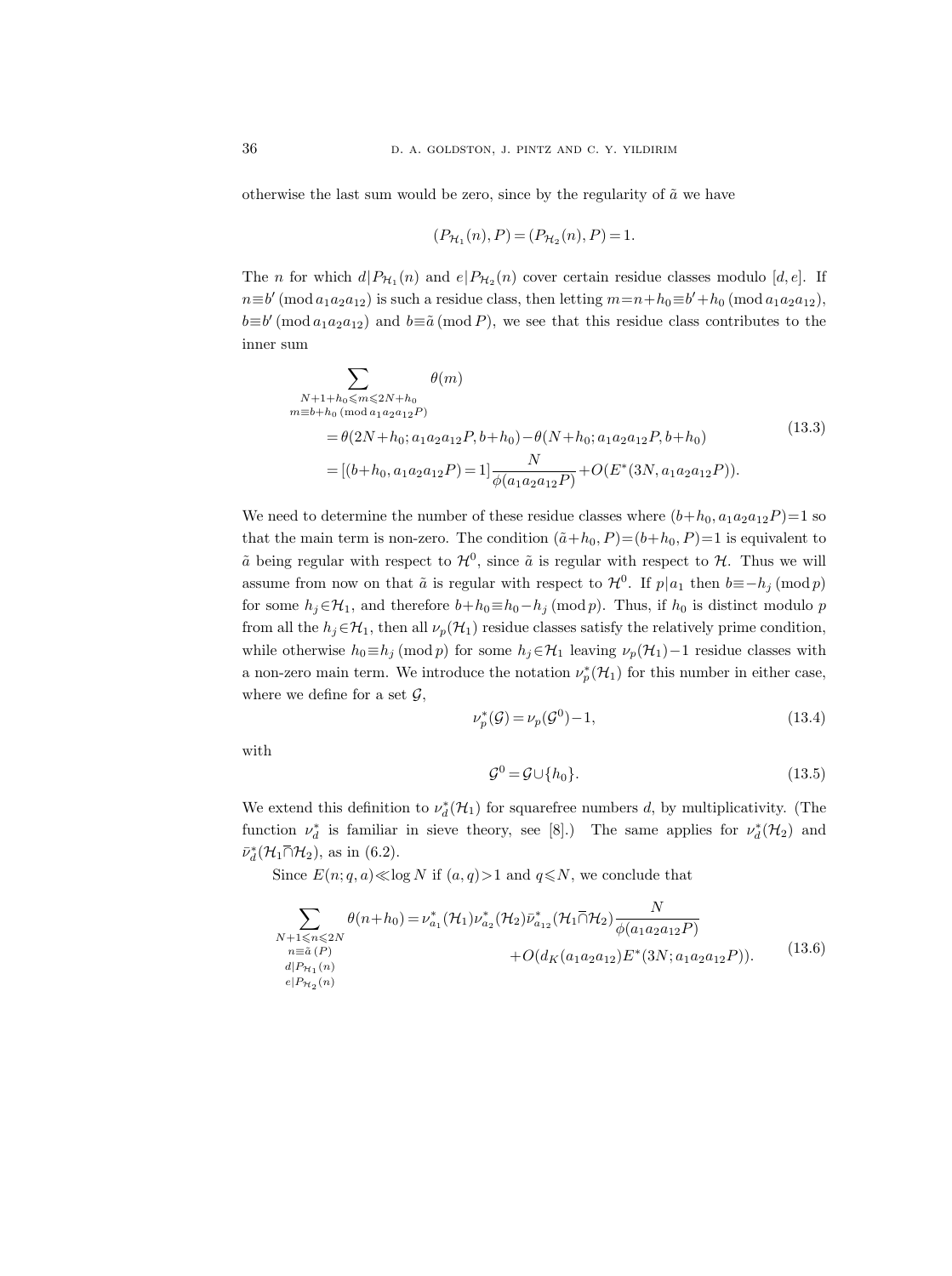otherwise the last sum would be zero, since by the regularity of $\tilde{a}$ we have

$$(P_{\mathcal{H}_1}(n), P) = (P_{\mathcal{H}_2}(n), P) = 1.$$

The $n$ for which $d|P_{\mathcal{H}_1}(n)$ and $e|P_{\mathcal{H}_2}(n)$ cover certain residue classes modulo $[d,e]$. If $n \equiv b' \pmod{a_1a_2a_{12}}$ is such a residue class, then letting $m = n + h_0 \equiv b' + h_0 \pmod{a_1a_2a_{12}}$, $b \equiv b' \pmod{a_1a_2a_{12}}$ and $b \equiv \tilde{a} \pmod{P}$, we see that this residue class contributes to the inner sum

$$\begin{aligned}
&\sum_{\substack{N+1+h_0 \leqslant m \leqslant 2N+h_0 \\ m \equiv b+h_0 \ (\mathrm{mod}\ a_1a_2a_{12}P)}} \theta(m) \\
&\qquad = \theta(2N+h_0; a_1a_2a_{12}P, b+h_0) - \theta(N+h_0; a_1a_2a_{12}P, b+h_0) \\
&\qquad = [(b+h_0, a_1a_2a_{12}P) = 1] \frac{N}{\phi(a_1a_2a_{12}P)} + O(E^*(3N, a_1a_2a_{12}P)).
\end{aligned} \tag{13.3}$$

We need to determine the number of these residue classes where $(b+h_0, a_1a_2a_{12}P) = 1$ so that the main term is non-zero. The condition $(\tilde{a}+h_0, P) = (b+h_0, P) = 1$ is equivalent to $\tilde{a}$ being regular with respect to $\mathcal{H}^0$, since $\tilde{a}$ is regular with respect to $\mathcal{H}$. Thus we will assume from now on that $\tilde{a}$ is regular with respect to $\mathcal{H}^0$. If $p|a_1$ then $b \equiv -h_j \pmod{p}$ for some $h_j \in \mathcal{H}_1$, and therefore $b + h_0 \equiv h_0 - h_j \pmod{p}$. Thus, if $h_0$ is distinct modulo $p$ from all the $h_j \in \mathcal{H}_1$, then all $\nu_p(\mathcal{H}_1)$ residue classes satisfy the relatively prime condition, while otherwise $h_0 \equiv h_j \pmod{p}$ for some $h_j \in \mathcal{H}_1$ leaving $\nu_p(\mathcal{H}_1) - 1$ residue classes with a non-zero main term. We introduce the notation $\nu_p^*(\mathcal{H}_1)$ for this number in either case, where we define for a set $\mathcal{G}$,

$$\nu_p^*(\mathcal{G}) = \nu_p(\mathcal{G}^0) - 1, \tag{13.4}$$

with

$$\mathcal{G}^0 = \mathcal{G} \cup \{h_0\}. \tag{13.5}$$

We extend this definition to $\nu_d^*(\mathcal{H}_1)$ for squarefree numbers $d$, by multiplicativity. (The function $\nu_d^*$ is familiar in sieve theory, see [8].) The same applies for $\nu_d^*(\mathcal{H}_2)$ and $\bar{\nu}_d^*(\mathcal{H}_1 \bar{\cap} \mathcal{H}_2)$, as in (6.2).

Since $E(n; q, a) \ll \log N$ if $(a, q) > 1$ and $q \leqslant N$, we conclude that

$$\begin{aligned}
\sum_{\substack{N+1 \leqslant n \leqslant 2N \\ n \equiv \tilde{a}\ (P) \\ d|P_{\mathcal{H}_1}(n) \\ e|P_{\mathcal{H}_2}(n)}} \theta(n+h_0) = \nu_{a_1}^*(\mathcal{H}_1)\nu_{a_2}^*(\mathcal{H}_2)\bar{\nu}_{a_{12}}^*(\mathcal{H}_1 \bar{\cap} \mathcal{H}_2) &\frac{N}{\phi(a_1a_2a_{12}P)} \\
&+ O(d_K(a_1a_2a_{12})E^*(3N; a_1a_2a_{12}P)).
\end{aligned} \tag{13.6}$$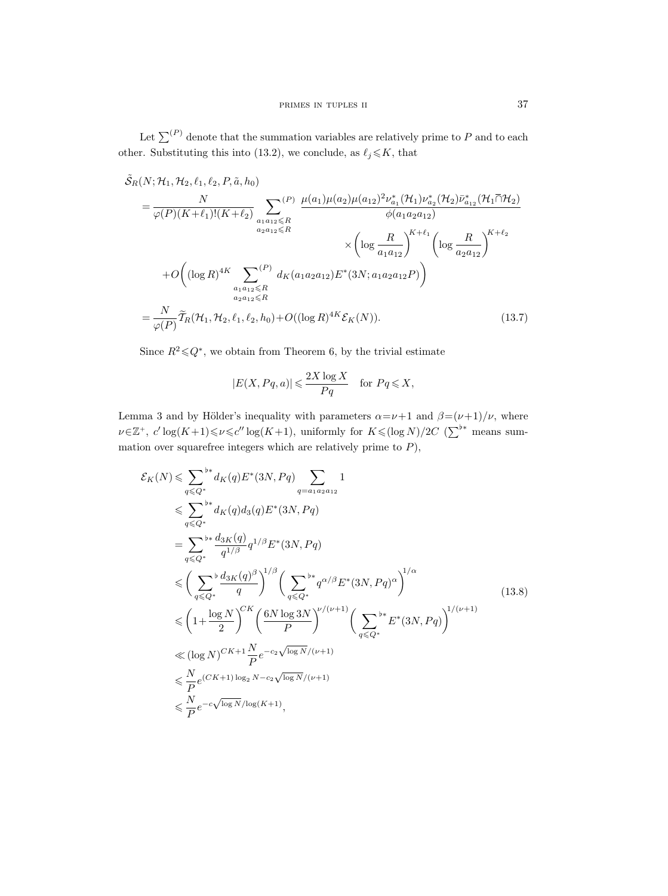Let $\sum^{(P)}$ denote that the summation variables are relatively prime to $P$ and to each other. Substituting this into (13.2), we conclude, as $\ell_j \leqslant K$, that

$$
\begin{aligned}
&\tilde{\mathcal{S}}_R(N;\mathcal{H}_1,\mathcal{H}_2,\ell_1,\ell_2,P,\tilde{a},h_0) \\
&= \frac{N}{\varphi(P)(K+\ell_1)!(K+\ell_2)} \sum_{\substack{a_1a_{12}\leqslant R \\ a_2a_{12}\leqslant R}}^{(P)} \frac{\mu(a_1)\mu(a_2)\mu(a_{12})^2\nu^*_{a_1}(\mathcal{H}_1)\nu^*_{a_2}(\mathcal{H}_2)\bar{\nu}^*_{a_{12}}(\mathcal{H}_1\bar{\cap}\mathcal{H}_2)}{\phi(a_1a_2a_{12})} \\
&\qquad\qquad\qquad\qquad\qquad\qquad \times\left(\log\frac{R}{a_1a_{12}}\right)^{K+\ell_1}\left(\log\frac{R}{a_2a_{12}}\right)^{K+\ell_2} \\
&\quad + O\Bigg((\log R)^{4K} \sum_{\substack{a_1a_{12}\leqslant R \\ a_2a_{12}\leqslant R}}^{(P)} d_K(a_1a_2a_{12})E^*(3N;a_1a_2a_{12}P)\Bigg) \\
&= \frac{N}{\varphi(P)}\widetilde{\mathcal{T}}_R(\mathcal{H}_1,\mathcal{H}_2,\ell_1,\ell_2,h_0)+O((\log R)^{4K}\mathcal{E}_K(N)).
\end{aligned} \tag{13.7}
$$

Since $R^2\leqslant Q^*$, we obtain from Theorem 6, by the trivial estimate

$$
|E(X,Pq,a)|\leqslant\frac{2X\log X}{Pq}\quad\text{for } Pq\leqslant X,
$$

Lemma 3 and by Hölder's inequality with parameters $\alpha=\nu+1$ and $\beta=(\nu+1)/\nu$, where $\nu\in\mathbb{Z}^+$, $c'\log(K+1)\leqslant\nu\leqslant c''\log(K+1)$, uniformly for $K\leqslant(\log N)/2C$ ($\sum^{\flat *}$ means summation over squarefree integers which are relatively prime to $P$),

$$
\begin{aligned}
\mathcal{E}_K(N) &\leqslant \sum_{q\leqslant Q^*}^{\flat *} d_K(q)E^*(3N,Pq)\sum_{q=a_1a_2a_{12}}1 \\
&\leqslant \sum_{q\leqslant Q^*}^{\flat *} d_K(q)d_3(q)E^*(3N,Pq) \\
&= \sum_{q\leqslant Q^*}^{\flat *} \frac{d_{3K}(q)}{q^{1/\beta}}q^{1/\beta}E^*(3N,Pq) \\
&\leqslant \bigg(\sum_{q\leqslant Q^*}^{\flat} \frac{d_{3K}(q)^\beta}{q}\bigg)^{1/\beta}\bigg(\sum_{q\leqslant Q^*}^{\flat *} q^{\alpha/\beta}E^*(3N,Pq)^\alpha\bigg)^{1/\alpha} \\
&\leqslant \left(1+\frac{\log N}{2}\right)^{CK}\left(\frac{6N\log 3N}{P}\right)^{\nu/(\nu+1)}\bigg(\sum_{q\leqslant Q^*}^{\flat *} E^*(3N,Pq)\bigg)^{1/(\nu+1)} \\
&\ll (\log N)^{CK+1}\frac{N}{P}e^{-c_2\sqrt{\log N}/(\nu+1)} \\
&\leqslant \frac{N}{P}e^{(CK+1)\log_2 N-c_2\sqrt{\log N}/(\nu+1)} \\
&\leqslant \frac{N}{P}e^{-c\sqrt{\log N}/\log(K+1)},
\end{aligned} \tag{13.8}
$$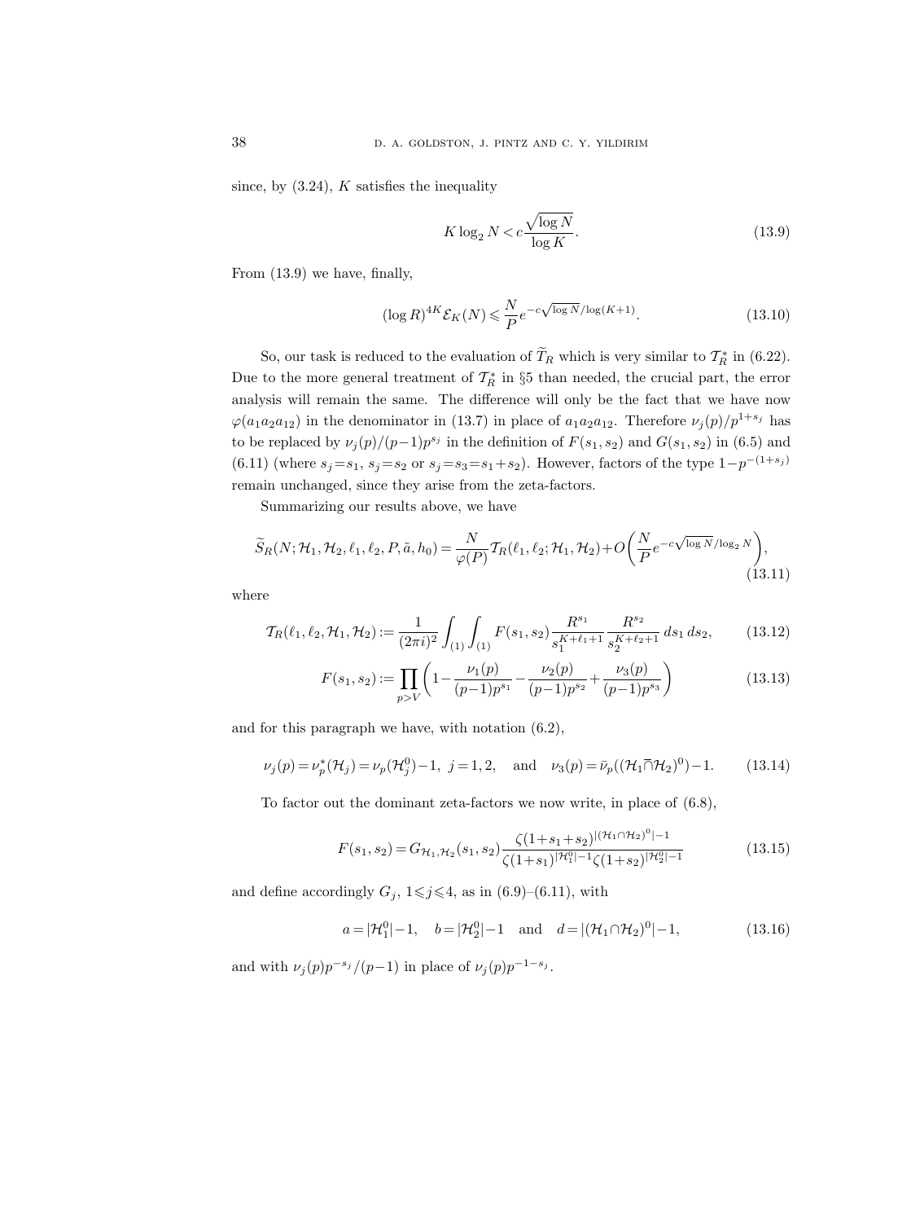since, by (3.24), $K$ satisfies the inequality

$$K \log_2 N < c\frac{\sqrt{\log N}}{\log K}. \tag{13.9}$$

From (13.9) we have, finally,

$$(\log R)^{4K} \mathcal{E}_K(N) \leqslant \frac{N}{P} e^{-c\sqrt{\log N}/\log(K+1)}. \tag{13.10}$$

So, our task is reduced to the evaluation of $\widetilde{T}_R$ which is very similar to $\mathcal{T}_R^*$ in (6.22). Due to the more general treatment of $\mathcal{T}_R^*$ in §5 than needed, the crucial part, the error analysis will remain the same. The difference will only be the fact that we have now $\varphi(a_1a_2a_{12})$ in the denominator in (13.7) in place of $a_1a_2a_{12}$. Therefore $\nu_j(p)/p^{1+s_j}$ has to be replaced by $\nu_j(p)/(p-1)p^{s_j}$ in the definition of $F(s_1,s_2)$ and $G(s_1,s_2)$ in (6.5) and (6.11) (where $s_j=s_1$, $s_j=s_2$ or $s_j=s_3=s_1+s_2$). However, factors of the type $1-p^{-(1+s_j)}$ remain unchanged, since they arise from the zeta-factors.

Summarizing our results above, we have

$$\widetilde{S}_R(N;\mathcal{H}_1,\mathcal{H}_2,\ell_1,\ell_2,P,\tilde{a},h_0) = \frac{N}{\varphi(P)}\mathcal{T}_R(\ell_1,\ell_2;\mathcal{H}_1,\mathcal{H}_2) + O\biggl(\frac{N}{P}e^{-c\sqrt{\log N}/\log_2 N}\biggr), \tag{13.11}$$

where

$$\mathcal{T}_R(\ell_1,\ell_2,\mathcal{H}_1,\mathcal{H}_2) := \frac{1}{(2\pi i)^2}\int_{(1)}\int_{(1)} F(s_1,s_2)\frac{R^{s_1}}{s_1^{K+\ell_1+1}}\frac{R^{s_2}}{s_2^{K+\ell_2+1}}\,ds_1\,ds_2, \tag{13.12}$$

$$F(s_1,s_2) := \prod_{p>V}\biggl(1-\frac{\nu_1(p)}{(p-1)p^{s_1}}-\frac{\nu_2(p)}{(p-1)p^{s_2}}+\frac{\nu_3(p)}{(p-1)p^{s_3}}\biggr) \tag{13.13}$$

and for this paragraph we have, with notation (6.2),

$$\nu_j(p) = \nu_p^*(\mathcal{H}_j) = \nu_p(\mathcal{H}_j^0)-1,\ j=1,2, \quad\text{and}\quad \nu_3(p) = \bar{\nu}_p((\mathcal{H}_1 \bar{\cap} \mathcal{H}_2)^0)-1. \tag{13.14}$$

To factor out the dominant zeta-factors we now write, in place of (6.8),

$$F(s_1,s_2) = G_{\mathcal{H}_1,\mathcal{H}_2}(s_1,s_2)\frac{\zeta(1+s_1+s_2)^{|(\mathcal{H}_1\cap\mathcal{H}_2)^0|-1}}{\zeta(1+s_1)^{|\mathcal{H}_1^0|-1}\zeta(1+s_2)^{|\mathcal{H}_2^0|-1}} \tag{13.15}$$

and define accordingly $G_j$, $1\leqslant j\leqslant 4$, as in (6.9)–(6.11), with

$$a = |\mathcal{H}_1^0|-1, \quad b = |\mathcal{H}_2^0|-1 \quad\text{and}\quad d = |(\mathcal{H}_1\cap\mathcal{H}_2)^0|-1, \tag{13.16}$$

and with $\nu_j(p)p^{-s_j}/(p-1)$ in place of $\nu_j(p)p^{-1-s_j}$.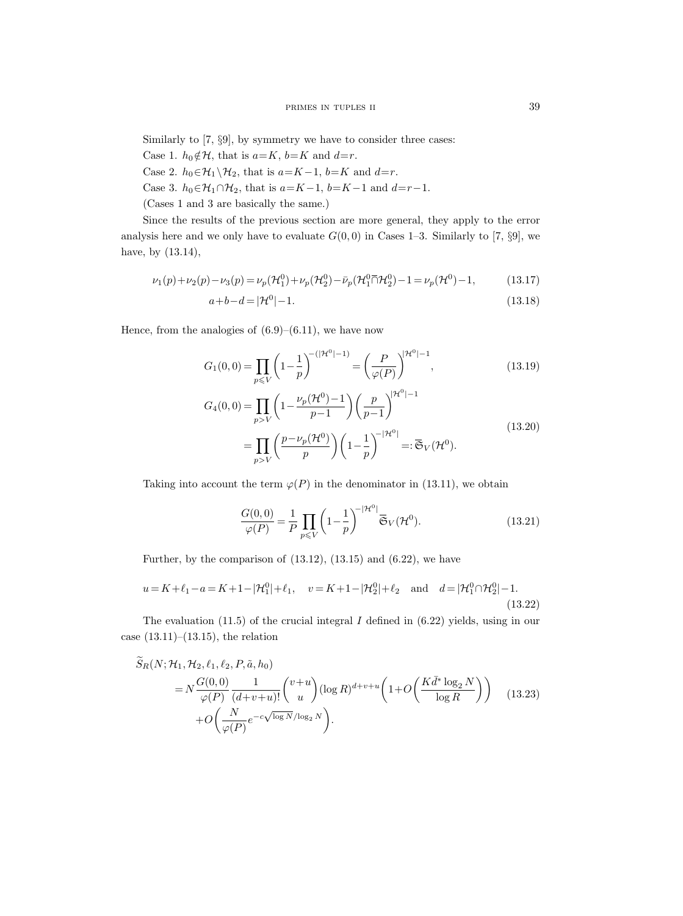Similarly to [7, §9], by symmetry we have to consider three cases:

Case 1. $h_0 \notin \mathcal{H}$, that is $a=K$, $b=K$ and $d=r$.

Case 2. $h_0 \in \mathcal{H}_1 \setminus \mathcal{H}_2$, that is $a=K-1$, $b=K$ and $d=r$.

Case 3. $h_0 \in \mathcal{H}_1 \cap \mathcal{H}_2$, that is $a=K-1$, $b=K-1$ and $d=r-1$.

(Cases 1 and 3 are basically the same.)

Since the results of the previous section are more general, they apply to the error analysis here and we only have to evaluate $G(0,0)$ in Cases 1–3. Similarly to [7, §9], we have, by (13.14),

$$\nu_1(p)+\nu_2(p)-\nu_3(p)=\nu_p(\mathcal{H}_1^0)+\nu_p(\mathcal{H}_2^0)-\bar{\nu}_p(\mathcal{H}_1^0 \bar{\cap} \mathcal{H}_2^0)-1=\nu_p(\mathcal{H}^0)-1, \tag{13.17}$$

$$a+b-d=|\mathcal{H}^0|-1. \tag{13.18}$$

Hence, from the analogies of (6.9)–(6.11), we have now

$$G_1(0,0)=\prod_{p\leqslant V}\left(1-\frac{1}{p}\right)^{-(|\mathcal{H}^0|-1)}=\left(\frac{P}{\varphi(P)}\right)^{|\mathcal{H}^0|-1}, \tag{13.19}$$

$$\begin{aligned} G_4(0,0)&=\prod_{p>V}\left(1-\frac{\nu_p(\mathcal{H}^0)-1}{p-1}\right)\left(\frac{p}{p-1}\right)^{|\mathcal{H}^0|-1} \\ &=\prod_{p>V}\left(\frac{p-\nu_p(\mathcal{H}^0)}{p}\right)\left(1-\frac{1}{p}\right)^{-|\mathcal{H}^0|}=:\overline{\mathfrak{S}}_V(\mathcal{H}^0). \end{aligned} \tag{13.20}$$

Taking into account the term $\varphi(P)$ in the denominator in (13.11), we obtain

$$\frac{G(0,0)}{\varphi(P)}=\frac{1}{P}\prod_{p\leqslant V}\left(1-\frac{1}{p}\right)^{-|\mathcal{H}^0|}\overline{\mathfrak{S}}_V(\mathcal{H}^0). \tag{13.21}$$

Further, by the comparison of (13.12), (13.15) and (6.22), we have

$$u=K+\ell_1-a=K+1-|\mathcal{H}_1^0|+\ell_1, \quad v=K+1-|\mathcal{H}_2^0|+\ell_2 \quad \text{and} \quad d=|\mathcal{H}_1^0\cap\mathcal{H}_2^0|-1. \tag{13.22}$$

The evaluation (11.5) of the crucial integral $I$ defined in (6.22) yields, using in our case (13.11)–(13.15), the relation

$$\begin{aligned} &\widetilde{S}_R(N;\mathcal{H}_1,\mathcal{H}_2,\ell_1,\ell_2,P,\tilde{a},h_0) \\ &\quad = N\frac{G(0,0)}{\varphi(P)}\frac{1}{(d+v+u)!}\binom{v+u}{u}(\log R)^{d+v+u}\left(1+O\left(\frac{K\bar{d}^*\log_2 N}{\log R}\right)\right) \\ &\qquad +O\left(\frac{N}{\varphi(P)}e^{-c\sqrt{\log N}/\log_2 N}\right). \end{aligned} \tag{13.23}$$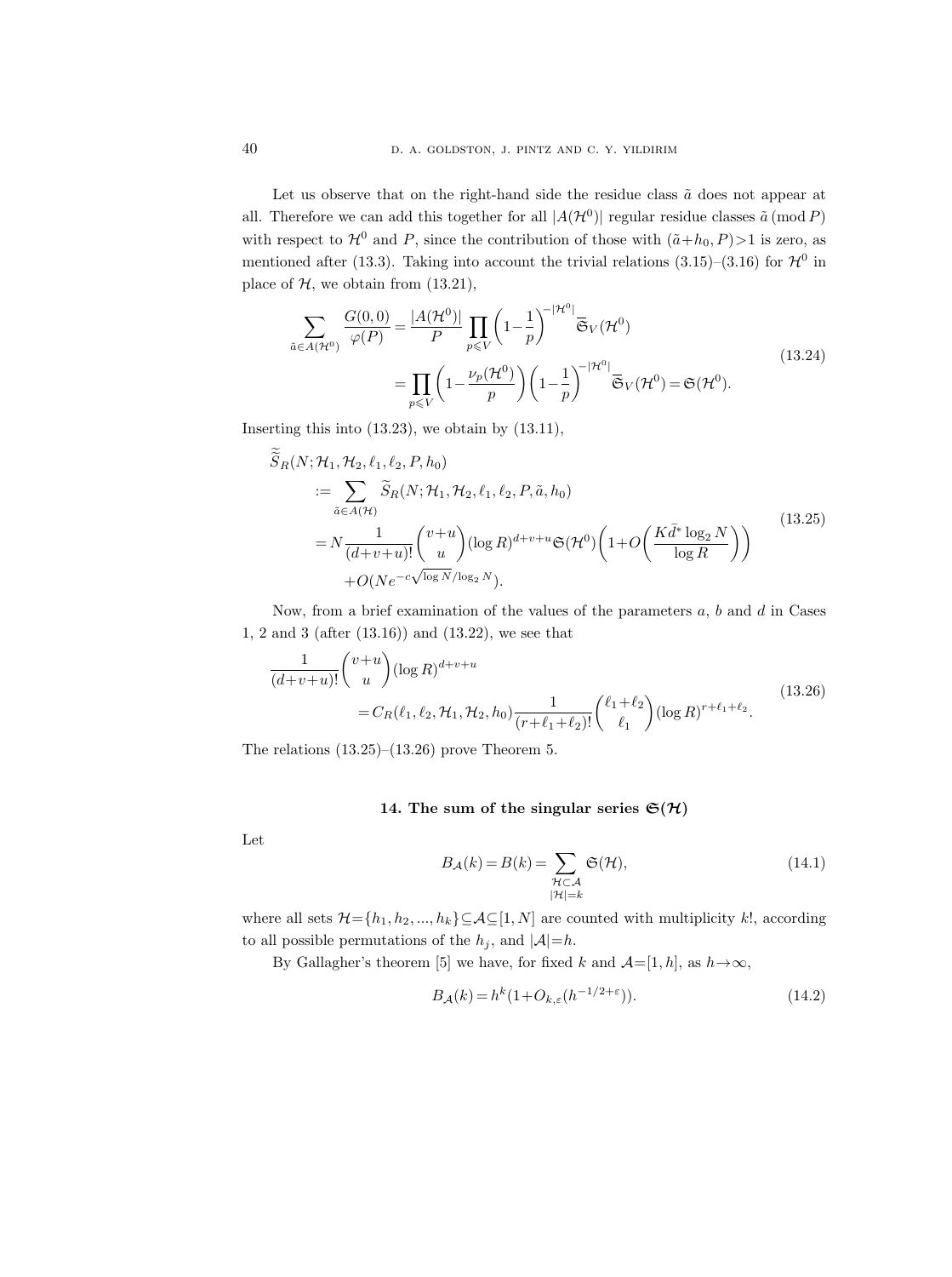Let us observe that on the right-hand side the residue class $\tilde{a}$ does not appear at all. Therefore we can add this together for all $|A(\mathcal{H}^0)|$ regular residue classes $\tilde{a} \pmod P$ with respect to $\mathcal{H}^0$ and $P$, since the contribution of those with $(\tilde{a}+h_0, P)>1$ is zero, as mentioned after (13.3). Taking into account the trivial relations (3.15)–(3.16) for $\mathcal{H}^0$ in place of $\mathcal{H}$, we obtain from (13.21),

$$
\begin{aligned}
\sum_{\tilde{a}\in A(\mathcal{H}^0)} \frac{G(0,0)}{\varphi(P)} &= \frac{|A(\mathcal{H}^0)|}{P} \prod_{p\leqslant V}\left(1-\frac{1}{p}\right)^{-|\mathcal{H}^0|} \overline{\mathfrak{S}}_V(\mathcal{H}^0) \\
&= \prod_{p\leqslant V}\left(1-\frac{\nu_p(\mathcal{H}^0)}{p}\right)\left(1-\frac{1}{p}\right)^{-|\mathcal{H}^0|} \overline{\mathfrak{S}}_V(\mathcal{H}^0) = \mathfrak{S}(\mathcal{H}^0).
\end{aligned}
\tag{13.24}
$$

Inserting this into (13.23), we obtain by (13.11),

$$
\begin{aligned}
\widetilde{\widetilde{S}}_R&(N;\mathcal{H}_1,\mathcal{H}_2,\ell_1,\ell_2,P,h_0) \\
&:= \sum_{\tilde{a}\in A(\mathcal{H})} \widetilde{S}_R(N;\mathcal{H}_1,\mathcal{H}_2,\ell_1,\ell_2,P,\tilde{a},h_0) \\
&= N\frac{1}{(d+v+u)!}\binom{v+u}{u}(\log R)^{d+v+u}\mathfrak{S}(\mathcal{H}^0)\left(1+O\left(\frac{K\bar{d}^*\log_2 N}{\log R}\right)\right) \\
&\quad + O(Ne^{-c\sqrt{\log N}/\log_2 N}).
\end{aligned}
\tag{13.25}
$$

Now, from a brief examination of the values of the parameters $a$, $b$ and $d$ in Cases 1, 2 and 3 (after (13.16)) and (13.22), we see that

$$
\begin{aligned}
\frac{1}{(d+v+u)!}&\binom{v+u}{u}(\log R)^{d+v+u} \\
&= C_R(\ell_1,\ell_2,\mathcal{H}_1,\mathcal{H}_2,h_0)\frac{1}{(r+\ell_1+\ell_2)!}\binom{\ell_1+\ell_2}{\ell_1}(\log R)^{r+\ell_1+\ell_2}.
\end{aligned}
\tag{13.26}
$$

The relations (13.25)–(13.26) prove Theorem 5.

## 14. The sum of the singular series $\mathfrak{S}(\mathcal{H})$

Let

$$
B_{\mathcal{A}}(k) = B(k) = \sum_{\substack{\mathcal{H}\subset\mathcal{A}\\ |\mathcal{H}|=k}} \mathfrak{S}(\mathcal{H}),
\tag{14.1}
$$

where all sets $\mathcal{H}=\{h_1,h_2,...,h_k\}\subseteq\mathcal{A}\subseteq[1,N]$ are counted with multiplicity $k!$, according to all possible permutations of the $h_j$, and $|\mathcal{A}|=h$.

By Gallagher's theorem [5] we have, for fixed $k$ and $\mathcal{A}=[1,h]$, as $h\to\infty$,

$$
B_{\mathcal{A}}(k) = h^k(1+O_{k,\varepsilon}(h^{-1/2+\varepsilon})).
\tag{14.2}
$$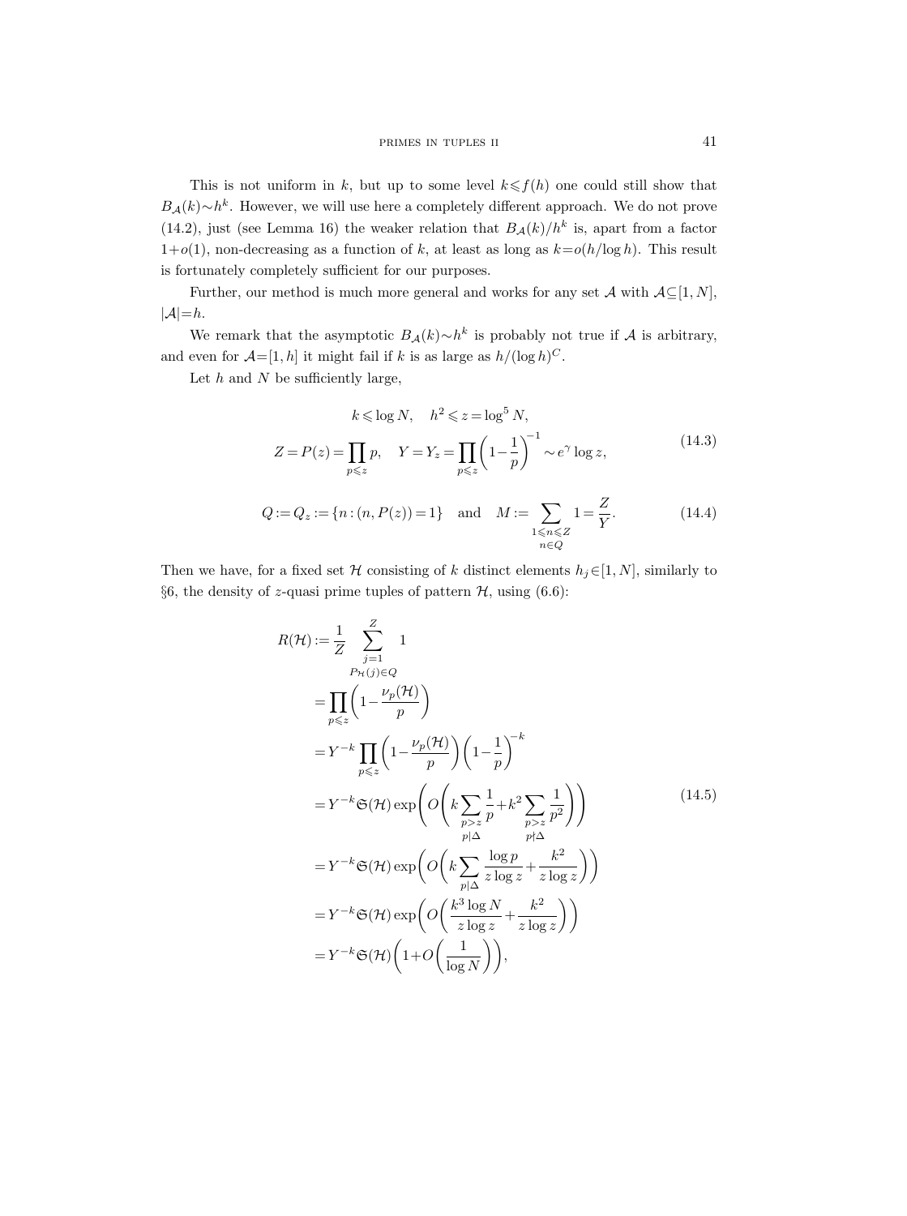This is not uniform in $k$, but up to some level $k \leqslant f(h)$ one could still show that $B_{\mathcal{A}}(k) \sim h^k$. However, we will use here a completely different approach. We do not prove (14.2), just (see Lemma 16) the weaker relation that $B_{\mathcal{A}}(k)/h^k$ is, apart from a factor $1+o(1)$, non-decreasing as a function of $k$, at least as long as $k = o(h/\log h)$. This result is fortunately completely sufficient for our purposes.

Further, our method is much more general and works for any set $\mathcal{A}$ with $\mathcal{A} \subseteq [1, N]$, $|\mathcal{A}| = h$.

We remark that the asymptotic $B_{\mathcal{A}}(k) \sim h^k$ is probably not true if $\mathcal{A}$ is arbitrary, and even for $\mathcal{A} = [1, h]$ it might fail if $k$ is as large as $h/(\log h)^C$.

Let $h$ and $N$ be sufficiently large,

$$
\begin{gathered}
k \leqslant \log N, \quad h^2 \leqslant z = \log^5 N, \\
Z = P(z) = \prod_{p \leqslant z} p, \quad Y = Y_z = \prod_{p \leqslant z} \left(1 - \frac{1}{p}\right)^{-1} \sim e^{\gamma} \log z,
\end{gathered}
\tag{14.3}
$$

$$
Q := Q_z := \{n : (n, P(z)) = 1\} \quad \text{and} \quad M := \sum_{\substack{1 \leqslant n \leqslant Z \\ n \in Q}} 1 = \frac{Z}{Y}. \tag{14.4}
$$

Then we have, for a fixed set $\mathcal{H}$ consisting of $k$ distinct elements $h_j \in [1, N]$, similarly to §6, the density of $z$-quasi prime tuples of pattern $\mathcal{H}$, using (6.6):

$$
\begin{aligned}
R(\mathcal{H}) &:= \frac{1}{Z} \sum_{\substack{j=1 \\ P_{\mathcal{H}}(j) \in Q}}^{Z} 1 \\
&= \prod_{p \leqslant z} \left(1 - \frac{\nu_p(\mathcal{H})}{p}\right) \\
&= Y^{-k} \prod_{p \leqslant z} \left(1 - \frac{\nu_p(\mathcal{H})}{p}\right) \left(1 - \frac{1}{p}\right)^{-k} \\
&= Y^{-k} \mathfrak{S}(\mathcal{H}) \exp\left(O\left(k \sum_{\substack{p > z \\ p \mid \Delta}} \frac{1}{p} + k^2 \sum_{\substack{p > z \\ p \nmid \Delta}} \frac{1}{p^2}\right)\right) \\
&= Y^{-k} \mathfrak{S}(\mathcal{H}) \exp\left(O\left(k \sum_{p \mid \Delta} \frac{\log p}{z \log z} + \frac{k^2}{z \log z}\right)\right) \\
&= Y^{-k} \mathfrak{S}(\mathcal{H}) \exp\left(O\left(\frac{k^3 \log N}{z \log z} + \frac{k^2}{z \log z}\right)\right) \\
&= Y^{-k} \mathfrak{S}(\mathcal{H}) \left(1 + O\left(\frac{1}{\log N}\right)\right),
\end{aligned}
\tag{14.5}
$$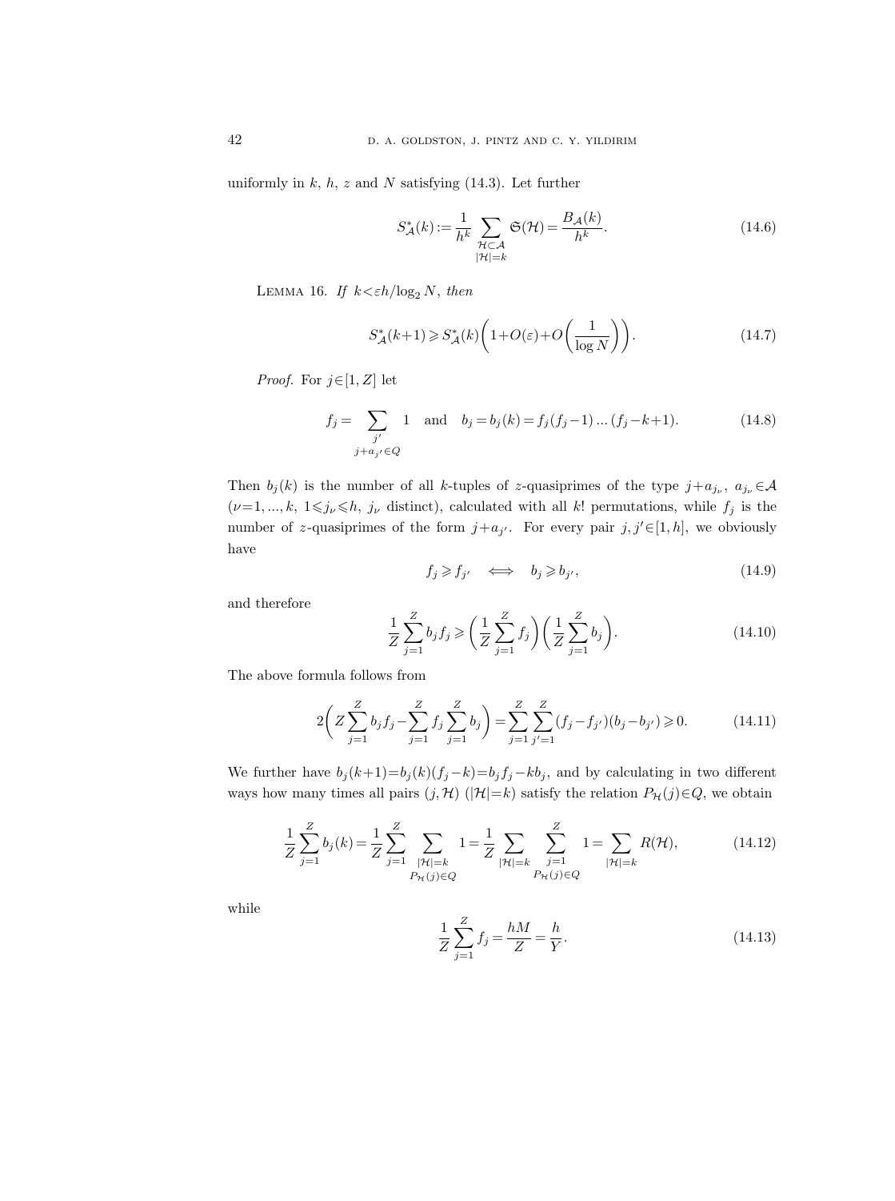uniformly in $k$, $h$, $z$ and $N$ satisfying (14.3). Let further

$$S^*_{\mathcal{A}}(k) := \frac{1}{h^k} \sum_{\substack{\mathcal{H}\subset\mathcal{A} \\ |\mathcal{H}|=k}} \mathfrak{S}(\mathcal{H}) = \frac{B_{\mathcal{A}}(k)}{h^k}. \tag{14.6}$$

LEMMA 16. *If* $k < \varepsilon h/\log_2 N$, *then*

$$S^*_{\mathcal{A}}(k+1) \geqslant S^*_{\mathcal{A}}(k)\left(1+O(\varepsilon)+O\left(\frac{1}{\log N}\right)\right). \tag{14.7}$$

*Proof.* For $j\in[1,Z]$ let

$$f_j = \sum_{\substack{j' \\ j+a_{j'}\in Q}} 1 \quad \text{and} \quad b_j = b_j(k) = f_j(f_j-1)\ldots(f_j-k+1). \tag{14.8}$$

Then $b_j(k)$ is the number of all $k$-tuples of $z$-quasiprimes of the type $j+a_{j_\nu}$, $a_{j_\nu}\in\mathcal{A}$ ($\nu=1,\ldots,k$, $1\leqslant j_\nu\leqslant h$, $j_\nu$ distinct), calculated with all $k!$ permutations, while $f_j$ is the number of $z$-quasiprimes of the form $j+a_{j'}$. For every pair $j,j'\in[1,h]$, we obviously have

$$f_j \geqslant f_{j'} \iff b_j \geqslant b_{j'}, \tag{14.9}$$

and therefore

$$\frac{1}{Z}\sum_{j=1}^{Z} b_j f_j \geqslant \left(\frac{1}{Z}\sum_{j=1}^{Z} f_j\right)\left(\frac{1}{Z}\sum_{j=1}^{Z} b_j\right). \tag{14.10}$$

The above formula follows from

$$2\left(Z\sum_{j=1}^{Z} b_j f_j - \sum_{j=1}^{Z} f_j \sum_{j=1}^{Z} b_j\right) = \sum_{j=1}^{Z}\sum_{j'=1}^{Z}(f_j-f_{j'})(b_j-b_{j'}) \geqslant 0. \tag{14.11}$$

We further have $b_j(k+1)=b_j(k)(f_j-k)=b_jf_j-kb_j$, and by calculating in two different ways how many times all pairs $(j,\mathcal{H})$ ($|\mathcal{H}|=k$) satisfy the relation $P_{\mathcal{H}}(j)\in Q$, we obtain

$$\frac{1}{Z}\sum_{j=1}^{Z} b_j(k) = \frac{1}{Z}\sum_{j=1}^{Z}\sum_{\substack{|\mathcal{H}|=k \\ P_{\mathcal{H}}(j)\in Q}} 1 = \frac{1}{Z}\sum_{|\mathcal{H}|=k}\sum_{\substack{j=1 \\ P_{\mathcal{H}}(j)\in Q}}^{Z} 1 = \sum_{|\mathcal{H}|=k} R(\mathcal{H}), \tag{14.12}$$

while

$$\frac{1}{Z}\sum_{j=1}^{Z} f_j = \frac{hM}{Z} = \frac{h}{Y}. \tag{14.13}$$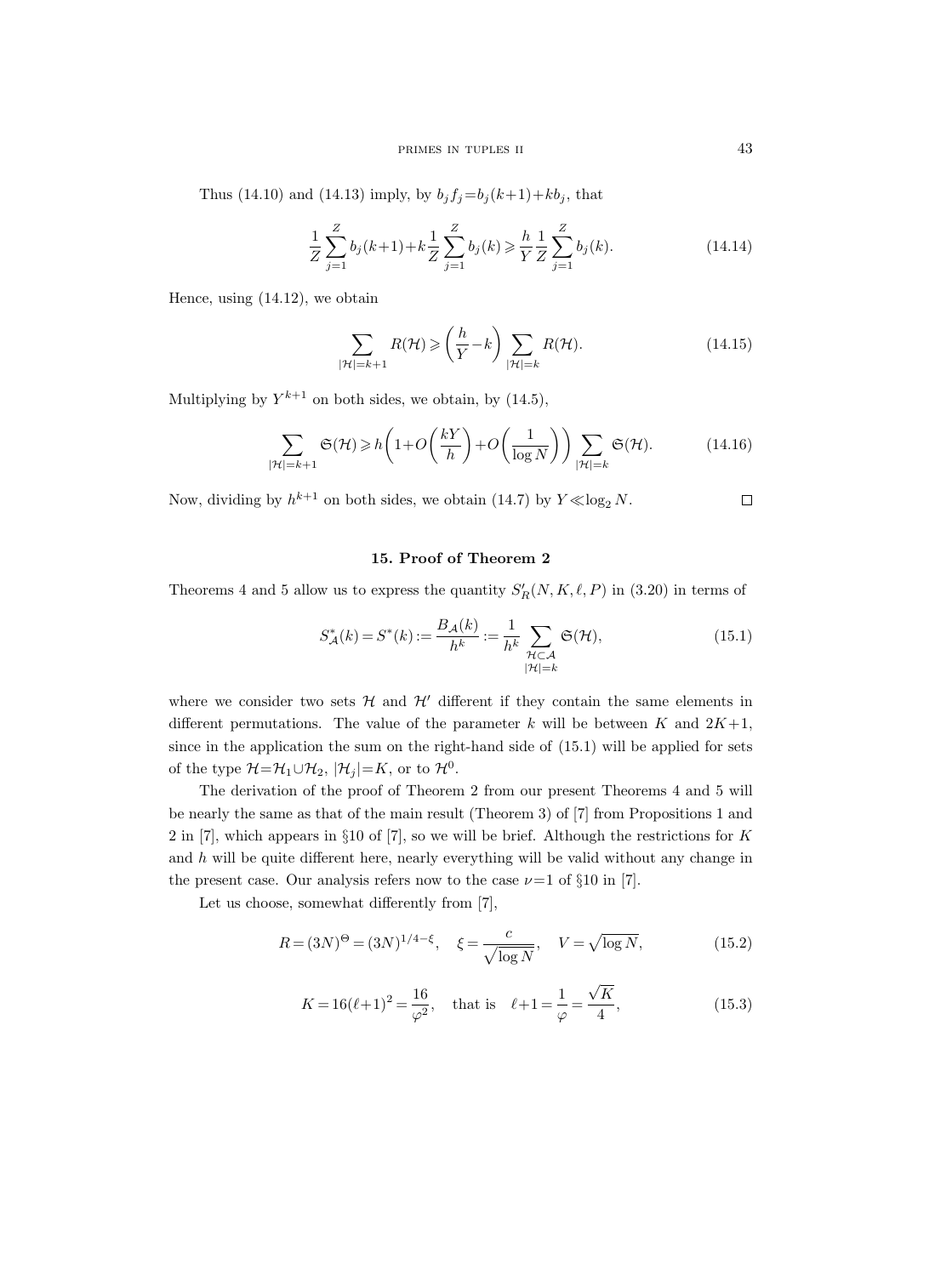Thus (14.10) and (14.13) imply, by $b_j f_j = b_j(k+1) + k b_j$, that

$$\frac{1}{Z}\sum_{j=1}^{Z} b_j(k+1) + k\frac{1}{Z}\sum_{j=1}^{Z} b_j(k) \geqslant \frac{h}{Y}\frac{1}{Z}\sum_{j=1}^{Z} b_j(k). \tag{14.14}$$

Hence, using (14.12), we obtain

$$\sum_{|\mathcal{H}|=k+1} R(\mathcal{H}) \geqslant \left(\frac{h}{Y} - k\right) \sum_{|\mathcal{H}|=k} R(\mathcal{H}). \tag{14.15}$$

Multiplying by $Y^{k+1}$ on both sides, we obtain, by (14.5),

$$\sum_{|\mathcal{H}|=k+1} \mathfrak{S}(\mathcal{H}) \geqslant h\left(1 + O\left(\frac{kY}{h}\right) + O\left(\frac{1}{\log N}\right)\right) \sum_{|\mathcal{H}|=k} \mathfrak{S}(\mathcal{H}). \tag{14.16}$$

Now, dividing by $h^{k+1}$ on both sides, we obtain (14.7) by $Y \ll \log_2 N$. $\square$

## 15. Proof of Theorem 2

Theorems 4 and 5 allow us to express the quantity $S'_R(N, K, \ell, P)$ in (3.20) in terms of

$$S^*_{\mathcal{A}}(k) = S^*(k) := \frac{B_{\mathcal{A}}(k)}{h^k} := \frac{1}{h^k} \sum_{\substack{\mathcal{H}\subset\mathcal{A} \\ |\mathcal{H}|=k}} \mathfrak{S}(\mathcal{H}), \tag{15.1}$$

where we consider two sets $\mathcal{H}$ and $\mathcal{H}'$ different if they contain the same elements in different permutations. The value of the parameter $k$ will be between $K$ and $2K+1$, since in the application the sum on the right-hand side of (15.1) will be applied for sets of the type $\mathcal{H} = \mathcal{H}_1 \cup \mathcal{H}_2$, $|\mathcal{H}_j| = K$, or to $\mathcal{H}^0$.

The derivation of the proof of Theorem 2 from our present Theorems 4 and 5 will be nearly the same as that of the main result (Theorem 3) of [7] from Propositions 1 and 2 in [7], which appears in §10 of [7], so we will be brief. Although the restrictions for $K$ and $h$ will be quite different here, nearly everything will be valid without any change in the present case. Our analysis refers now to the case $\nu=1$ of §10 in [7].

Let us choose, somewhat differently from [7],

$$R = (3N)^{\Theta} = (3N)^{1/4-\xi}, \quad \xi = \frac{c}{\sqrt{\log N}}, \quad V = \sqrt{\log N}, \tag{15.2}$$

$$K = 16(\ell+1)^2 = \frac{16}{\varphi^2}, \quad \text{that is} \quad \ell+1 = \frac{1}{\varphi} = \frac{\sqrt{K}}{4}, \tag{15.3}$$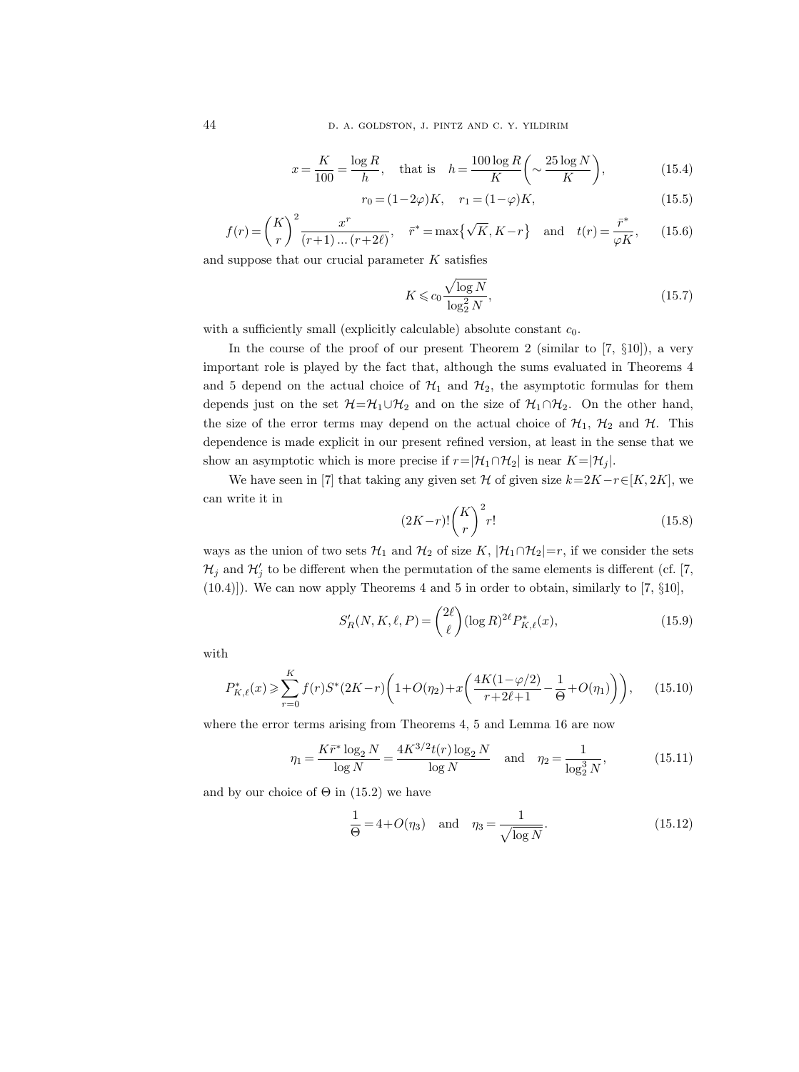$$x = \frac{K}{100} = \frac{\log R}{h}, \quad \text{that is} \quad h = \frac{100 \log R}{K}\left(\sim \frac{25 \log N}{K}\right), \tag{15.4}$$

$$r_0 = (1-2\varphi)K, \quad r_1 = (1-\varphi)K, \tag{15.5}$$

$$f(r) = \binom{K}{r}^2 \frac{x^r}{(r+1)\dots(r+2\ell)}, \quad \bar{r}^* = \max\{\sqrt{K}, K-r\} \quad \text{and} \quad t(r) = \frac{\bar{r}^*}{\varphi K}, \tag{15.6}$$

and suppose that our crucial parameter $K$ satisfies

$$K \leqslant c_0 \frac{\sqrt{\log N}}{\log_2^2 N}, \tag{15.7}$$

with a sufficiently small (explicitly calculable) absolute constant $c_0$.

In the course of the proof of our present Theorem 2 (similar to [7, §10]), a very important role is played by the fact that, although the sums evaluated in Theorems 4 and 5 depend on the actual choice of $\mathcal{H}_1$ and $\mathcal{H}_2$, the asymptotic formulas for them depends just on the set $\mathcal{H} = \mathcal{H}_1 \cup \mathcal{H}_2$ and on the size of $\mathcal{H}_1 \cap \mathcal{H}_2$. On the other hand, the size of the error terms may depend on the actual choice of $\mathcal{H}_1$, $\mathcal{H}_2$ and $\mathcal{H}$. This dependence is made explicit in our present refined version, at least in the sense that we show an asymptotic which is more precise if $r = |\mathcal{H}_1 \cap \mathcal{H}_2|$ is near $K = |\mathcal{H}_j|$.

We have seen in [7] that taking any given set $\mathcal{H}$ of given size $k = 2K - r \in [K, 2K]$, we can write it in

$$(2K-r)!\binom{K}{r}^2 r! \tag{15.8}$$

ways as the union of two sets $\mathcal{H}_1$ and $\mathcal{H}_2$ of size $K$, $|\mathcal{H}_1 \cap \mathcal{H}_2| = r$, if we consider the sets $\mathcal{H}_j$ and $\mathcal{H}_j'$ to be different when the permutation of the same elements is different (cf. [7, (10.4)]). We can now apply Theorems 4 and 5 in order to obtain, similarly to [7, §10],

$$S_R'(N, K, \ell, P) = \binom{2\ell}{\ell} (\log R)^{2\ell} P_{K,\ell}^*(x), \tag{15.9}$$

with

$$P_{K,\ell}^*(x) \geqslant \sum_{r=0}^{K} f(r) S^*(2K-r)\left(1 + O(\eta_2) + x\left(\frac{4K(1-\varphi/2)}{r+2\ell+1} - \frac{1}{\Theta} + O(\eta_1)\right)\right), \tag{15.10}$$

where the error terms arising from Theorems 4, 5 and Lemma 16 are now

$$\eta_1 = \frac{K\bar{r}^* \log_2 N}{\log N} = \frac{4K^{3/2} t(r) \log_2 N}{\log N} \quad \text{and} \quad \eta_2 = \frac{1}{\log_2^3 N}, \tag{15.11}$$

and by our choice of $\Theta$ in (15.2) we have

$$\frac{1}{\Theta} = 4 + O(\eta_3) \quad \text{and} \quad \eta_3 = \frac{1}{\sqrt{\log N}}. \tag{15.12}$$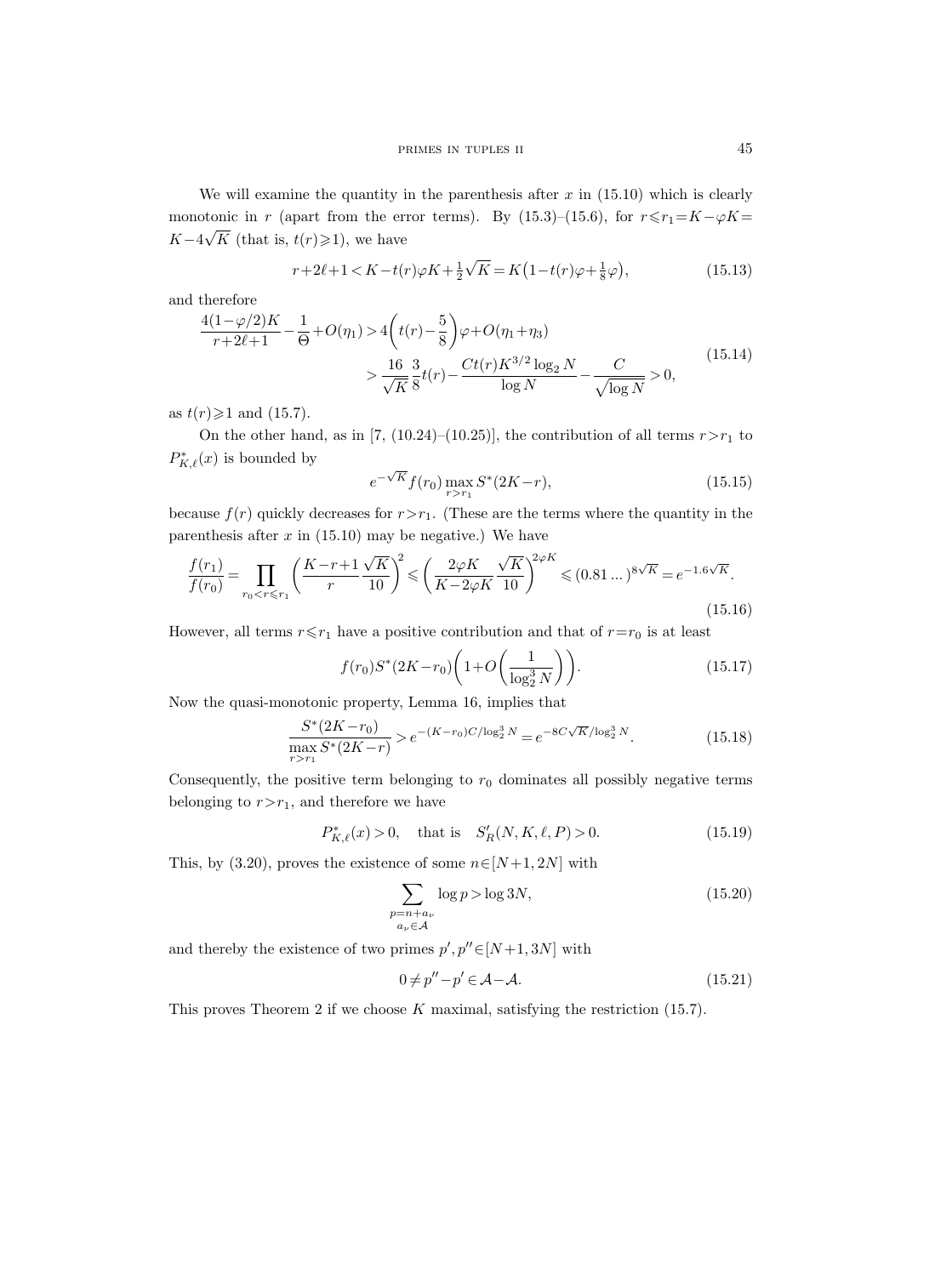We will examine the quantity in the parenthesis after $x$ in (15.10) which is clearly monotonic in $r$ (apart from the error terms). By (15.3)–(15.6), for $r \leqslant r_1 = K - \varphi K = K - 4\sqrt{K}$ (that is, $t(r) \geqslant 1$), we have

$$r + 2\ell + 1 < K - t(r)\varphi K + \tfrac{1}{2}\sqrt{K} = K\big(1 - t(r)\varphi + \tfrac{1}{8}\varphi\big), \tag{15.13}$$

and therefore

$$\begin{aligned} \frac{4(1-\varphi/2)K}{r+2\ell+1} - \frac{1}{\Theta} + O(\eta_1) &> 4\bigg(t(r) - \frac{5}{8}\bigg)\varphi + O(\eta_1 + \eta_3) \\ &> \frac{16}{\sqrt{K}}\frac{3}{8}t(r) - \frac{Ct(r)K^{3/2}\log_2 N}{\log N} - \frac{C}{\sqrt{\log N}} > 0, \end{aligned} \tag{15.14}$$

as $t(r) \geqslant 1$ and (15.7).

On the other hand, as in [7, (10.24)–(10.25)], the contribution of all terms $r > r_1$ to $P^*_{K,\ell}(x)$ is bounded by

$$e^{-\sqrt{K}} f(r_0) \max_{r > r_1} S^*(2K - r), \tag{15.15}$$

because $f(r)$ quickly decreases for $r > r_1$. (These are the terms where the quantity in the parenthesis after $x$ in (15.10) may be negative.) We have

$$\frac{f(r_1)}{f(r_0)} = \prod_{r_0 < r \leqslant r_1} \bigg(\frac{K - r + 1}{r}\frac{\sqrt{K}}{10}\bigg)^2 \leqslant \bigg(\frac{2\varphi K}{K - 2\varphi K}\frac{\sqrt{K}}{10}\bigg)^{2\varphi K} \leqslant (0.81\,...)^{8\sqrt{K}} = e^{-1.6\sqrt{K}}. \tag{15.16}$$

However, all terms $r \leqslant r_1$ have a positive contribution and that of $r = r_0$ is at least

$$f(r_0) S^*(2K - r_0)\bigg(1 + O\bigg(\frac{1}{\log_2^3 N}\bigg)\bigg). \tag{15.17}$$

Now the quasi-monotonic property, Lemma 16, implies that

$$\frac{S^*(2K - r_0)}{\max\limits_{r > r_1} S^*(2K - r)} > e^{-(K - r_0)C/\log_2^3 N} = e^{-8C\sqrt{K}/\log_2^3 N}. \tag{15.18}$$

Consequently, the positive term belonging to $r_0$ dominates all possibly negative terms belonging to $r > r_1$, and therefore we have

$$P^*_{K,\ell}(x) > 0, \quad \text{that is} \quad S'_R(N, K, \ell, P) > 0. \tag{15.19}$$

This, by (3.20), proves the existence of some $n \in [N+1, 2N]$ with

$$\sum_{\substack{p = n + a_\nu \\ a_\nu \in \mathcal{A}}} \log p > \log 3N, \tag{15.20}$$

and thereby the existence of two primes $p', p'' \in [N+1, 3N]$ with

$$0 \neq p'' - p' \in \mathcal{A} - \mathcal{A}. \tag{15.21}$$

This proves Theorem 2 if we choose $K$ maximal, satisfying the restriction (15.7).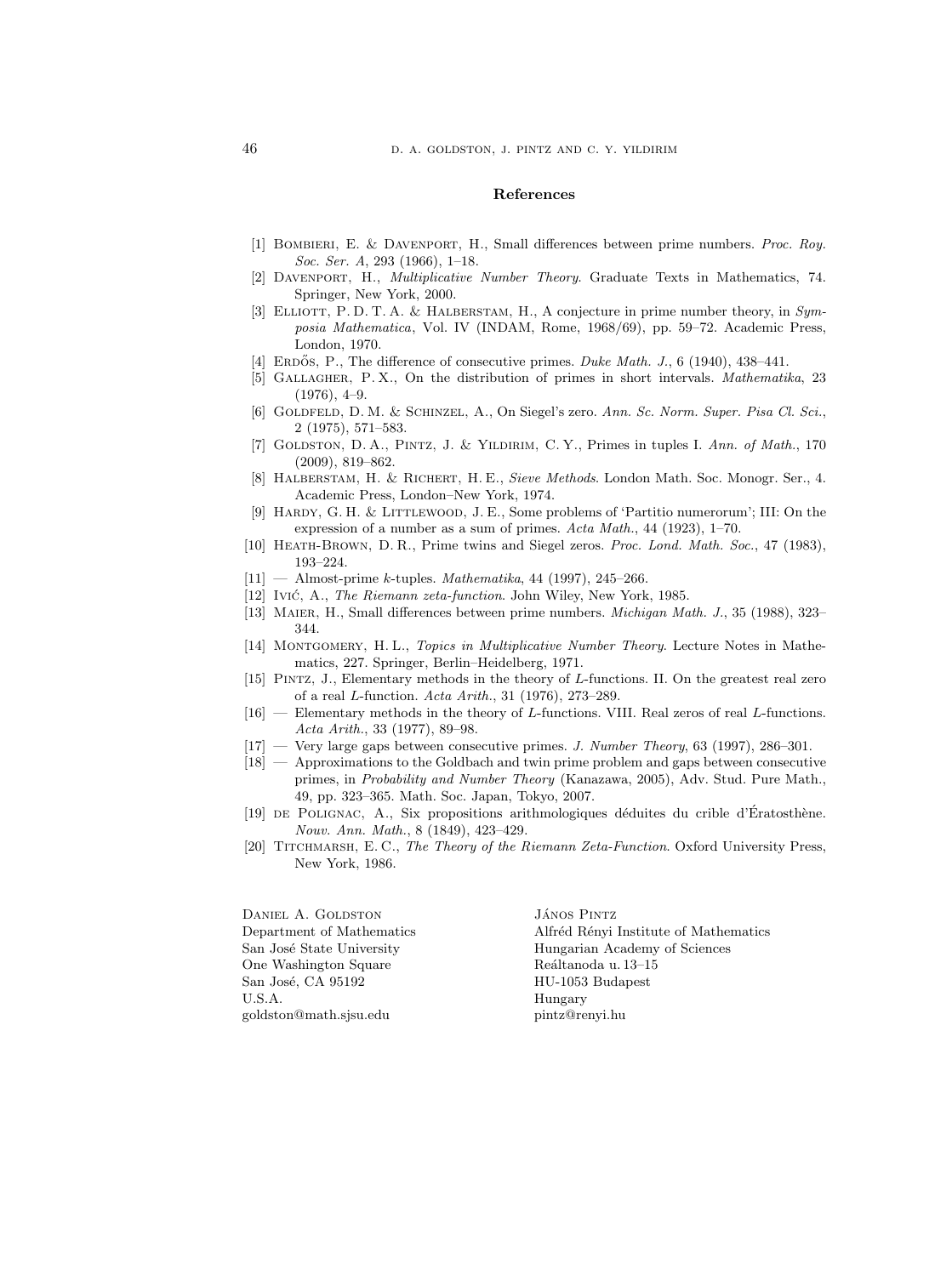## References

[1] Bombieri, E. & Davenport, H., Small differences between prime numbers. *Proc. Roy. Soc. Ser. A*, 293 (1966), 1–18.

[2] Davenport, H., *Multiplicative Number Theory*. Graduate Texts in Mathematics, 74. Springer, New York, 2000.

[3] Elliott, P. D. T. A. & Halberstam, H., A conjecture in prime number theory, in *Symposia Mathematica*, Vol. IV (INDAM, Rome, 1968/69), pp. 59–72. Academic Press, London, 1970.

[4] Erdős, P., The difference of consecutive primes. *Duke Math. J.*, 6 (1940), 438–441.

[5] Gallagher, P. X., On the distribution of primes in short intervals. *Mathematika*, 23 (1976), 4–9.

[6] Goldfeld, D. M. & Schinzel, A., On Siegel's zero. *Ann. Sc. Norm. Super. Pisa Cl. Sci.*, 2 (1975), 571–583.

[7] Goldston, D. A., Pintz, J. & Yildirim, C. Y., Primes in tuples I. *Ann. of Math.*, 170 (2009), 819–862.

[8] Halberstam, H. & Richert, H. E., *Sieve Methods*. London Math. Soc. Monogr. Ser., 4. Academic Press, London–New York, 1974.

[9] Hardy, G. H. & Littlewood, J. E., Some problems of 'Partitio numerorum'; III: On the expression of a number as a sum of primes. *Acta Math.*, 44 (1923), 1–70.

[10] Heath-Brown, D. R., Prime twins and Siegel zeros. *Proc. Lond. Math. Soc.*, 47 (1983), 193–224.

[11] — Almost-prime $k$-tuples. *Mathematika*, 44 (1997), 245–266.

[12] Ivić, A., *The Riemann zeta-function*. John Wiley, New York, 1985.

[13] Maier, H., Small differences between prime numbers. *Michigan Math. J.*, 35 (1988), 323–344.

[14] Montgomery, H. L., *Topics in Multiplicative Number Theory*. Lecture Notes in Mathematics, 227. Springer, Berlin–Heidelberg, 1971.

[15] Pintz, J., Elementary methods in the theory of $L$-functions. II. On the greatest real zero of a real $L$-function. *Acta Arith.*, 31 (1976), 273–289.

[16] — Elementary methods in the theory of $L$-functions. VIII. Real zeros of real $L$-functions. *Acta Arith.*, 33 (1977), 89–98.

[17] — Very large gaps between consecutive primes. *J. Number Theory*, 63 (1997), 286–301.

[18] — Approximations to the Goldbach and twin prime problem and gaps between consecutive primes, in *Probability and Number Theory* (Kanazawa, 2005), Adv. Stud. Pure Math., 49, pp. 323–365. Math. Soc. Japan, Tokyo, 2007.

[19] de Polignac, A., Six propositions arithmologiques déduites du crible d'Ératosthène. *Nouv. Ann. Math.*, 8 (1849), 423–429.

[20] Titchmarsh, E. C., *The Theory of the Riemann Zeta-Function*. Oxford University Press, New York, 1986.

Daniel A. Goldston
Department of Mathematics
San José State University
One Washington Square
San José, CA 95192
U.S.A.
goldston@math.sjsu.edu

János Pintz
Alfréd Rényi Institute of Mathematics
Hungarian Academy of Sciences
Reáltanoda u. 13–15
HU-1053 Budapest
Hungary
pintz@renyi.hu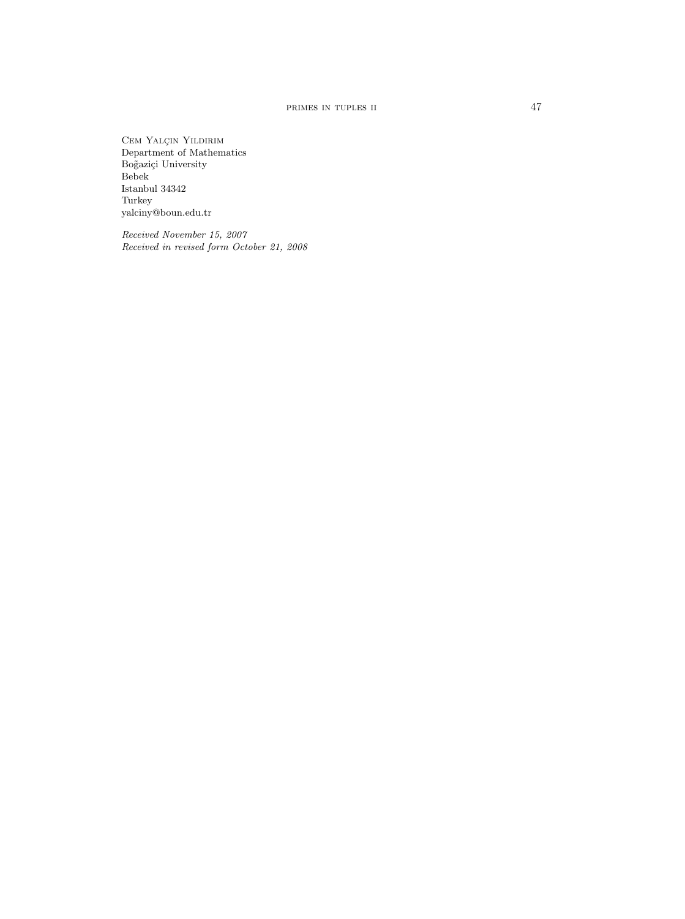Cem Yalçın Yıldırım
Department of Mathematics
Boğaziçi University
Bebek
Istanbul 34342
Turkey
yalciny@boun.edu.tr

*Received November 15, 2007*
*Received in revised form October 21, 2008*